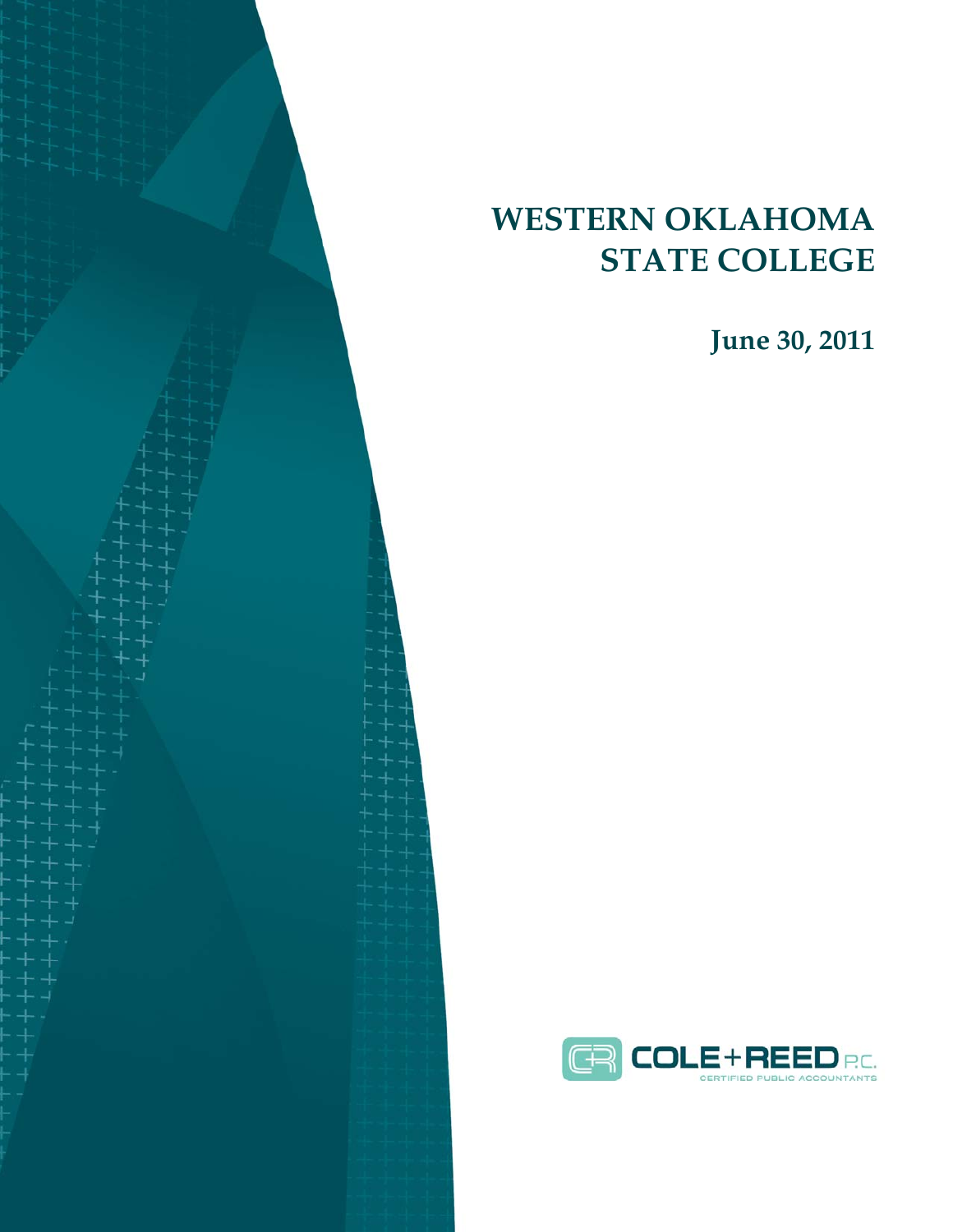# WESTERN OKLAHOMA STATE COLLEGE

**June 30, 2011**

COLE + REED P.C.
CERTIFIED PUBLIC ACCOUNTANTS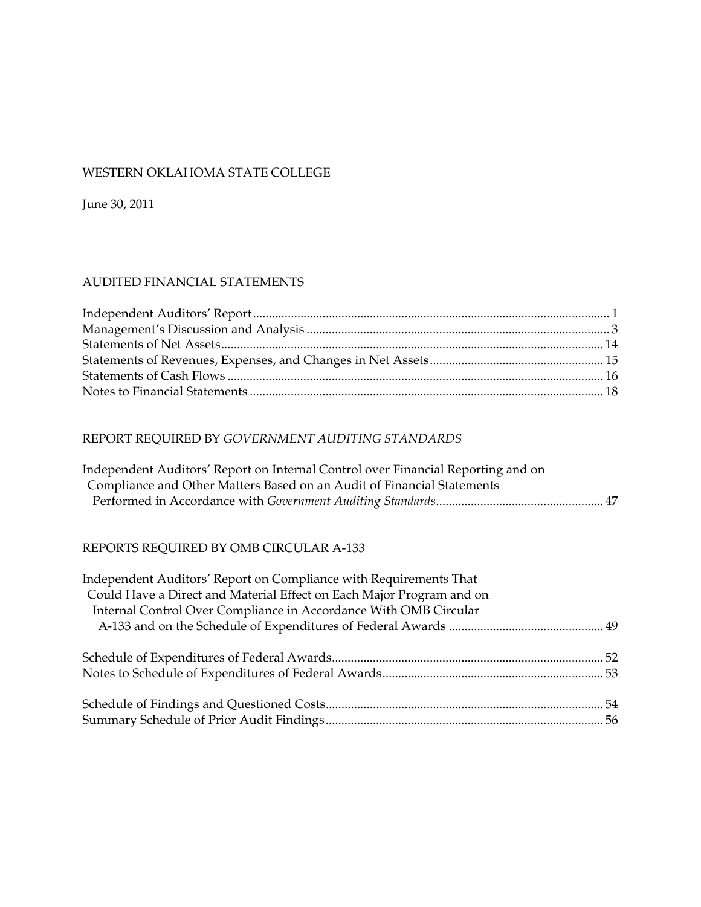WESTERN OKLAHOMA STATE COLLEGE

June 30, 2011

## AUDITED FINANCIAL STATEMENTS

| | |
|---|---|
| Independent Auditors' Report | 1 |
| Management's Discussion and Analysis | 3 |
| Statements of Net Assets | 14 |
| Statements of Revenues, Expenses, and Changes in Net Assets | 15 |
| Statements of Cash Flows | 16 |
| Notes to Financial Statements | 18 |

## REPORT REQUIRED BY *GOVERNMENT AUDITING STANDARDS*

| | |
|---|---|
| Independent Auditors' Report on Internal Control over Financial Reporting and on Compliance and Other Matters Based on an Audit of Financial Statements Performed in Accordance with *Government Auditing Standards* | 47 |

## REPORTS REQUIRED BY OMB CIRCULAR A-133

| | |
|---|---|
| Independent Auditors' Report on Compliance with Requirements That Could Have a Direct and Material Effect on Each Major Program and on Internal Control Over Compliance in Accordance With OMB Circular A-133 and on the Schedule of Expenditures of Federal Awards | 49 |
| Schedule of Expenditures of Federal Awards | 52 |
| Notes to Schedule of Expenditures of Federal Awards | 53 |
| Schedule of Findings and Questioned Costs | 54 |
| Summary Schedule of Prior Audit Findings | 56 |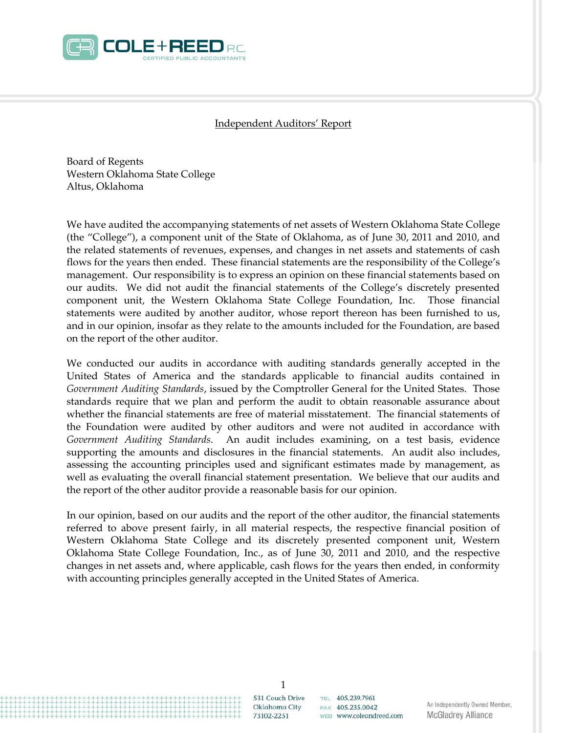## Independent Auditors' Report

Board of Regents
Western Oklahoma State College
Altus, Oklahoma

We have audited the accompanying statements of net assets of Western Oklahoma State College (the "College"), a component unit of the State of Oklahoma, as of June 30, 2011 and 2010, and the related statements of revenues, expenses, and changes in net assets and statements of cash flows for the years then ended. These financial statements are the responsibility of the College's management. Our responsibility is to express an opinion on these financial statements based on our audits. We did not audit the financial statements of the College's discretely presented component unit, the Western Oklahoma State College Foundation, Inc. Those financial statements were audited by another auditor, whose report thereon has been furnished to us, and in our opinion, insofar as they relate to the amounts included for the Foundation, are based on the report of the other auditor.

We conducted our audits in accordance with auditing standards generally accepted in the United States of America and the standards applicable to financial audits contained in *Government Auditing Standards*, issued by the Comptroller General for the United States. Those standards require that we plan and perform the audit to obtain reasonable assurance about whether the financial statements are free of material misstatement. The financial statements of the Foundation were audited by other auditors and were not audited in accordance with *Government Auditing Standards*. An audit includes examining, on a test basis, evidence supporting the amounts and disclosures in the financial statements. An audit also includes, assessing the accounting principles used and significant estimates made by management, as well as evaluating the overall financial statement presentation. We believe that our audits and the report of the other auditor provide a reasonable basis for our opinion.

In our opinion, based on our audits and the report of the other auditor, the financial statements referred to above present fairly, in all material respects, the respective financial position of Western Oklahoma State College and its discretely presented component unit, Western Oklahoma State College Foundation, Inc., as of June 30, 2011 and 2010, and the respective changes in net assets and, where applicable, cash flows for the years then ended, in conformity with accounting principles generally accepted in the United States of America.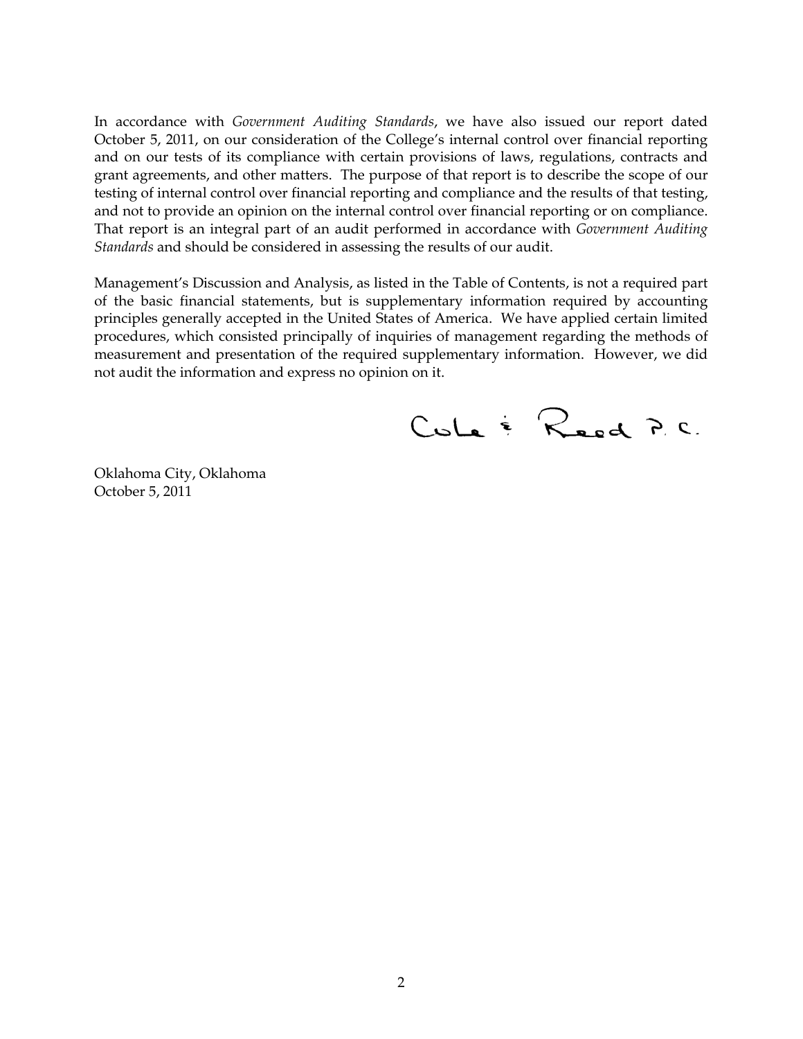In accordance with *Government Auditing Standards*, we have also issued our report dated October 5, 2011, on our consideration of the College's internal control over financial reporting and on our tests of its compliance with certain provisions of laws, regulations, contracts and grant agreements, and other matters. The purpose of that report is to describe the scope of our testing of internal control over financial reporting and compliance and the results of that testing, and not to provide an opinion on the internal control over financial reporting or on compliance. That report is an integral part of an audit performed in accordance with *Government Auditing Standards* and should be considered in assessing the results of our audit.

Management's Discussion and Analysis, as listed in the Table of Contents, is not a required part of the basic financial statements, but is supplementary information required by accounting principles generally accepted in the United States of America. We have applied certain limited procedures, which consisted principally of inquiries of management regarding the methods of measurement and presentation of the required supplementary information. However, we did not audit the information and express no opinion on it.

Cole & Reed P.C.

Oklahoma City, Oklahoma
October 5, 2011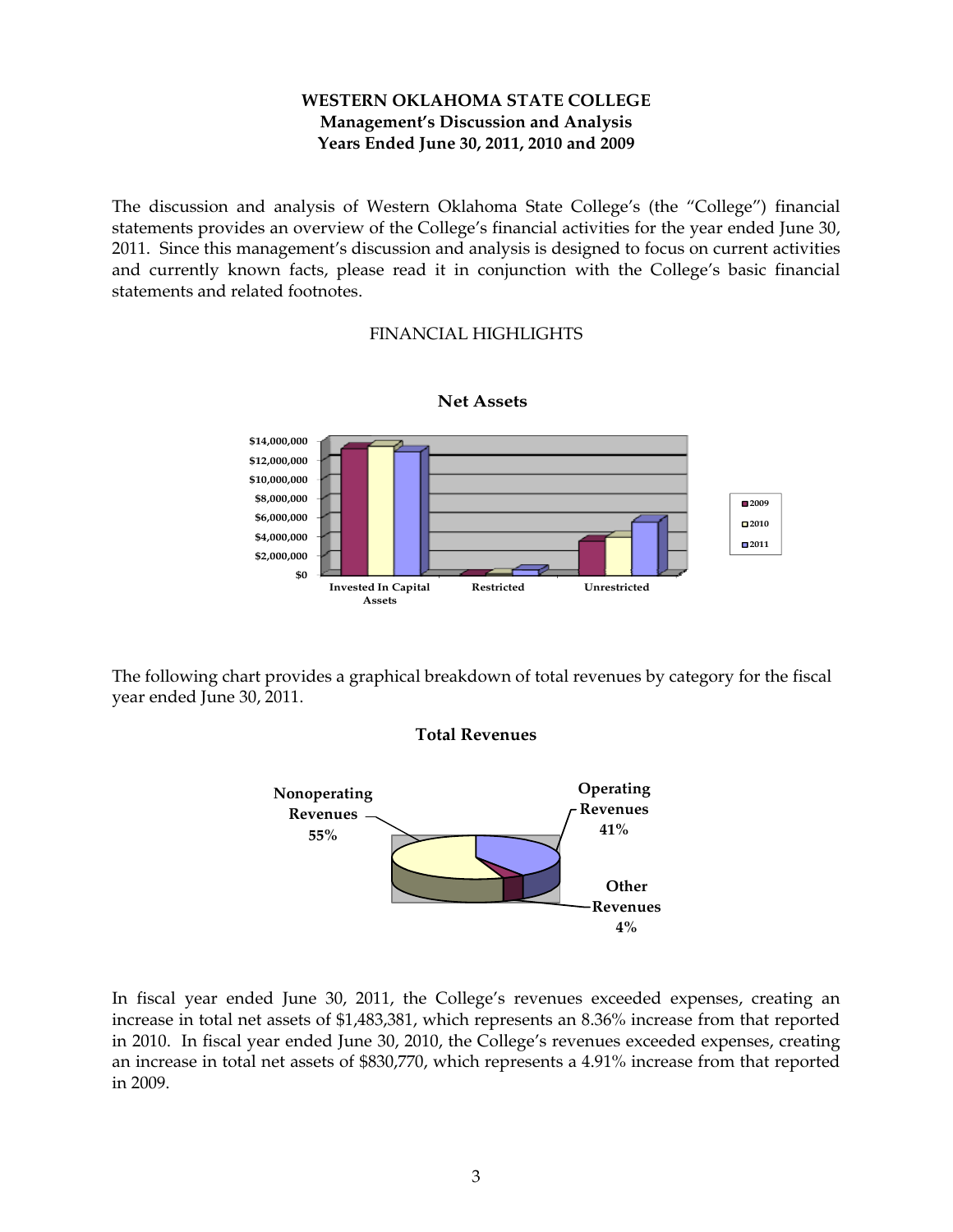# WESTERN OKLAHOMA STATE COLLEGE
## Management's Discussion and Analysis
## Years Ended June 30, 2011, 2010 and 2009

The discussion and analysis of Western Oklahoma State College's (the "College") financial statements provides an overview of the College's financial activities for the year ended June 30, 2011. Since this management's discussion and analysis is designed to focus on current activities and currently known facts, please read it in conjunction with the College's basic financial statements and related footnotes.

FINANCIAL HIGHLIGHTS

**Net Assets**

The following chart provides a graphical breakdown of total revenues by category for the fiscal year ended June 30, 2011.

**Total Revenues**

In fiscal year ended June 30, 2011, the College's revenues exceeded expenses, creating an increase in total net assets of $1,483,381, which represents an 8.36% increase from that reported in 2010. In fiscal year ended June 30, 2010, the College's revenues exceeded expenses, creating an increase in total net assets of $830,770, which represents a 4.91% increase from that reported in 2009.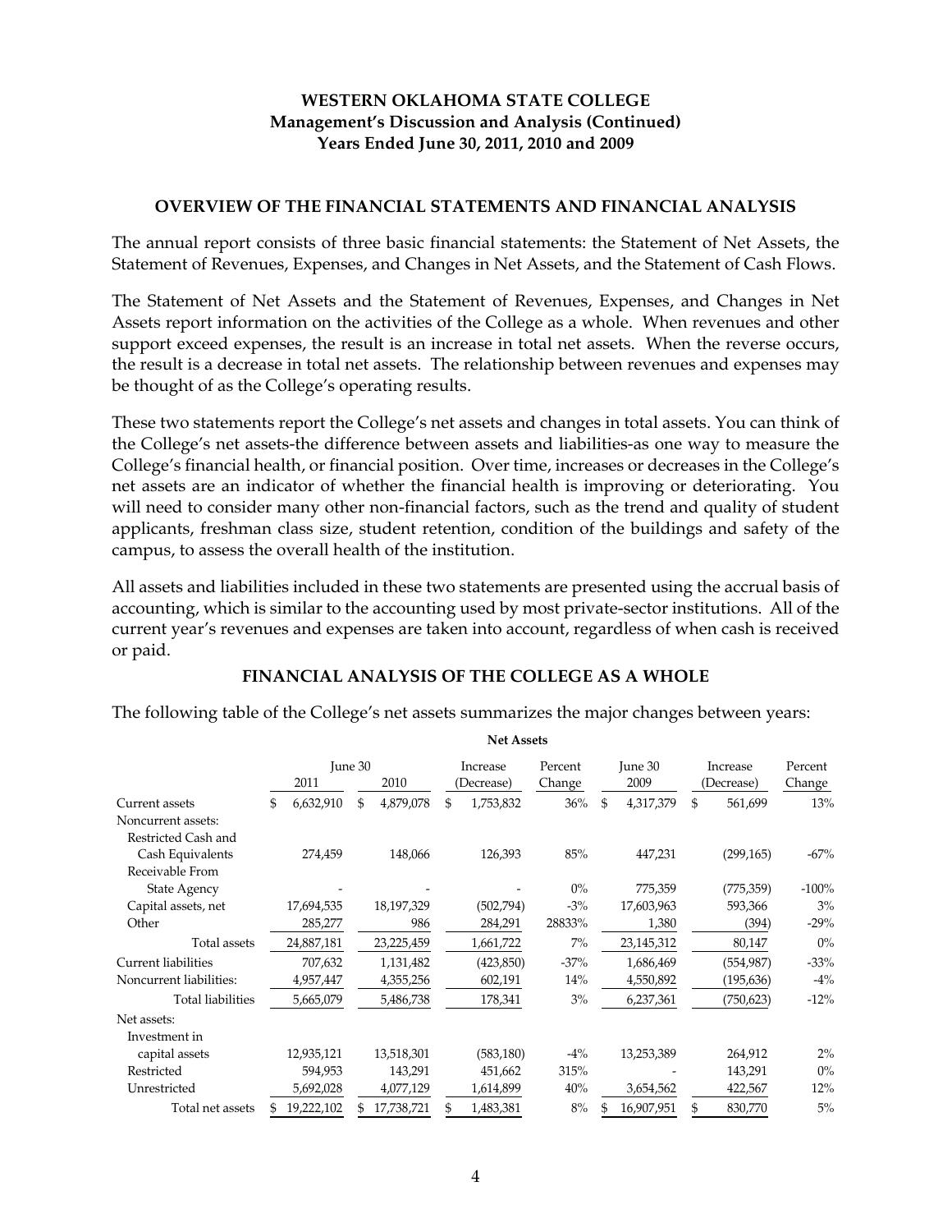**WESTERN OKLAHOMA STATE COLLEGE**
**Management's Discussion and Analysis (Continued)**
**Years Ended June 30, 2011, 2010 and 2009**

## OVERVIEW OF THE FINANCIAL STATEMENTS AND FINANCIAL ANALYSIS

The annual report consists of three basic financial statements: the Statement of Net Assets, the Statement of Revenues, Expenses, and Changes in Net Assets, and the Statement of Cash Flows.

The Statement of Net Assets and the Statement of Revenues, Expenses, and Changes in Net Assets report information on the activities of the College as a whole. When revenues and other support exceed expenses, the result is an increase in total net assets. When the reverse occurs, the result is a decrease in total net assets. The relationship between revenues and expenses may be thought of as the College's operating results.

These two statements report the College's net assets and changes in total assets. You can think of the College's net assets-the difference between assets and liabilities-as one way to measure the College's financial health, or financial position. Over time, increases or decreases in the College's net assets are an indicator of whether the financial health is improving or deteriorating. You will need to consider many other non-financial factors, such as the trend and quality of student applicants, freshman class size, student retention, condition of the buildings and safety of the campus, to assess the overall health of the institution.

All assets and liabilities included in these two statements are presented using the accrual basis of accounting, which is similar to the accounting used by most private-sector institutions. All of the current year's revenues and expenses are taken into account, regardless of when cash is received or paid.

## FINANCIAL ANALYSIS OF THE COLLEGE AS A WHOLE

The following table of the College's net assets summarizes the major changes between years:

**Net Assets**

| | June 30 2011 | June 30 2010 | Increase (Decrease) | Percent Change | June 30 2009 | Increase (Decrease) | Percent Change |
|---|---|---|---|---|---|---|---|
| Current assets | $ 6,632,910 | $ 4,879,078 | $ 1,753,832 | 36% | $ 4,317,379 | $ 561,699 | 13% |
| Noncurrent assets: | | | | | | | |
| Restricted Cash and Cash Equivalents | 274,459 | 148,066 | 126,393 | 85% | 447,231 | (299,165) | -67% |
| Receivable From State Agency | - | - | - | 0% | 775,359 | (775,359) | -100% |
| Capital assets, net | 17,694,535 | 18,197,329 | (502,794) | -3% | 17,603,963 | 593,366 | 3% |
| Other | 285,277 | 986 | 284,291 | 28833% | 1,380 | (394) | -29% |
| Total assets | 24,887,181 | 23,225,459 | 1,661,722 | 7% | 23,145,312 | 80,147 | 0% |
| Current liabilities | 707,632 | 1,131,482 | (423,850) | -37% | 1,686,469 | (554,987) | -33% |
| Noncurrent liabilities: | 4,957,447 | 4,355,256 | 602,191 | 14% | 4,550,892 | (195,636) | -4% |
| Total liabilities | 5,665,079 | 5,486,738 | 178,341 | 3% | 6,237,361 | (750,623) | -12% |
| Net assets: | | | | | | | |
| Investment in capital assets | 12,935,121 | 13,518,301 | (583,180) | -4% | 13,253,389 | 264,912 | 2% |
| Restricted | 594,953 | 143,291 | 451,662 | 315% | - | 143,291 | 0% |
| Unrestricted | 5,692,028 | 4,077,129 | 1,614,899 | 40% | 3,654,562 | 422,567 | 12% |
| Total net assets | $ 19,222,102 | $ 17,738,721 | $ 1,483,381 | 8% | $ 16,907,951 | $ 830,770 | 5% |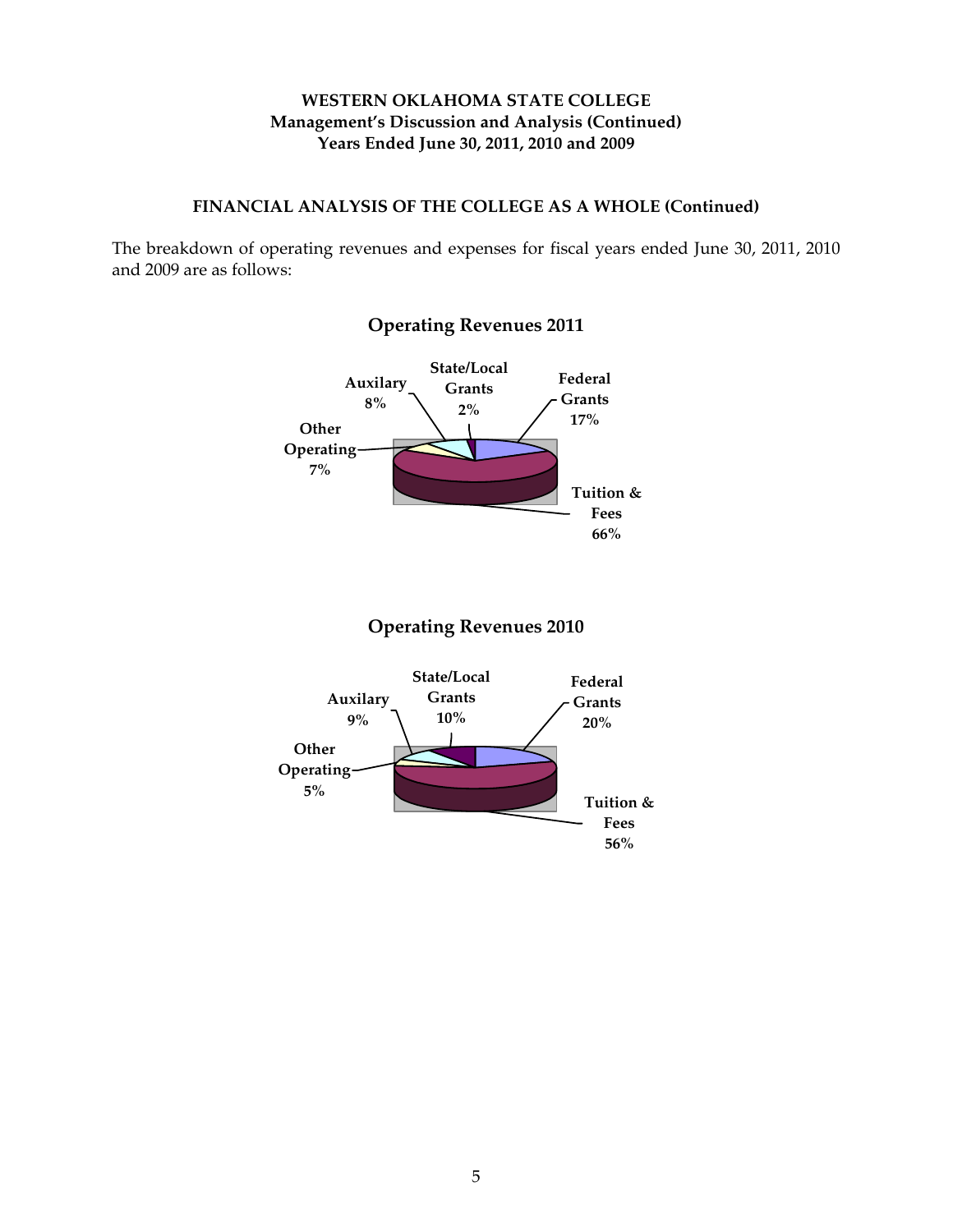## FINANCIAL ANALYSIS OF THE COLLEGE AS A WHOLE (Continued)

The breakdown of operating revenues and expenses for fiscal years ended June 30, 2011, 2010 and 2009 are as follows:

### Operating Revenues 2011

- Auxilary 8%
- State/Local Grants 2%
- Federal Grants 17%
- Other Operating 7%
- Tuition & Fees 66%

### Operating Revenues 2010

- State/Local Grants 10%
- Federal Grants 20%
- Auxilary 9%
- Other Operating 5%
- Tuition & Fees 56%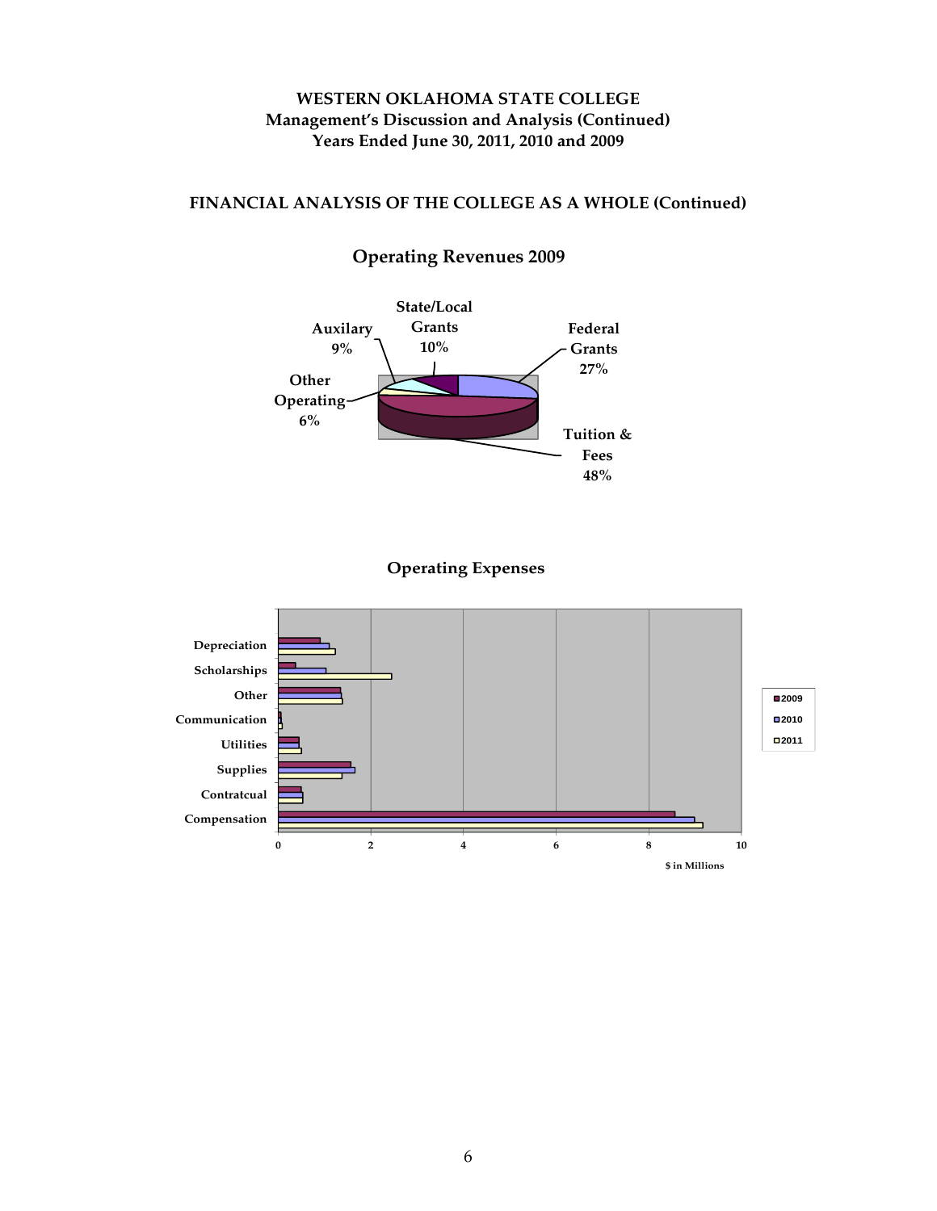# WESTERN OKLAHOMA STATE COLLEGE
## Management's Discussion and Analysis (Continued)
## Years Ended June 30, 2011, 2010 and 2009

### FINANCIAL ANALYSIS OF THE COLLEGE AS A WHOLE (Continued)

**Operating Revenues 2009**

Auxilary 9%
State/Local Grants 10%
Federal Grants 27%
Other Operating 6%
Tuition & Fees 48%

**Operating Expenses**

Depreciation
Scholarships
Other
Communication
Utilities
Supplies
Contratcual
Compensation

0 2 4 6 8 10

$ in Millions

2009
2010
2011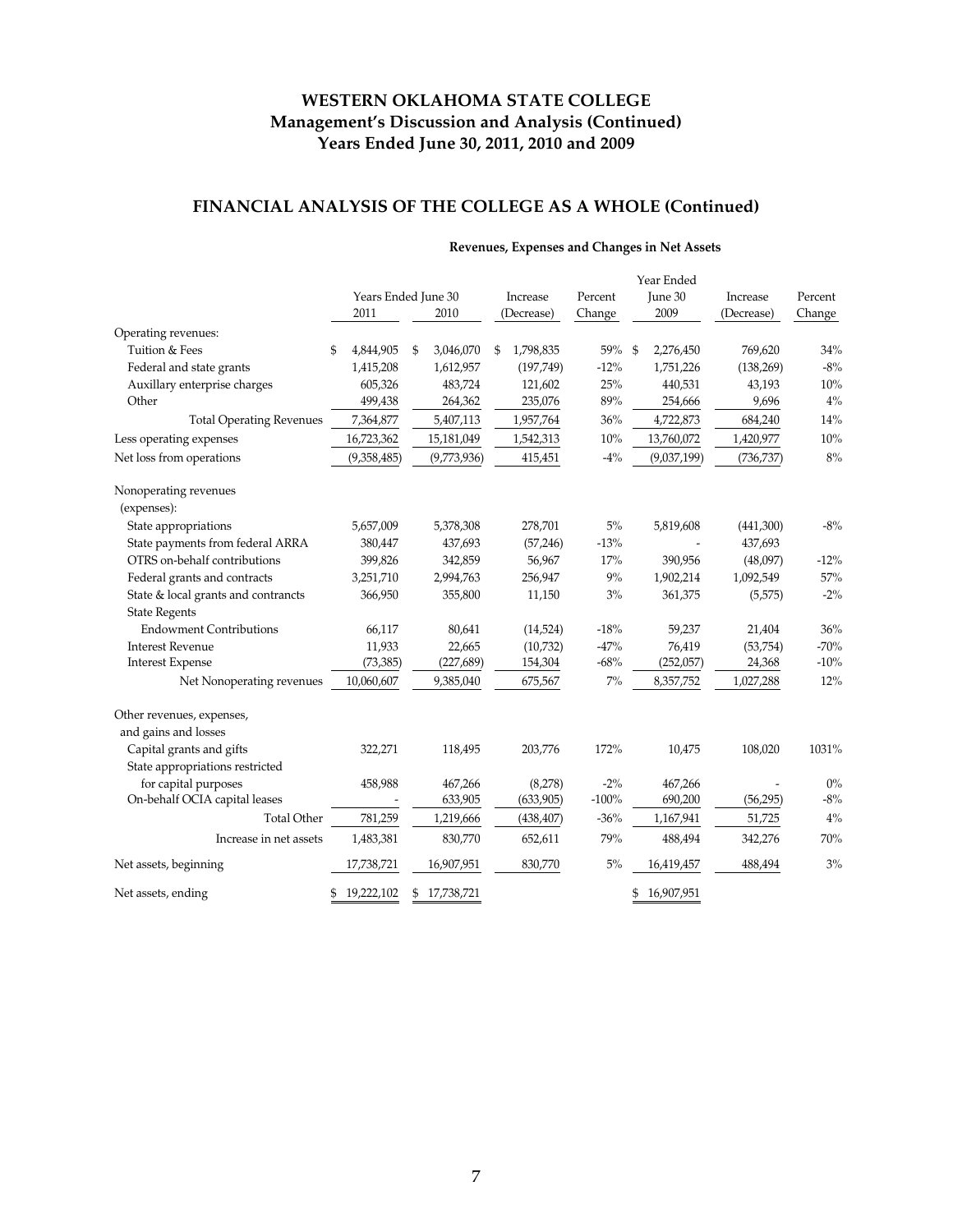# WESTERN OKLAHOMA STATE COLLEGE
## Management's Discussion and Analysis (Continued)
## Years Ended June 30, 2011, 2010 and 2009

## FINANCIAL ANALYSIS OF THE COLLEGE AS A WHOLE (Continued)

**Revenues, Expenses and Changes in Net Assets**

| | Years Ended June 30 2011 | 2010 | Increase (Decrease) | Percent Change | Year Ended June 30 2009 | Increase (Decrease) | Percent Change |
|---|---|---|---|---|---|---|---|
| Operating revenues: | | | | | | | |
| Tuition & Fees | $ 4,844,905 | $ 3,046,070 | $ 1,798,835 | 59% | $ 2,276,450 | 769,620 | 34% |
| Federal and state grants | 1,415,208 | 1,612,957 | (197,749) | -12% | 1,751,226 | (138,269) | -8% |
| Auxillary enterprise charges | 605,326 | 483,724 | 121,602 | 25% | 440,531 | 43,193 | 10% |
| Other | 499,438 | 264,362 | 235,076 | 89% | 254,666 | 9,696 | 4% |
| Total Operating Revenues | 7,364,877 | 5,407,113 | 1,957,764 | 36% | 4,722,873 | 684,240 | 14% |
| Less operating expenses | 16,723,362 | 15,181,049 | 1,542,313 | 10% | 13,760,072 | 1,420,977 | 10% |
| Net loss from operations | (9,358,485) | (9,773,936) | 415,451 | -4% | (9,037,199) | (736,737) | 8% |
| Nonoperating revenues (expenses): | | | | | | | |
| State appropriations | 5,657,009 | 5,378,308 | 278,701 | 5% | 5,819,608 | (441,300) | -8% |
| State payments from federal ARRA | 380,447 | 437,693 | (57,246) | -13% | - | 437,693 | |
| OTRS on-behalf contributions | 399,826 | 342,859 | 56,967 | 17% | 390,956 | (48,097) | -12% |
| Federal grants and contracts | 3,251,710 | 2,994,763 | 256,947 | 9% | 1,902,214 | 1,092,549 | 57% |
| State & local grants and contrancts | 366,950 | 355,800 | 11,150 | 3% | 361,375 | (5,575) | -2% |
| State Regents Endowment Contributions | 66,117 | 80,641 | (14,524) | -18% | 59,237 | 21,404 | 36% |
| Interest Revenue | 11,933 | 22,665 | (10,732) | -47% | 76,419 | (53,754) | -70% |
| Interest Expense | (73,385) | (227,689) | 154,304 | -68% | (252,057) | 24,368 | -10% |
| Net Nonoperating revenues | 10,060,607 | 9,385,040 | 675,567 | 7% | 8,357,752 | 1,027,288 | 12% |
| Other revenues, expenses, and gains and losses | | | | | | | |
| Capital grants and gifts | 322,271 | 118,495 | 203,776 | 172% | 10,475 | 108,020 | 1031% |
| State appropriations restricted for capital purposes | 458,988 | 467,266 | (8,278) | -2% | 467,266 | - | 0% |
| On-behalf OCIA capital leases | - | 633,905 | (633,905) | -100% | 690,200 | (56,295) | -8% |
| Total Other | 781,259 | 1,219,666 | (438,407) | -36% | 1,167,941 | 51,725 | 4% |
| Increase in net assets | 1,483,381 | 830,770 | 652,611 | 79% | 488,494 | 342,276 | 70% |
| Net assets, beginning | 17,738,721 | 16,907,951 | 830,770 | 5% | 16,419,457 | 488,494 | 3% |
| Net assets, ending | $ 19,222,102 | $ 17,738,721 | | | $ 16,907,951 | | |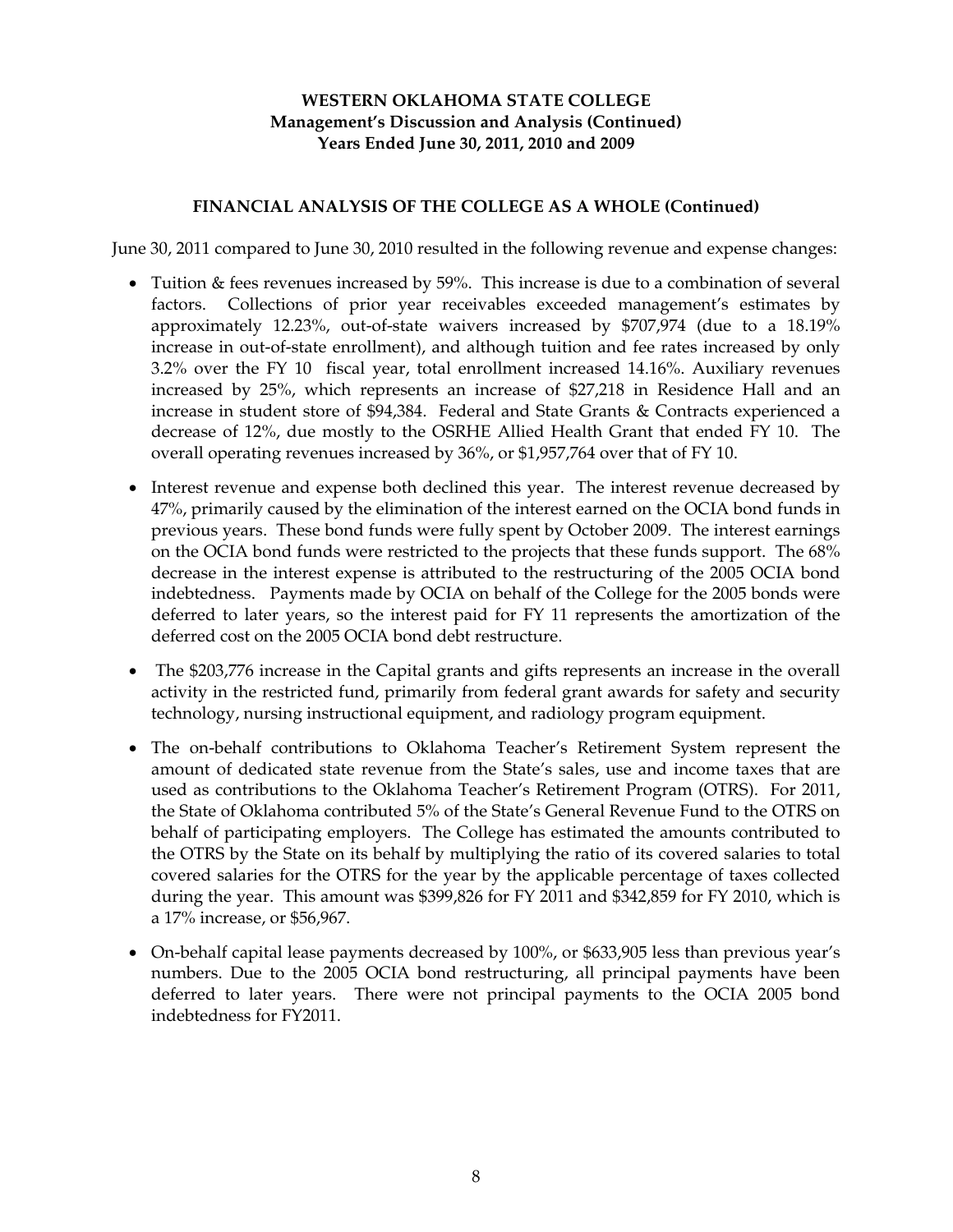# WESTERN OKLAHOMA STATE COLLEGE
## Management's Discussion and Analysis (Continued)
### Years Ended June 30, 2011, 2010 and 2009

### FINANCIAL ANALYSIS OF THE COLLEGE AS A WHOLE (Continued)

June 30, 2011 compared to June 30, 2010 resulted in the following revenue and expense changes:

- Tuition & fees revenues increased by 59%. This increase is due to a combination of several factors. Collections of prior year receivables exceeded management's estimates by approximately 12.23%, out-of-state waivers increased by $707,974 (due to a 18.19% increase in out-of-state enrollment), and although tuition and fee rates increased by only 3.2% over the FY 10 fiscal year, total enrollment increased 14.16%. Auxiliary revenues increased by 25%, which represents an increase of $27,218 in Residence Hall and an increase in student store of $94,384. Federal and State Grants & Contracts experienced a decrease of 12%, due mostly to the OSRHE Allied Health Grant that ended FY 10. The overall operating revenues increased by 36%, or $1,957,764 over that of FY 10.

- Interest revenue and expense both declined this year. The interest revenue decreased by 47%, primarily caused by the elimination of the interest earned on the OCIA bond funds in previous years. These bond funds were fully spent by October 2009. The interest earnings on the OCIA bond funds were restricted to the projects that these funds support. The 68% decrease in the interest expense is attributed to the restructuring of the 2005 OCIA bond indebtedness. Payments made by OCIA on behalf of the College for the 2005 bonds were deferred to later years, so the interest paid for FY 11 represents the amortization of the deferred cost on the 2005 OCIA bond debt restructure.

- The $203,776 increase in the Capital grants and gifts represents an increase in the overall activity in the restricted fund, primarily from federal grant awards for safety and security technology, nursing instructional equipment, and radiology program equipment.

- The on-behalf contributions to Oklahoma Teacher's Retirement System represent the amount of dedicated state revenue from the State's sales, use and income taxes that are used as contributions to the Oklahoma Teacher's Retirement Program (OTRS). For 2011, the State of Oklahoma contributed 5% of the State's General Revenue Fund to the OTRS on behalf of participating employers. The College has estimated the amounts contributed to the OTRS by the State on its behalf by multiplying the ratio of its covered salaries to total covered salaries for the OTRS for the year by the applicable percentage of taxes collected during the year. This amount was $399,826 for FY 2011 and $342,859 for FY 2010, which is a 17% increase, or $56,967.

- On-behalf capital lease payments decreased by 100%, or $633,905 less than previous year's numbers. Due to the 2005 OCIA bond restructuring, all principal payments have been deferred to later years. There were not principal payments to the OCIA 2005 bond indebtedness for FY2011.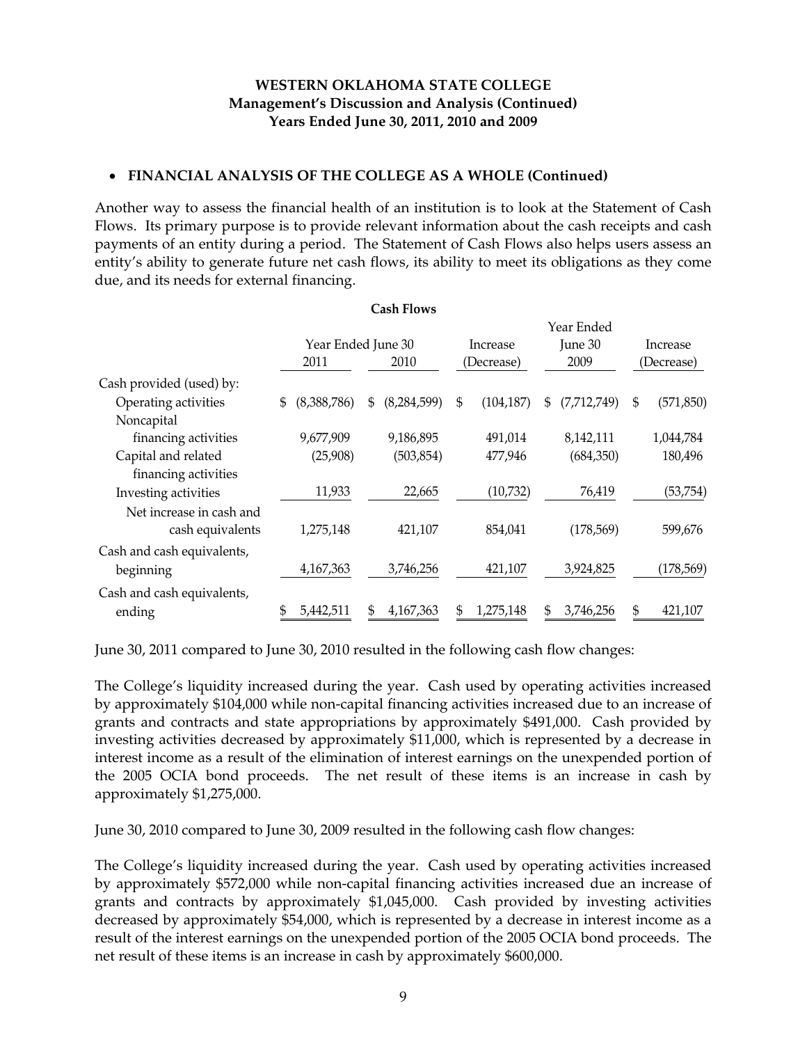### WESTERN OKLAHOMA STATE COLLEGE
### Management's Discussion and Analysis (Continued)
### Years Ended June 30, 2011, 2010 and 2009

- **FINANCIAL ANALYSIS OF THE COLLEGE AS A WHOLE (Continued)**

Another way to assess the financial health of an institution is to look at the Statement of Cash Flows. Its primary purpose is to provide relevant information about the cash receipts and cash payments of an entity during a period. The Statement of Cash Flows also helps users assess an entity's ability to generate future net cash flows, its ability to meet its obligations as they come due, and its needs for external financing.

**Cash Flows**

| | Year Ended June 30 | | Increase | Year Ended June 30 | Increase |
|---|---|---|---|---|---|
| | 2011 | 2010 | (Decrease) | 2009 | (Decrease) |
| Cash provided (used) by: | | | | | |
| Operating activities | $ (8,388,786) | $ (8,284,599) | $ (104,187) | $ (7,712,749) | $ (571,850) |
| Noncapital financing activities | 9,677,909 | 9,186,895 | 491,014 | 8,142,111 | 1,044,784 |
| Capital and related financing activities | (25,908) | (503,854) | 477,946 | (684,350) | 180,496 |
| Investing activities | 11,933 | 22,665 | (10,732) | 76,419 | (53,754) |
| Net increase in cash and cash equivalents | 1,275,148 | 421,107 | 854,041 | (178,569) | 599,676 |
| Cash and cash equivalents, beginning | 4,167,363 | 3,746,256 | 421,107 | 3,924,825 | (178,569) |
| Cash and cash equivalents, ending | $ 5,442,511 | $ 4,167,363 | $ 1,275,148 | $ 3,746,256 | $ 421,107 |

June 30, 2011 compared to June 30, 2010 resulted in the following cash flow changes:

The College's liquidity increased during the year. Cash used by operating activities increased by approximately $104,000 while non-capital financing activities increased due to an increase of grants and contracts and state appropriations by approximately $491,000. Cash provided by investing activities decreased by approximately $11,000, which is represented by a decrease in interest income as a result of the elimination of interest earnings on the unexpended portion of the 2005 OCIA bond proceeds. The net result of these items is an increase in cash by approximately $1,275,000.

June 30, 2010 compared to June 30, 2009 resulted in the following cash flow changes:

The College's liquidity increased during the year. Cash used by operating activities increased by approximately $572,000 while non-capital financing activities increased due an increase of grants and contracts by approximately $1,045,000. Cash provided by investing activities decreased by approximately $54,000, which is represented by a decrease in interest income as a result of the interest earnings on the unexpended portion of the 2005 OCIA bond proceeds. The net result of these items is an increase in cash by approximately $600,000.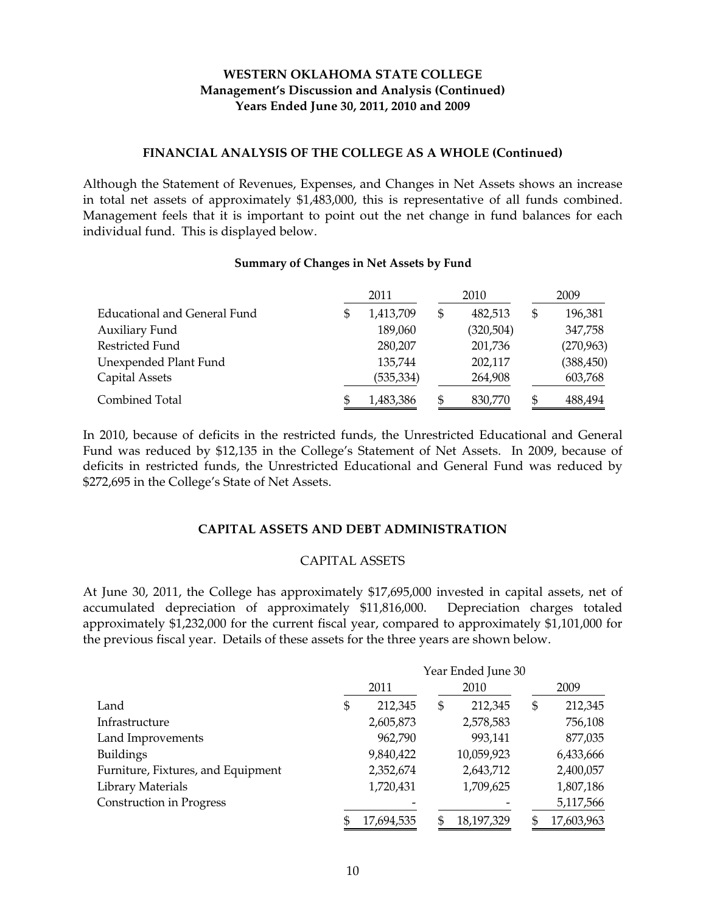### WESTERN OKLAHOMA STATE COLLEGE
### Management's Discussion and Analysis (Continued)
### Years Ended June 30, 2011, 2010 and 2009

#### FINANCIAL ANALYSIS OF THE COLLEGE AS A WHOLE (Continued)

Although the Statement of Revenues, Expenses, and Changes in Net Assets shows an increase in total net assets of approximately $1,483,000, this is representative of all funds combined. Management feels that it is important to point out the net change in fund balances for each individual fund. This is displayed below.

**Summary of Changes in Net Assets by Fund**

| | 2011 | 2010 | 2009 |
|---|---|---|---|
| Educational and General Fund | $ 1,413,709 | $ 482,513 | $ 196,381 |
| Auxiliary Fund | 189,060 | (320,504) | 347,758 |
| Restricted Fund | 280,207 | 201,736 | (270,963) |
| Unexpended Plant Fund | 135,744 | 202,117 | (388,450) |
| Capital Assets | (535,334) | 264,908 | 603,768 |
| Combined Total | $ 1,483,386 | $ 830,770 | $ 488,494 |

In 2010, because of deficits in the restricted funds, the Unrestricted Educational and General Fund was reduced by $12,135 in the College's Statement of Net Assets. In 2009, because of deficits in restricted funds, the Unrestricted Educational and General Fund was reduced by $272,695 in the College's State of Net Assets.

#### CAPITAL ASSETS AND DEBT ADMINISTRATION

CAPITAL ASSETS

At June 30, 2011, the College has approximately $17,695,000 invested in capital assets, net of accumulated depreciation of approximately $11,816,000. Depreciation charges totaled approximately $1,232,000 for the current fiscal year, compared to approximately $1,101,000 for the previous fiscal year. Details of these assets for the three years are shown below.

| | Year Ended June 30 | | |
|---|---|---|---|
| | 2011 | 2010 | 2009 |
| Land | $ 212,345 | $ 212,345 | $ 212,345 |
| Infrastructure | 2,605,873 | 2,578,583 | 756,108 |
| Land Improvements | 962,790 | 993,141 | 877,035 |
| Buildings | 9,840,422 | 10,059,923 | 6,433,666 |
| Furniture, Fixtures, and Equipment | 2,352,674 | 2,643,712 | 2,400,057 |
| Library Materials | 1,720,431 | 1,709,625 | 1,807,186 |
| Construction in Progress | - | - | 5,117,566 |
| | $ 17,694,535 | $ 18,197,329 | $ 17,603,963 |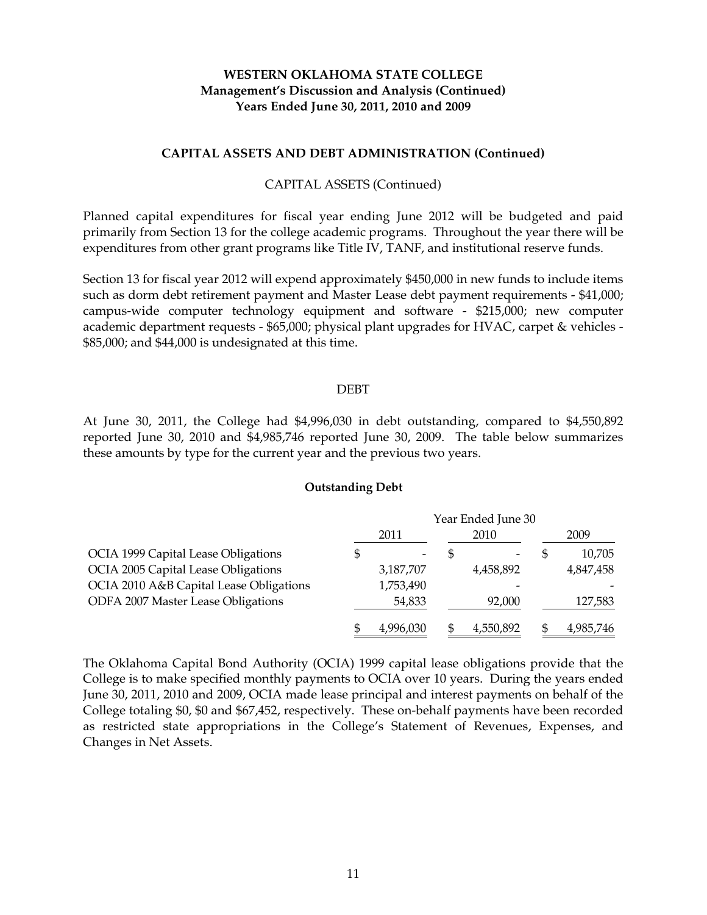**WESTERN OKLAHOMA STATE COLLEGE**
**Management's Discussion and Analysis (Continued)**
**Years Ended June 30, 2011, 2010 and 2009**

## CAPITAL ASSETS AND DEBT ADMINISTRATION (Continued)

### CAPITAL ASSETS (Continued)

Planned capital expenditures for fiscal year ending June 2012 will be budgeted and paid primarily from Section 13 for the college academic programs. Throughout the year there will be expenditures from other grant programs like Title IV, TANF, and institutional reserve funds.

Section 13 for fiscal year 2012 will expend approximately $450,000 in new funds to include items such as dorm debt retirement payment and Master Lease debt payment requirements - $41,000; campus-wide computer technology equipment and software - $215,000; new computer academic department requests - $65,000; physical plant upgrades for HVAC, carpet & vehicles - $85,000; and $44,000 is undesignated at this time.

### DEBT

At June 30, 2011, the College had $4,996,030 in debt outstanding, compared to $4,550,892 reported June 30, 2010 and $4,985,746 reported June 30, 2009. The table below summarizes these amounts by type for the current year and the previous two years.

**Outstanding Debt**

| | Year Ended June 30 | | |
|---|---|---|---|
| | 2011 | 2010 | 2009 |
| OCIA 1999 Capital Lease Obligations | $ - | $ - | $ 10,705 |
| OCIA 2005 Capital Lease Obligations | 3,187,707 | 4,458,892 | 4,847,458 |
| OCIA 2010 A&B Capital Lease Obligations | 1,753,490 | - | - |
| ODFA 2007 Master Lease Obligations | 54,833 | 92,000 | 127,583 |
| | $ 4,996,030 | $ 4,550,892 | $ 4,985,746 |

The Oklahoma Capital Bond Authority (OCIA) 1999 capital lease obligations provide that the College is to make specified monthly payments to OCIA over 10 years. During the years ended June 30, 2011, 2010 and 2009, OCIA made lease principal and interest payments on behalf of the College totaling $0, $0 and $67,452, respectively. These on-behalf payments have been recorded as restricted state appropriations in the College's Statement of Revenues, Expenses, and Changes in Net Assets.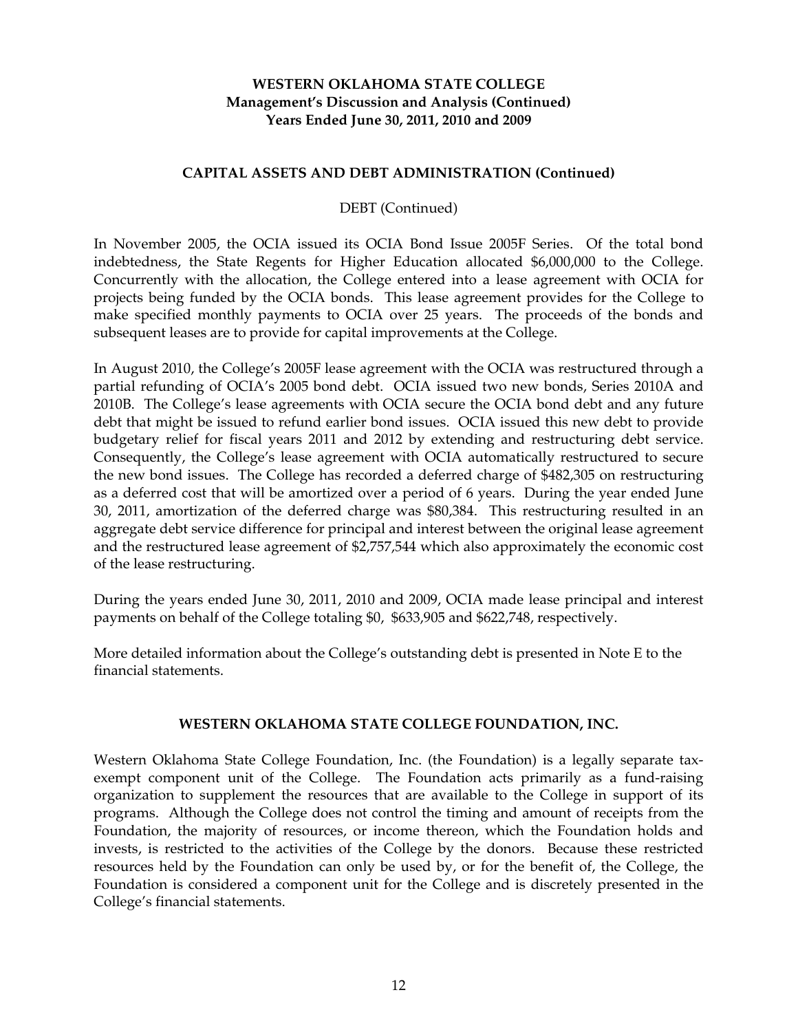**WESTERN OKLAHOMA STATE COLLEGE**
**Management's Discussion and Analysis (Continued)**
**Years Ended June 30, 2011, 2010 and 2009**

## CAPITAL ASSETS AND DEBT ADMINISTRATION (Continued)

DEBT (Continued)

In November 2005, the OCIA issued its OCIA Bond Issue 2005F Series. Of the total bond indebtedness, the State Regents for Higher Education allocated $6,000,000 to the College. Concurrently with the allocation, the College entered into a lease agreement with OCIA for projects being funded by the OCIA bonds. This lease agreement provides for the College to make specified monthly payments to OCIA over 25 years. The proceeds of the bonds and subsequent leases are to provide for capital improvements at the College.

In August 2010, the College's 2005F lease agreement with the OCIA was restructured through a partial refunding of OCIA's 2005 bond debt. OCIA issued two new bonds, Series 2010A and 2010B. The College's lease agreements with OCIA secure the OCIA bond debt and any future debt that might be issued to refund earlier bond issues. OCIA issued this new debt to provide budgetary relief for fiscal years 2011 and 2012 by extending and restructuring debt service. Consequently, the College's lease agreement with OCIA automatically restructured to secure the new bond issues. The College has recorded a deferred charge of $482,305 on restructuring as a deferred cost that will be amortized over a period of 6 years. During the year ended June 30, 2011, amortization of the deferred charge was $80,384. This restructuring resulted in an aggregate debt service difference for principal and interest between the original lease agreement and the restructured lease agreement of $2,757,544 which also approximately the economic cost of the lease restructuring.

During the years ended June 30, 2011, 2010 and 2009, OCIA made lease principal and interest payments on behalf of the College totaling $0, $633,905 and $622,748, respectively.

More detailed information about the College's outstanding debt is presented in Note E to the financial statements.

## WESTERN OKLAHOMA STATE COLLEGE FOUNDATION, INC.

Western Oklahoma State College Foundation, Inc. (the Foundation) is a legally separate tax-exempt component unit of the College. The Foundation acts primarily as a fund-raising organization to supplement the resources that are available to the College in support of its programs. Although the College does not control the timing and amount of receipts from the Foundation, the majority of resources, or income thereon, which the Foundation holds and invests, is restricted to the activities of the College by the donors. Because these restricted resources held by the Foundation can only be used by, or for the benefit of, the College, the Foundation is considered a component unit for the College and is discretely presented in the College's financial statements.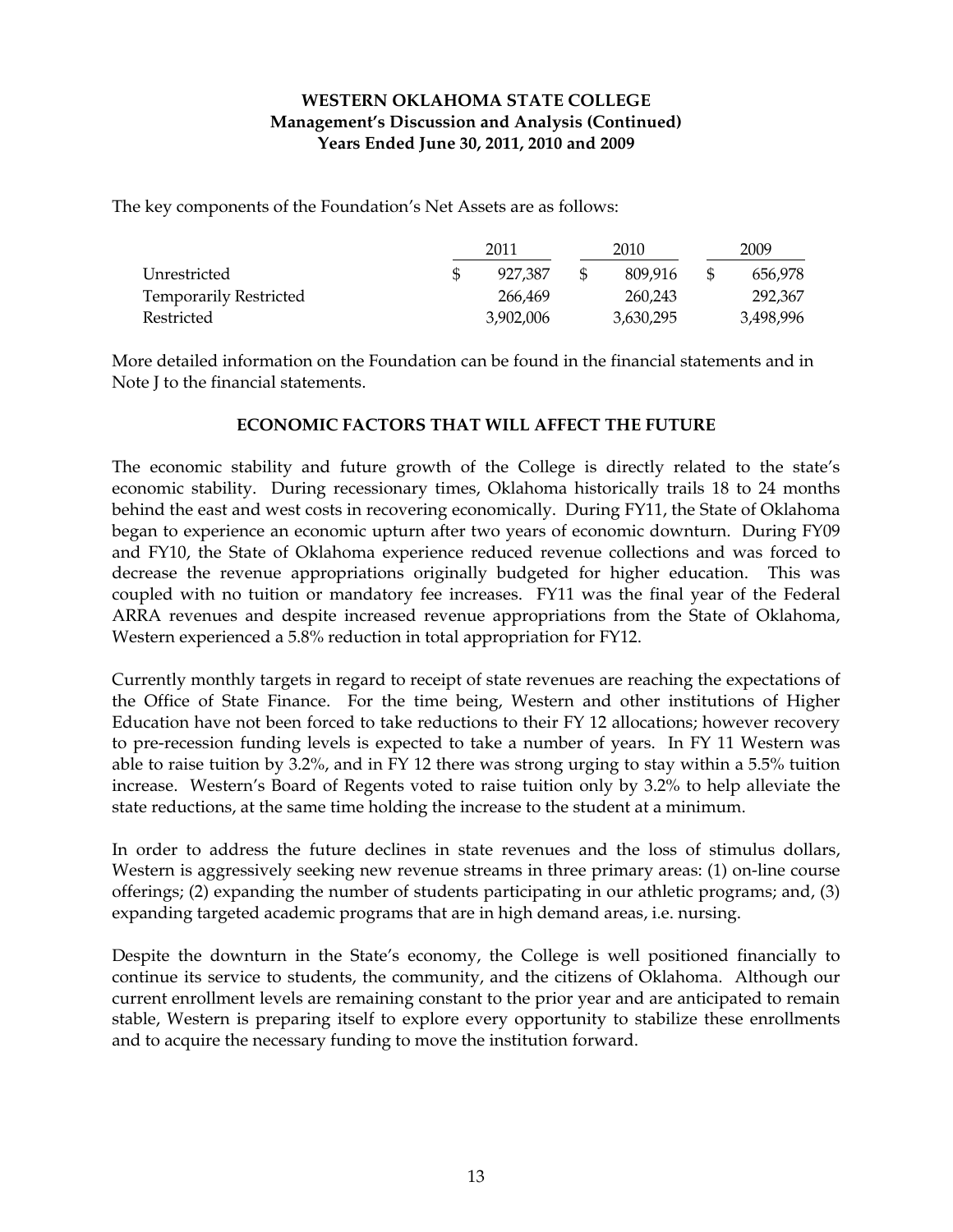The key components of the Foundation's Net Assets are as follows:

| | 2011 | 2010 | 2009 |
|---|---|---|---|
| Unrestricted | $ 927,387 | $ 809,916 | $ 656,978 |
| Temporarily Restricted | 266,469 | 260,243 | 292,367 |
| Restricted | 3,902,006 | 3,630,295 | 3,498,996 |

More detailed information on the Foundation can be found in the financial statements and in Note J to the financial statements.

## ECONOMIC FACTORS THAT WILL AFFECT THE FUTURE

The economic stability and future growth of the College is directly related to the state's economic stability. During recessionary times, Oklahoma historically trails 18 to 24 months behind the east and west costs in recovering economically. During FY11, the State of Oklahoma began to experience an economic upturn after two years of economic downturn. During FY09 and FY10, the State of Oklahoma experience reduced revenue collections and was forced to decrease the revenue appropriations originally budgeted for higher education. This was coupled with no tuition or mandatory fee increases. FY11 was the final year of the Federal ARRA revenues and despite increased revenue appropriations from the State of Oklahoma, Western experienced a 5.8% reduction in total appropriation for FY12.

Currently monthly targets in regard to receipt of state revenues are reaching the expectations of the Office of State Finance. For the time being, Western and other institutions of Higher Education have not been forced to take reductions to their FY 12 allocations; however recovery to pre-recession funding levels is expected to take a number of years. In FY 11 Western was able to raise tuition by 3.2%, and in FY 12 there was strong urging to stay within a 5.5% tuition increase. Western's Board of Regents voted to raise tuition only by 3.2% to help alleviate the state reductions, at the same time holding the increase to the student at a minimum.

In order to address the future declines in state revenues and the loss of stimulus dollars, Western is aggressively seeking new revenue streams in three primary areas: (1) on-line course offerings; (2) expanding the number of students participating in our athletic programs; and, (3) expanding targeted academic programs that are in high demand areas, i.e. nursing.

Despite the downturn in the State's economy, the College is well positioned financially to continue its service to students, the community, and the citizens of Oklahoma. Although our current enrollment levels are remaining constant to the prior year and are anticipated to remain stable, Western is preparing itself to explore every opportunity to stabilize these enrollments and to acquire the necessary funding to move the institution forward.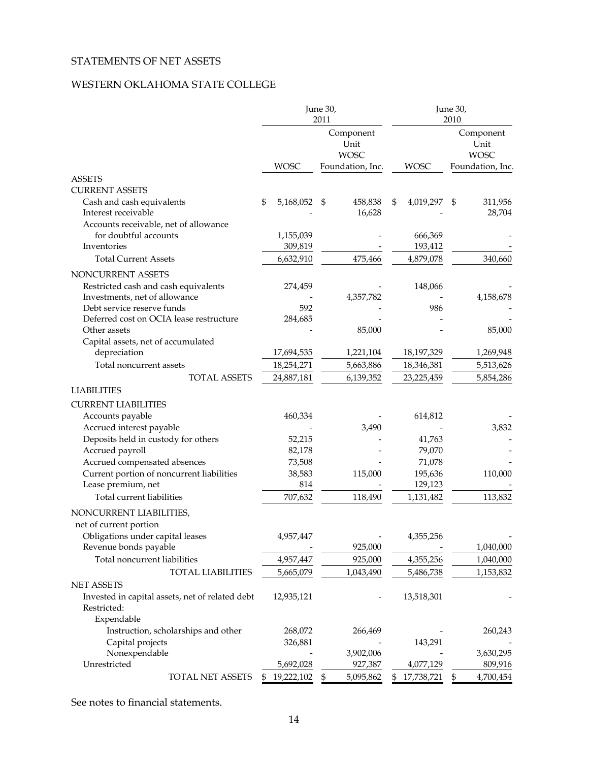# STATEMENTS OF NET ASSETS

## WESTERN OKLAHOMA STATE COLLEGE

| | June 30, 2011 | | June 30, 2010 | |
|---|---|---|---|---|
| | WOSC | Component Unit WOSC Foundation, Inc. | WOSC | Component Unit WOSC Foundation, Inc. |
| **ASSETS** | | | | |
| **CURRENT ASSETS** | | | | |
| Cash and cash equivalents | $ 5,168,052 | $ 458,838 | $ 4,019,297 | $ 311,956 |
| Interest receivable | - | 16,628 | - | 28,704 |
| Accounts receivable, net of allowance for doubtful accounts | 1,155,039 | - | 666,369 | - |
| Inventories | 309,819 | - | 193,412 | - |
| Total Current Assets | 6,632,910 | 475,466 | 4,879,078 | 340,660 |
| **NONCURRENT ASSETS** | | | | |
| Restricted cash and cash equivalents | 274,459 | - | 148,066 | - |
| Investments, net of allowance | - | 4,357,782 | - | 4,158,678 |
| Debt service reserve funds | 592 | - | 986 | - |
| Deferred cost on OCIA lease restructure | 284,685 | - | - | - |
| Other assets | - | 85,000 | - | 85,000 |
| Capital assets, net of accumulated depreciation | 17,694,535 | 1,221,104 | 18,197,329 | 1,269,948 |
| Total noncurrent assets | 18,254,271 | 5,663,886 | 18,346,381 | 5,513,626 |
| TOTAL ASSETS | 24,887,181 | 6,139,352 | 23,225,459 | 5,854,286 |
| **LIABILITIES** | | | | |
| **CURRENT LIABILITIES** | | | | |
| Accounts payable | 460,334 | - | 614,812 | - |
| Accrued interest payable | - | 3,490 | - | 3,832 |
| Deposits held in custody for others | 52,215 | - | 41,763 | - |
| Accrued payroll | 82,178 | - | 79,070 | - |
| Accrued compensated absences | 73,508 | - | 71,078 | - |
| Current portion of noncurrent liabilities | 38,583 | 115,000 | 195,636 | 110,000 |
| Lease premium, net | 814 | - | 129,123 | - |
| Total current liabilities | 707,632 | 118,490 | 1,131,482 | 113,832 |
| **NONCURRENT LIABILITIES, net of current portion** | | | | |
| Obligations under capital leases | 4,957,447 | - | 4,355,256 | - |
| Revenue bonds payable | - | 925,000 | - | 1,040,000 |
| Total noncurrent liabilities | 4,957,447 | 925,000 | 4,355,256 | 1,040,000 |
| TOTAL LIABILITIES | 5,665,079 | 1,043,490 | 5,486,738 | 1,153,832 |
| **NET ASSETS** | | | | |
| Invested in capital assets, net of related debt | 12,935,121 | - | 13,518,301 | - |
| Restricted: | | | | |
| Expendable | | | | |
| Instruction, scholarships and other | 268,072 | 266,469 | - | 260,243 |
| Capital projects | 326,881 | - | 143,291 | - |
| Nonexpendable | - | 3,902,006 | - | 3,630,295 |
| Unrestricted | 5,692,028 | 927,387 | 4,077,129 | 809,916 |
| TOTAL NET ASSETS | $ 19,222,102 | $ 5,095,862 | $ 17,738,721 | $ 4,700,454 |

See notes to financial statements.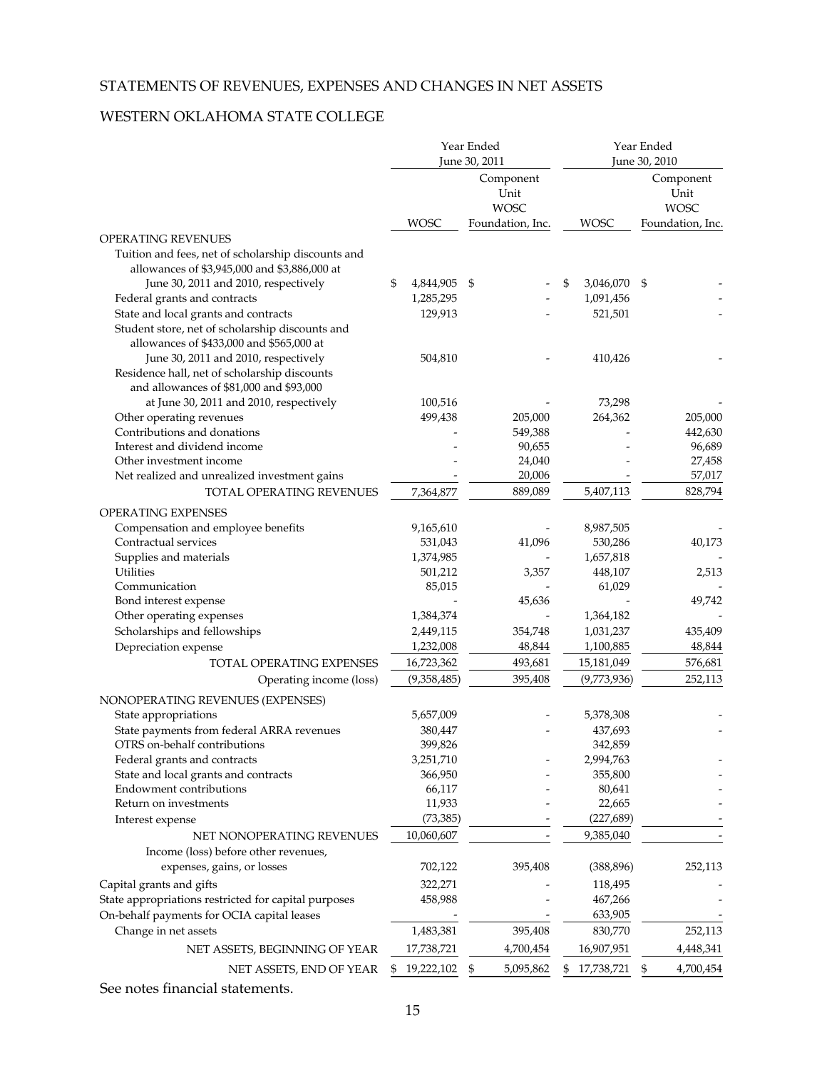# STATEMENTS OF REVENUES, EXPENSES AND CHANGES IN NET ASSETS

## WESTERN OKLAHOMA STATE COLLEGE

| | Year Ended June 30, 2011 | | Year Ended June 30, 2010 | |
|---|---|---|---|---|
| | WOSC | Component Unit WOSC Foundation, Inc. | WOSC | Component Unit WOSC Foundation, Inc. |
| OPERATING REVENUES | | | | |
| Tuition and fees, net of scholarship discounts and allowances of $3,945,000 and $3,886,000 at June 30, 2011 and 2010, respectively | $ 4,844,905 | $ - | $ 3,046,070 | $ - |
| Federal grants and contracts | 1,285,295 | - | 1,091,456 | - |
| State and local grants and contracts | 129,913 | - | 521,501 | - |
| Student store, net of scholarship discounts and allowances of $433,000 and $565,000 at June 30, 2011 and 2010, respectively | 504,810 | - | 410,426 | - |
| Residence hall, net of scholarship discounts and allowances of $81,000 and $93,000 at June 30, 2011 and 2010, respectively | 100,516 | - | 73,298 | - |
| Other operating revenues | 499,438 | 205,000 | 264,362 | 205,000 |
| Contributions and donations | - | 549,388 | - | 442,630 |
| Interest and dividend income | - | 90,655 | - | 96,689 |
| Other investment income | - | 24,040 | - | 27,458 |
| Net realized and unrealized investment gains | - | 20,006 | - | 57,017 |
| TOTAL OPERATING REVENUES | 7,364,877 | 889,089 | 5,407,113 | 828,794 |
| OPERATING EXPENSES | | | | |
| Compensation and employee benefits | 9,165,610 | - | 8,987,505 | - |
| Contractual services | 531,043 | 41,096 | 530,286 | 40,173 |
| Supplies and materials | 1,374,985 | - | 1,657,818 | - |
| Utilities | 501,212 | 3,357 | 448,107 | 2,513 |
| Communication | 85,015 | - | 61,029 | - |
| Bond interest expense | - | 45,636 | - | 49,742 |
| Other operating expenses | 1,384,374 | - | 1,364,182 | - |
| Scholarships and fellowships | 2,449,115 | 354,748 | 1,031,237 | 435,409 |
| Depreciation expense | 1,232,008 | 48,844 | 1,100,885 | 48,844 |
| TOTAL OPERATING EXPENSES | 16,723,362 | 493,681 | 15,181,049 | 576,681 |
| Operating income (loss) | (9,358,485) | 395,408 | (9,773,936) | 252,113 |
| NONOPERATING REVENUES (EXPENSES) | | | | |
| State appropriations | 5,657,009 | - | 5,378,308 | - |
| State payments from federal ARRA revenues | 380,447 | - | 437,693 | - |
| OTRS on-behalf contributions | 399,826 | | 342,859 | |
| Federal grants and contracts | 3,251,710 | - | 2,994,763 | - |
| State and local grants and contracts | 366,950 | - | 355,800 | - |
| Endowment contributions | 66,117 | - | 80,641 | - |
| Return on investments | 11,933 | - | 22,665 | - |
| Interest expense | (73,385) | - | (227,689) | - |
| NET NONOPERATING REVENUES | 10,060,607 | - | 9,385,040 | - |
| Income (loss) before other revenues, expenses, gains, or losses | 702,122 | 395,408 | (388,896) | 252,113 |
| Capital grants and gifts | 322,271 | - | 118,495 | - |
| State appropriations restricted for capital purposes | 458,988 | - | 467,266 | - |
| On-behalf payments for OCIA capital leases | - | - | 633,905 | - |
| Change in net assets | 1,483,381 | 395,408 | 830,770 | 252,113 |
| NET ASSETS, BEGINNING OF YEAR | 17,738,721 | 4,700,454 | 16,907,951 | 4,448,341 |
| NET ASSETS, END OF YEAR | $ 19,222,102 | $ 5,095,862 | $ 17,738,721 | $ 4,700,454 |

See notes financial statements.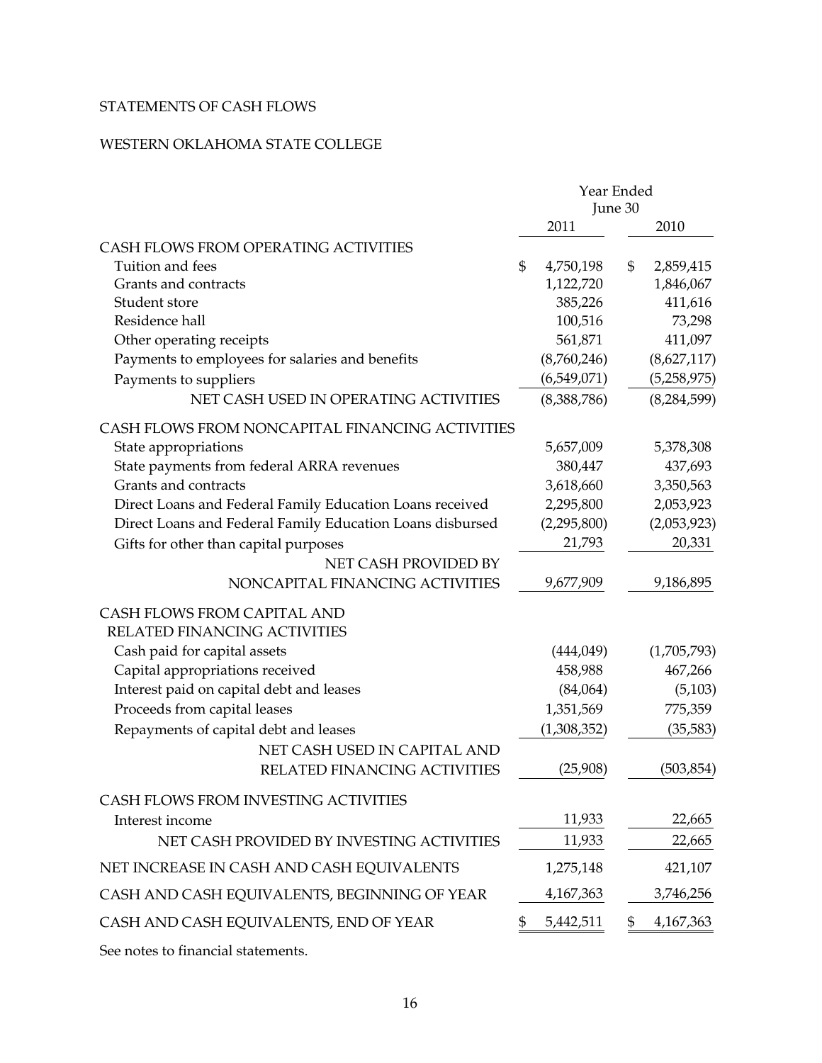STATEMENTS OF CASH FLOWS

WESTERN OKLAHOMA STATE COLLEGE

| | Year Ended June 30 | |
|---|---|---|
| | 2011 | 2010 |
| CASH FLOWS FROM OPERATING ACTIVITIES | | |
| Tuition and fees | $ 4,750,198 | $ 2,859,415 |
| Grants and contracts | 1,122,720 | 1,846,067 |
| Student store | 385,226 | 411,616 |
| Residence hall | 100,516 | 73,298 |
| Other operating receipts | 561,871 | 411,097 |
| Payments to employees for salaries and benefits | (8,760,246) | (8,627,117) |
| Payments to suppliers | (6,549,071) | (5,258,975) |
| NET CASH USED IN OPERATING ACTIVITIES | (8,388,786) | (8,284,599) |
| CASH FLOWS FROM NONCAPITAL FINANCING ACTIVITIES | | |
| State appropriations | 5,657,009 | 5,378,308 |
| State payments from federal ARRA revenues | 380,447 | 437,693 |
| Grants and contracts | 3,618,660 | 3,350,563 |
| Direct Loans and Federal Family Education Loans received | 2,295,800 | 2,053,923 |
| Direct Loans and Federal Family Education Loans disbursed | (2,295,800) | (2,053,923) |
| Gifts for other than capital purposes | 21,793 | 20,331 |
| NET CASH PROVIDED BY NONCAPITAL FINANCING ACTIVITIES | 9,677,909 | 9,186,895 |
| CASH FLOWS FROM CAPITAL AND RELATED FINANCING ACTIVITIES | | |
| Cash paid for capital assets | (444,049) | (1,705,793) |
| Capital appropriations received | 458,988 | 467,266 |
| Interest paid on capital debt and leases | (84,064) | (5,103) |
| Proceeds from capital leases | 1,351,569 | 775,359 |
| Repayments of capital debt and leases | (1,308,352) | (35,583) |
| NET CASH USED IN CAPITAL AND RELATED FINANCING ACTIVITIES | (25,908) | (503,854) |
| CASH FLOWS FROM INVESTING ACTIVITIES | | |
| Interest income | 11,933 | 22,665 |
| NET CASH PROVIDED BY INVESTING ACTIVITIES | 11,933 | 22,665 |
| NET INCREASE IN CASH AND CASH EQUIVALENTS | 1,275,148 | 421,107 |
| CASH AND CASH EQUIVALENTS, BEGINNING OF YEAR | 4,167,363 | 3,746,256 |
| CASH AND CASH EQUIVALENTS, END OF YEAR | $ 5,442,511 | $ 4,167,363 |

See notes to financial statements.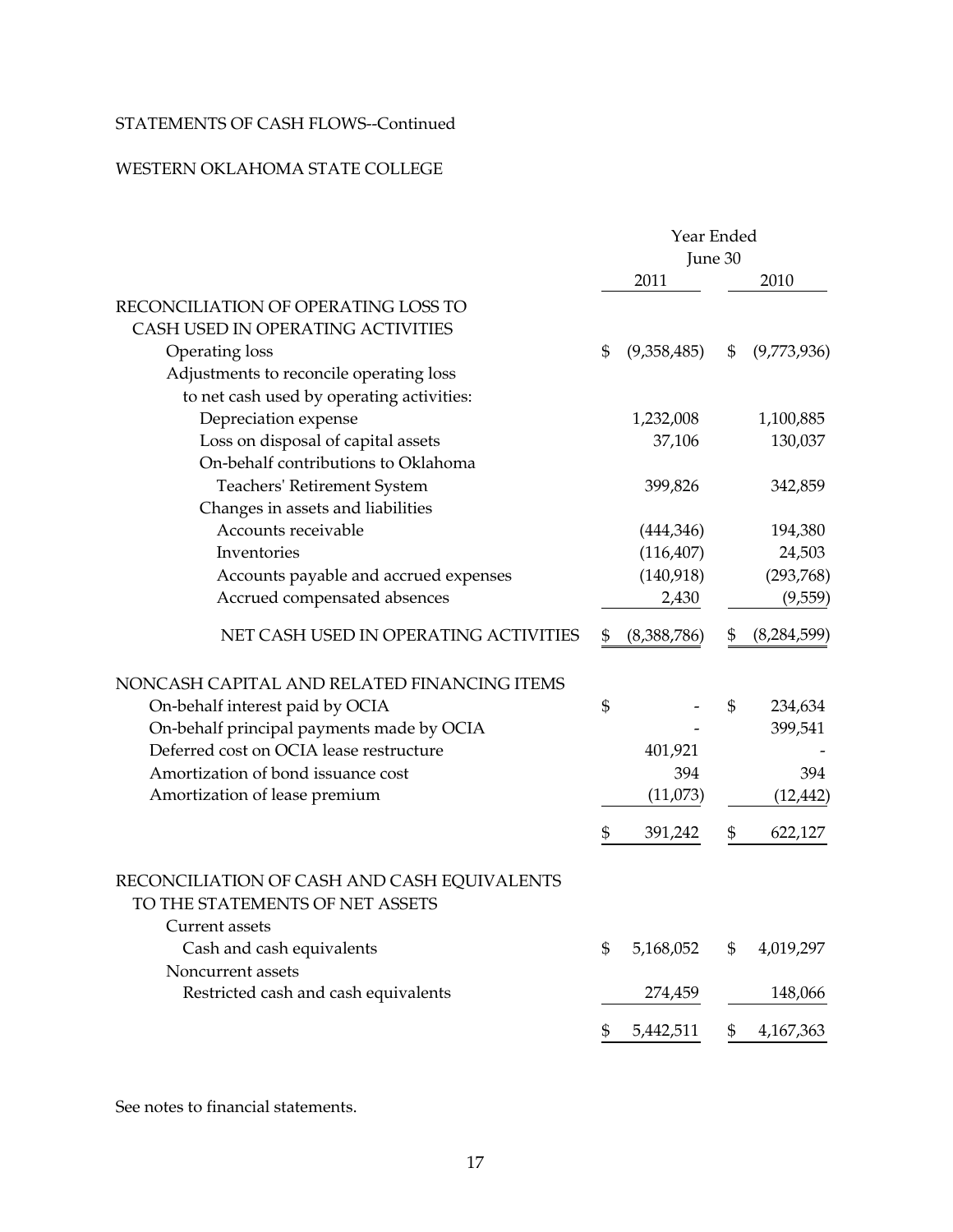STATEMENTS OF CASH FLOWS--Continued

WESTERN OKLAHOMA STATE COLLEGE

| | Year Ended June 30 | |
|---|---|---|
| | 2011 | 2010 |
| RECONCILIATION OF OPERATING LOSS TO CASH USED IN OPERATING ACTIVITIES | | |
| Operating loss | $ (9,358,485) | $ (9,773,936) |
| Adjustments to reconcile operating loss to net cash used by operating activities: | | |
| Depreciation expense | 1,232,008 | 1,100,885 |
| Loss on disposal of capital assets | 37,106 | 130,037 |
| On-behalf contributions to Oklahoma Teachers' Retirement System | 399,826 | 342,859 |
| Changes in assets and liabilities | | |
| Accounts receivable | (444,346) | 194,380 |
| Inventories | (116,407) | 24,503 |
| Accounts payable and accrued expenses | (140,918) | (293,768) |
| Accrued compensated absences | 2,430 | (9,559) |
| NET CASH USED IN OPERATING ACTIVITIES | $ (8,388,786) | $ (8,284,599) |
| | | |
| NONCASH CAPITAL AND RELATED FINANCING ITEMS | | |
| On-behalf interest paid by OCIA | $ - | $ 234,634 |
| On-behalf principal payments made by OCIA | - | 399,541 |
| Deferred cost on OCIA lease restructure | 401,921 | - |
| Amortization of bond issuance cost | 394 | 394 |
| Amortization of lease premium | (11,073) | (12,442) |
| | $ 391,242 | $ 622,127 |
| | | |
| RECONCILIATION OF CASH AND CASH EQUIVALENTS TO THE STATEMENTS OF NET ASSETS | | |
| Current assets | | |
| Cash and cash equivalents | $ 5,168,052 | $ 4,019,297 |
| Noncurrent assets | | |
| Restricted cash and cash equivalents | 274,459 | 148,066 |
| | $ 5,442,511 | $ 4,167,363 |

See notes to financial statements.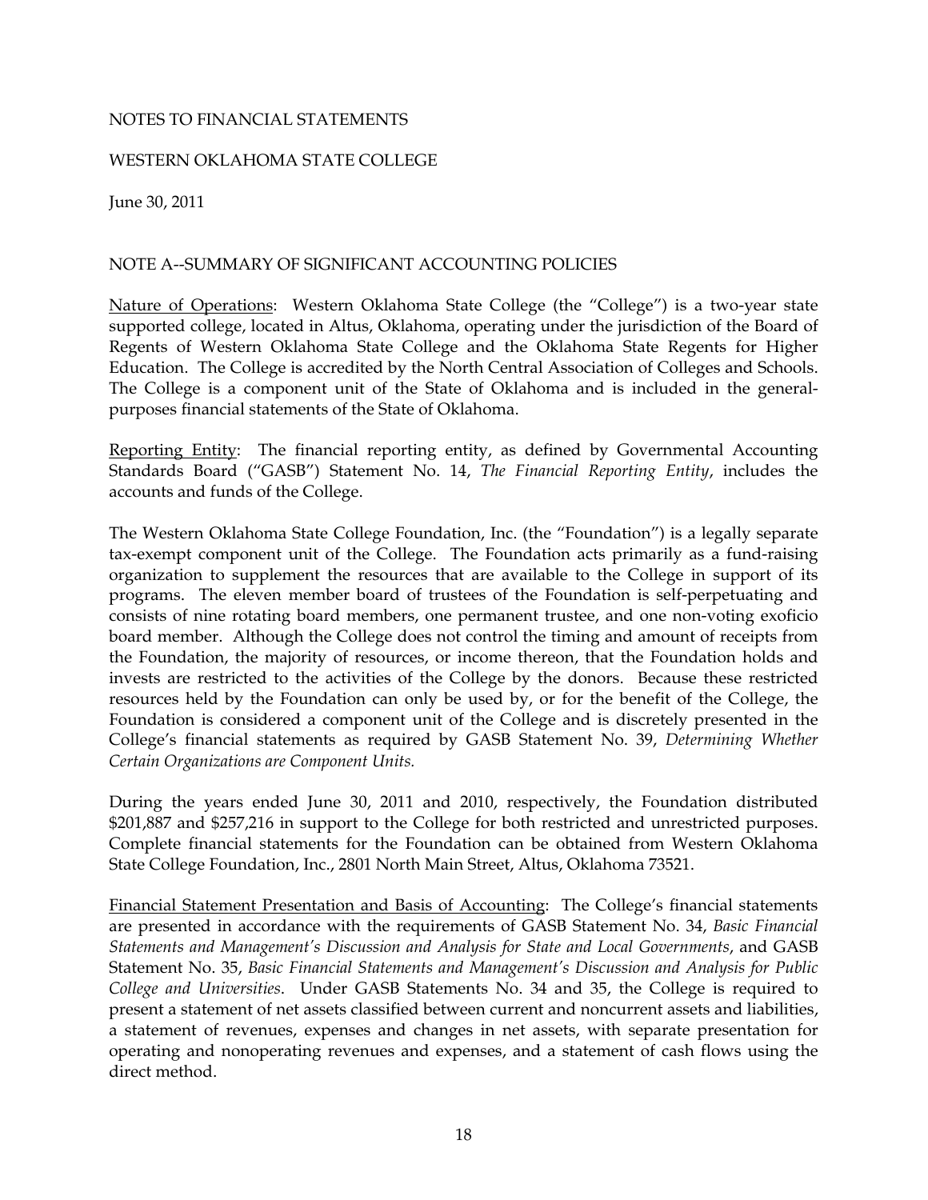NOTES TO FINANCIAL STATEMENTS

WESTERN OKLAHOMA STATE COLLEGE

June 30, 2011

## NOTE A--SUMMARY OF SIGNIFICANT ACCOUNTING POLICIES

Nature of Operations: Western Oklahoma State College (the "College") is a two-year state supported college, located in Altus, Oklahoma, operating under the jurisdiction of the Board of Regents of Western Oklahoma State College and the Oklahoma State Regents for Higher Education. The College is accredited by the North Central Association of Colleges and Schools. The College is a component unit of the State of Oklahoma and is included in the general-purposes financial statements of the State of Oklahoma.

Reporting Entity: The financial reporting entity, as defined by Governmental Accounting Standards Board ("GASB") Statement No. 14, *The Financial Reporting Entity*, includes the accounts and funds of the College.

The Western Oklahoma State College Foundation, Inc. (the "Foundation") is a legally separate tax-exempt component unit of the College. The Foundation acts primarily as a fund-raising organization to supplement the resources that are available to the College in support of its programs. The eleven member board of trustees of the Foundation is self-perpetuating and consists of nine rotating board members, one permanent trustee, and one non-voting exoficio board member. Although the College does not control the timing and amount of receipts from the Foundation, the majority of resources, or income thereon, that the Foundation holds and invests are restricted to the activities of the College by the donors. Because these restricted resources held by the Foundation can only be used by, or for the benefit of the College, the Foundation is considered a component unit of the College and is discretely presented in the College's financial statements as required by GASB Statement No. 39, *Determining Whether Certain Organizations are Component Units.*

During the years ended June 30, 2011 and 2010, respectively, the Foundation distributed $201,887 and $257,216 in support to the College for both restricted and unrestricted purposes. Complete financial statements for the Foundation can be obtained from Western Oklahoma State College Foundation, Inc., 2801 North Main Street, Altus, Oklahoma 73521.

Financial Statement Presentation and Basis of Accounting: The College's financial statements are presented in accordance with the requirements of GASB Statement No. 34, *Basic Financial Statements and Management's Discussion and Analysis for State and Local Governments*, and GASB Statement No. 35, *Basic Financial Statements and Management's Discussion and Analysis for Public College and Universities*. Under GASB Statements No. 34 and 35, the College is required to present a statement of net assets classified between current and noncurrent assets and liabilities, a statement of revenues, expenses and changes in net assets, with separate presentation for operating and nonoperating revenues and expenses, and a statement of cash flows using the direct method.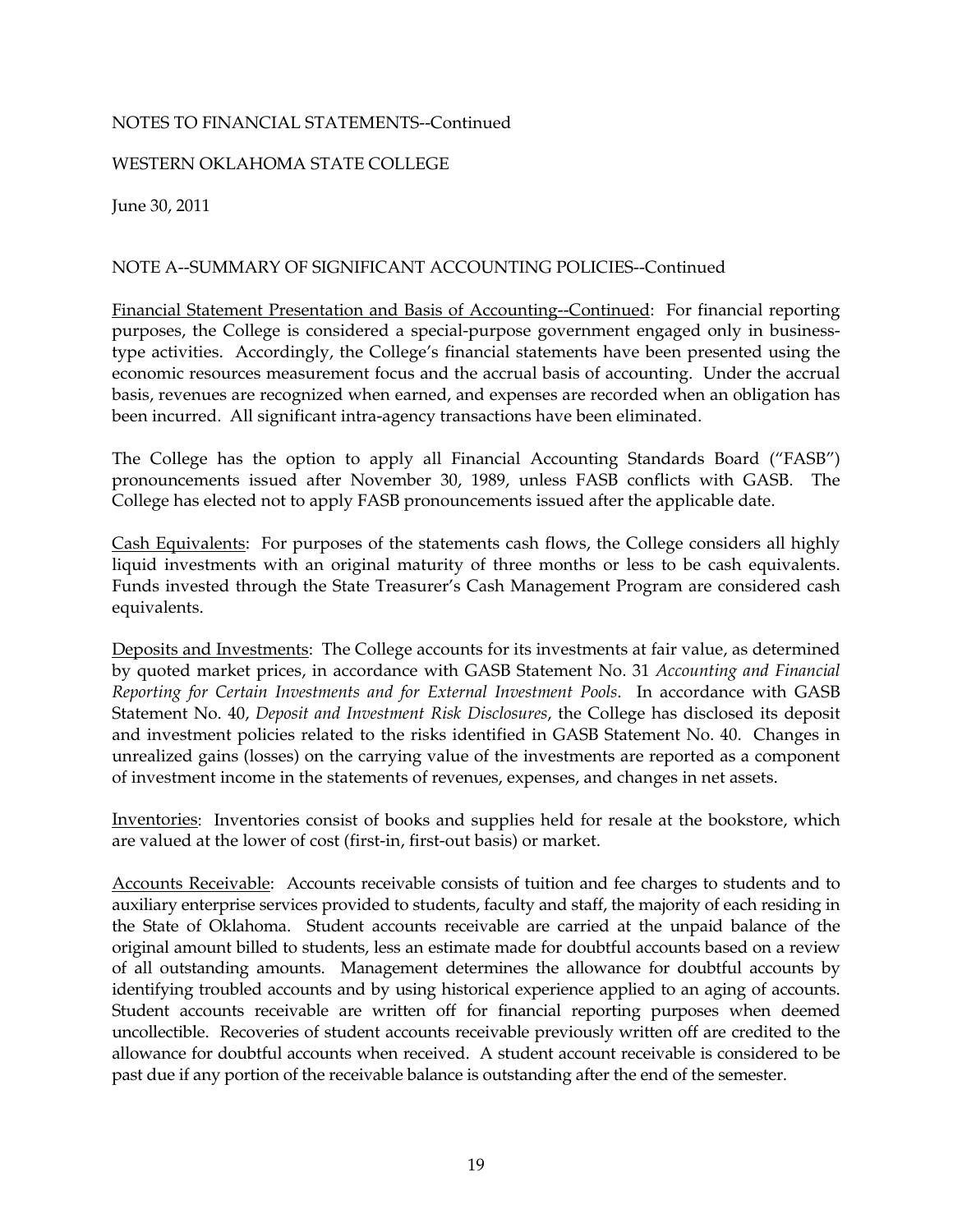NOTES TO FINANCIAL STATEMENTS--Continued

WESTERN OKLAHOMA STATE COLLEGE

June 30, 2011

NOTE A--SUMMARY OF SIGNIFICANT ACCOUNTING POLICIES--Continued

Financial Statement Presentation and Basis of Accounting--Continued: For financial reporting purposes, the College is considered a special-purpose government engaged only in business-type activities. Accordingly, the College's financial statements have been presented using the economic resources measurement focus and the accrual basis of accounting. Under the accrual basis, revenues are recognized when earned, and expenses are recorded when an obligation has been incurred. All significant intra-agency transactions have been eliminated.

The College has the option to apply all Financial Accounting Standards Board ("FASB") pronouncements issued after November 30, 1989, unless FASB conflicts with GASB. The College has elected not to apply FASB pronouncements issued after the applicable date.

Cash Equivalents: For purposes of the statements cash flows, the College considers all highly liquid investments with an original maturity of three months or less to be cash equivalents. Funds invested through the State Treasurer's Cash Management Program are considered cash equivalents.

Deposits and Investments: The College accounts for its investments at fair value, as determined by quoted market prices, in accordance with GASB Statement No. 31 *Accounting and Financial Reporting for Certain Investments and for External Investment Pools*. In accordance with GASB Statement No. 40, *Deposit and Investment Risk Disclosures*, the College has disclosed its deposit and investment policies related to the risks identified in GASB Statement No. 40. Changes in unrealized gains (losses) on the carrying value of the investments are reported as a component of investment income in the statements of revenues, expenses, and changes in net assets.

Inventories: Inventories consist of books and supplies held for resale at the bookstore, which are valued at the lower of cost (first-in, first-out basis) or market.

Accounts Receivable: Accounts receivable consists of tuition and fee charges to students and to auxiliary enterprise services provided to students, faculty and staff, the majority of each residing in the State of Oklahoma. Student accounts receivable are carried at the unpaid balance of the original amount billed to students, less an estimate made for doubtful accounts based on a review of all outstanding amounts. Management determines the allowance for doubtful accounts by identifying troubled accounts and by using historical experience applied to an aging of accounts. Student accounts receivable are written off for financial reporting purposes when deemed uncollectible. Recoveries of student accounts receivable previously written off are credited to the allowance for doubtful accounts when received. A student account receivable is considered to be past due if any portion of the receivable balance is outstanding after the end of the semester.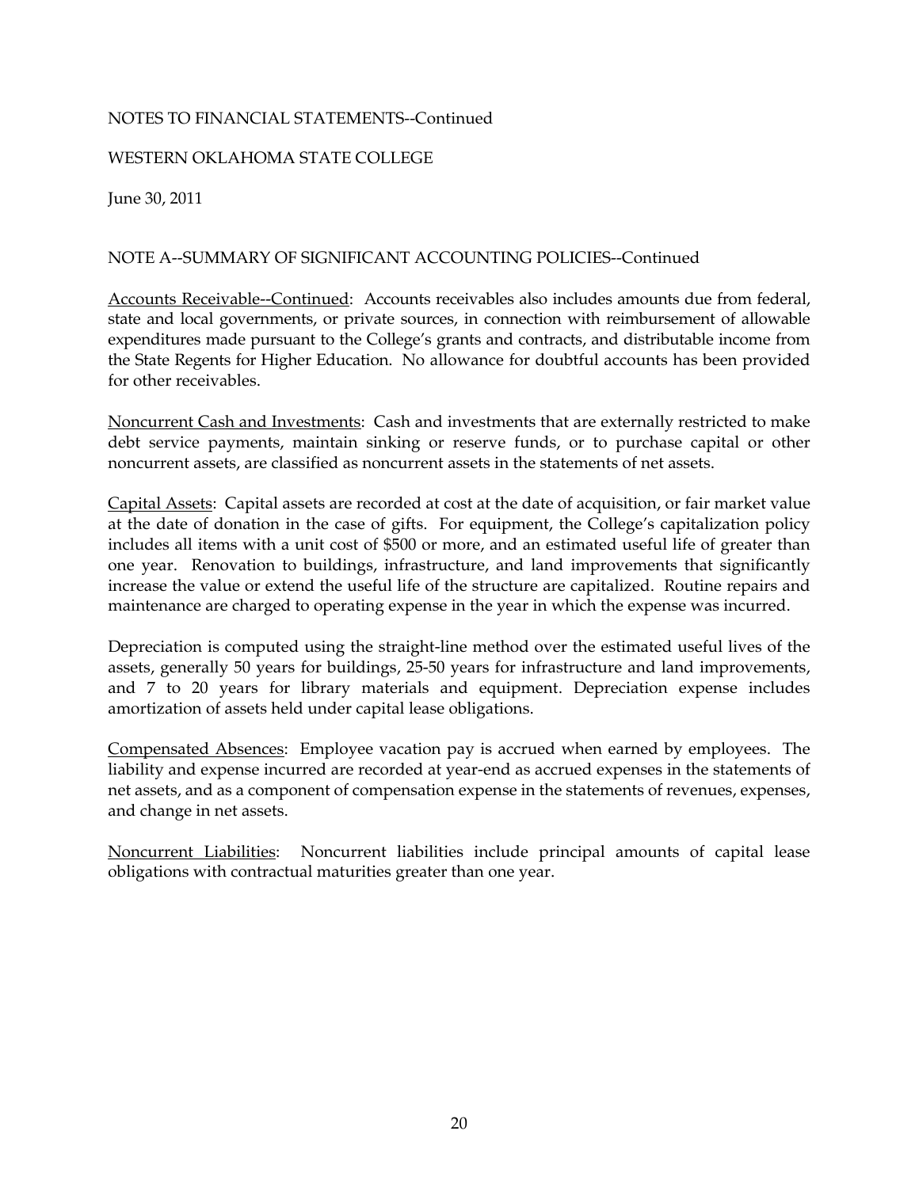NOTES TO FINANCIAL STATEMENTS--Continued

WESTERN OKLAHOMA STATE COLLEGE

June 30, 2011

NOTE A--SUMMARY OF SIGNIFICANT ACCOUNTING POLICIES--Continued

Accounts Receivable--Continued: Accounts receivables also includes amounts due from federal, state and local governments, or private sources, in connection with reimbursement of allowable expenditures made pursuant to the College's grants and contracts, and distributable income from the State Regents for Higher Education. No allowance for doubtful accounts has been provided for other receivables.

Noncurrent Cash and Investments: Cash and investments that are externally restricted to make debt service payments, maintain sinking or reserve funds, or to purchase capital or other noncurrent assets, are classified as noncurrent assets in the statements of net assets.

Capital Assets: Capital assets are recorded at cost at the date of acquisition, or fair market value at the date of donation in the case of gifts. For equipment, the College's capitalization policy includes all items with a unit cost of $500 or more, and an estimated useful life of greater than one year. Renovation to buildings, infrastructure, and land improvements that significantly increase the value or extend the useful life of the structure are capitalized. Routine repairs and maintenance are charged to operating expense in the year in which the expense was incurred.

Depreciation is computed using the straight-line method over the estimated useful lives of the assets, generally 50 years for buildings, 25-50 years for infrastructure and land improvements, and 7 to 20 years for library materials and equipment. Depreciation expense includes amortization of assets held under capital lease obligations.

Compensated Absences: Employee vacation pay is accrued when earned by employees. The liability and expense incurred are recorded at year-end as accrued expenses in the statements of net assets, and as a component of compensation expense in the statements of revenues, expenses, and change in net assets.

Noncurrent Liabilities: Noncurrent liabilities include principal amounts of capital lease obligations with contractual maturities greater than one year.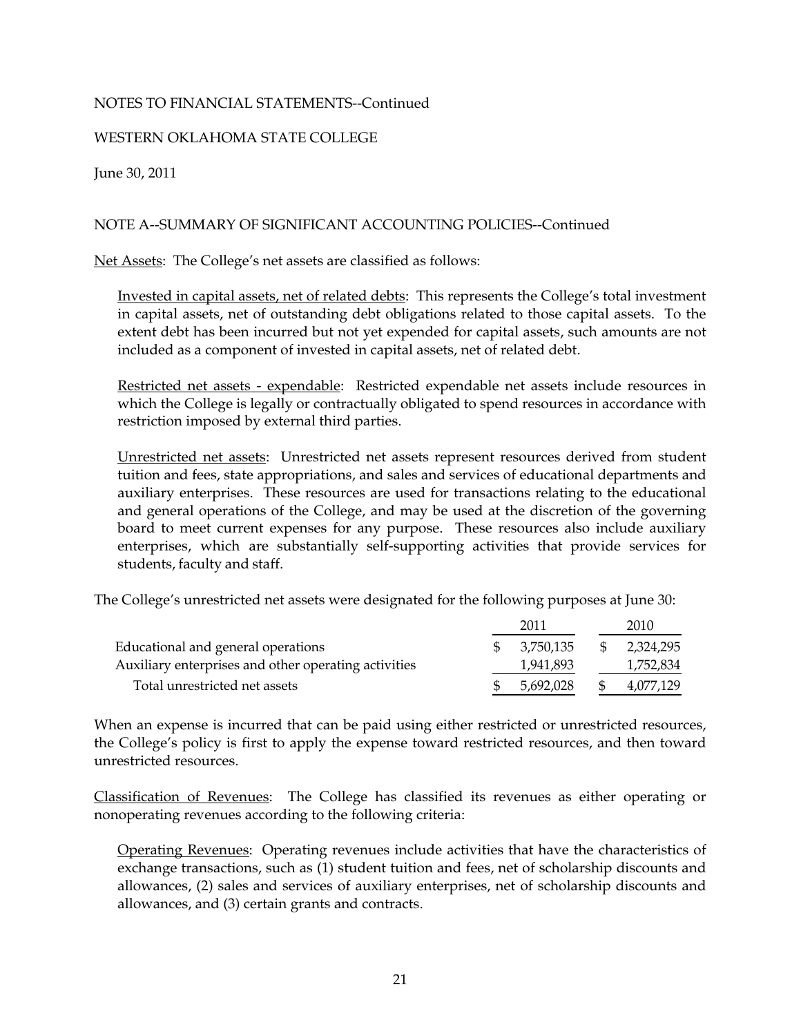NOTES TO FINANCIAL STATEMENTS--Continued

WESTERN OKLAHOMA STATE COLLEGE

June 30, 2011

NOTE A--SUMMARY OF SIGNIFICANT ACCOUNTING POLICIES--Continued

Net Assets: The College's net assets are classified as follows:

Invested in capital assets, net of related debts: This represents the College's total investment in capital assets, net of outstanding debt obligations related to those capital assets. To the extent debt has been incurred but not yet expended for capital assets, such amounts are not included as a component of invested in capital assets, net of related debt.

Restricted net assets - expendable: Restricted expendable net assets include resources in which the College is legally or contractually obligated to spend resources in accordance with restriction imposed by external third parties.

Unrestricted net assets: Unrestricted net assets represent resources derived from student tuition and fees, state appropriations, and sales and services of educational departments and auxiliary enterprises. These resources are used for transactions relating to the educational and general operations of the College, and may be used at the discretion of the governing board to meet current expenses for any purpose. These resources also include auxiliary enterprises, which are substantially self-supporting activities that provide services for students, faculty and staff.

The College's unrestricted net assets were designated for the following purposes at June 30:

| | 2011 | 2010 |
|---|---|---|
| Educational and general operations | $ 3,750,135 | $ 2,324,295 |
| Auxiliary enterprises and other operating activities | 1,941,893 | 1,752,834 |
| Total unrestricted net assets | $ 5,692,028 | $ 4,077,129 |

When an expense is incurred that can be paid using either restricted or unrestricted resources, the College's policy is first to apply the expense toward restricted resources, and then toward unrestricted resources.

Classification of Revenues: The College has classified its revenues as either operating or nonoperating revenues according to the following criteria:

Operating Revenues: Operating revenues include activities that have the characteristics of exchange transactions, such as (1) student tuition and fees, net of scholarship discounts and allowances, (2) sales and services of auxiliary enterprises, net of scholarship discounts and allowances, and (3) certain grants and contracts.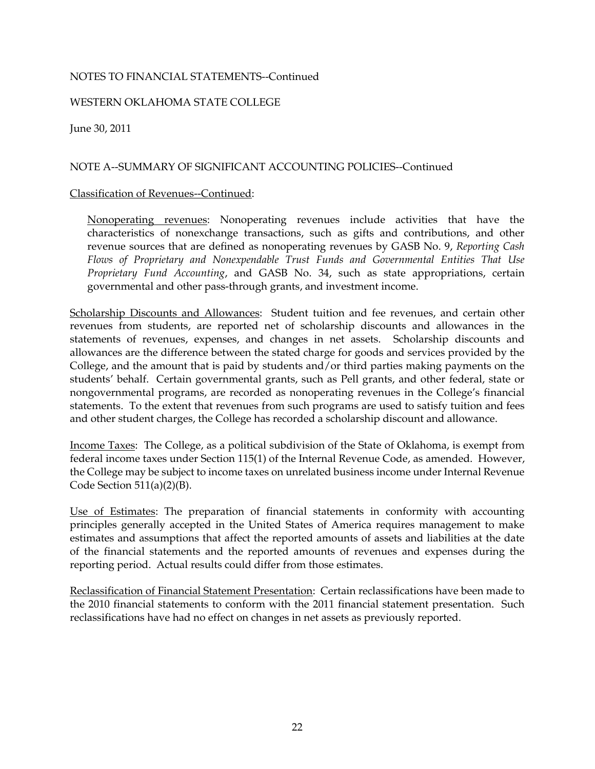NOTES TO FINANCIAL STATEMENTS--Continued

WESTERN OKLAHOMA STATE COLLEGE

June 30, 2011

NOTE A--SUMMARY OF SIGNIFICANT ACCOUNTING POLICIES--Continued

Classification of Revenues--Continued:

> Nonoperating revenues: Nonoperating revenues include activities that have the characteristics of nonexchange transactions, such as gifts and contributions, and other revenue sources that are defined as nonoperating revenues by GASB No. 9, *Reporting Cash Flows of Proprietary and Nonexpendable Trust Funds and Governmental Entities That Use Proprietary Fund Accounting*, and GASB No. 34, such as state appropriations, certain governmental and other pass-through grants, and investment income.

Scholarship Discounts and Allowances: Student tuition and fee revenues, and certain other revenues from students, are reported net of scholarship discounts and allowances in the statements of revenues, expenses, and changes in net assets. Scholarship discounts and allowances are the difference between the stated charge for goods and services provided by the College, and the amount that is paid by students and/or third parties making payments on the students' behalf. Certain governmental grants, such as Pell grants, and other federal, state or nongovernmental programs, are recorded as nonoperating revenues in the College's financial statements. To the extent that revenues from such programs are used to satisfy tuition and fees and other student charges, the College has recorded a scholarship discount and allowance.

Income Taxes: The College, as a political subdivision of the State of Oklahoma, is exempt from federal income taxes under Section 115(1) of the Internal Revenue Code, as amended. However, the College may be subject to income taxes on unrelated business income under Internal Revenue Code Section 511(a)(2)(B).

Use of Estimates: The preparation of financial statements in conformity with accounting principles generally accepted in the United States of America requires management to make estimates and assumptions that affect the reported amounts of assets and liabilities at the date of the financial statements and the reported amounts of revenues and expenses during the reporting period. Actual results could differ from those estimates.

Reclassification of Financial Statement Presentation: Certain reclassifications have been made to the 2010 financial statements to conform with the 2011 financial statement presentation. Such reclassifications have had no effect on changes in net assets as previously reported.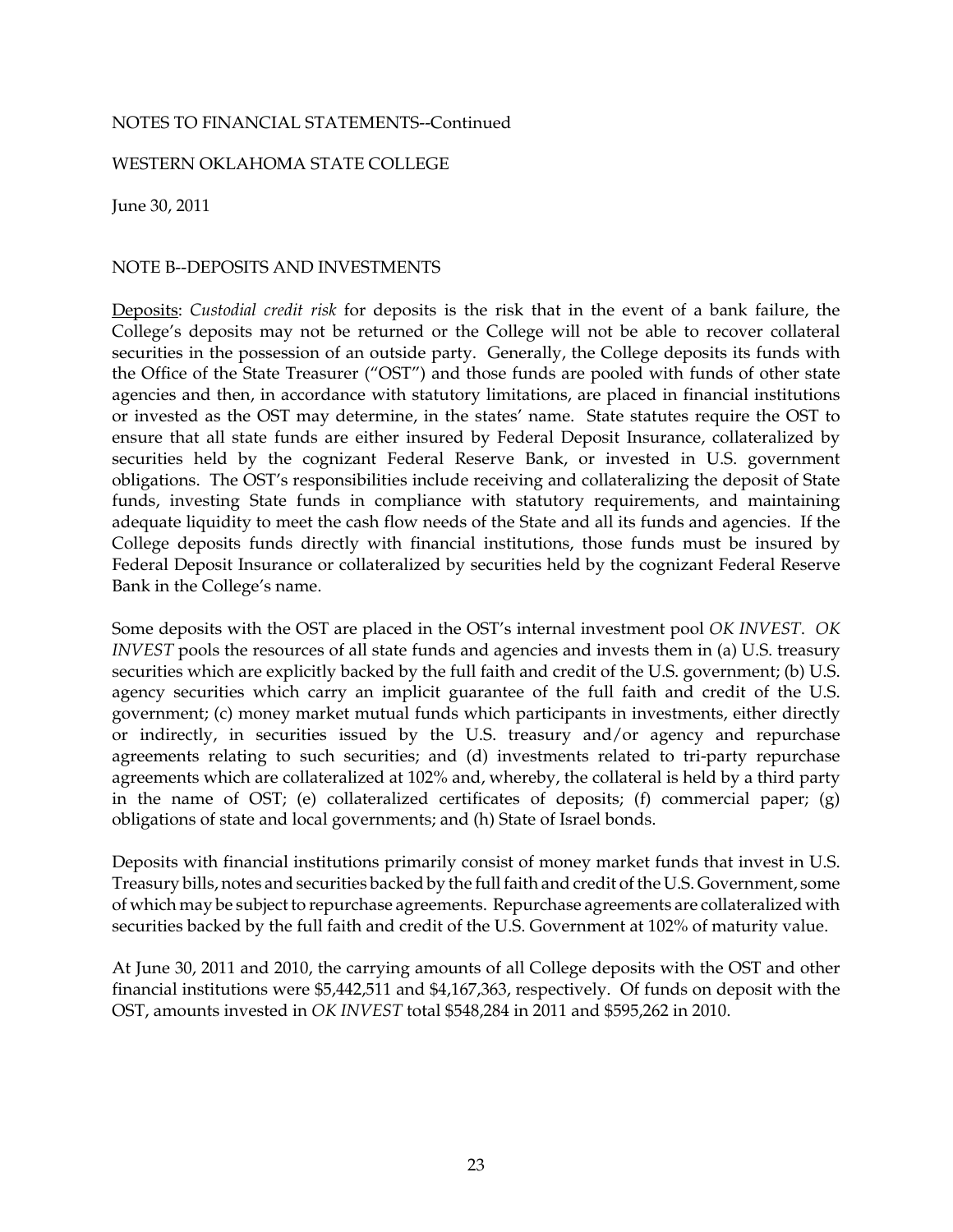NOTES TO FINANCIAL STATEMENTS--Continued

WESTERN OKLAHOMA STATE COLLEGE

June 30, 2011

NOTE B--DEPOSITS AND INVESTMENTS

Deposits: *Custodial credit risk* for deposits is the risk that in the event of a bank failure, the College's deposits may not be returned or the College will not be able to recover collateral securities in the possession of an outside party. Generally, the College deposits its funds with the Office of the State Treasurer ("OST") and those funds are pooled with funds of other state agencies and then, in accordance with statutory limitations, are placed in financial institutions or invested as the OST may determine, in the states' name. State statutes require the OST to ensure that all state funds are either insured by Federal Deposit Insurance, collateralized by securities held by the cognizant Federal Reserve Bank, or invested in U.S. government obligations. The OST's responsibilities include receiving and collateralizing the deposit of State funds, investing State funds in compliance with statutory requirements, and maintaining adequate liquidity to meet the cash flow needs of the State and all its funds and agencies. If the College deposits funds directly with financial institutions, those funds must be insured by Federal Deposit Insurance or collateralized by securities held by the cognizant Federal Reserve Bank in the College's name.

Some deposits with the OST are placed in the OST's internal investment pool *OK INVEST*. *OK INVEST* pools the resources of all state funds and agencies and invests them in (a) U.S. treasury securities which are explicitly backed by the full faith and credit of the U.S. government; (b) U.S. agency securities which carry an implicit guarantee of the full faith and credit of the U.S. government; (c) money market mutual funds which participants in investments, either directly or indirectly, in securities issued by the U.S. treasury and/or agency and repurchase agreements relating to such securities; and (d) investments related to tri-party repurchase agreements which are collateralized at 102% and, whereby, the collateral is held by a third party in the name of OST; (e) collateralized certificates of deposits; (f) commercial paper; (g) obligations of state and local governments; and (h) State of Israel bonds.

Deposits with financial institutions primarily consist of money market funds that invest in U.S. Treasury bills, notes and securities backed by the full faith and credit of the U.S. Government, some of which may be subject to repurchase agreements. Repurchase agreements are collateralized with securities backed by the full faith and credit of the U.S. Government at 102% of maturity value.

At June 30, 2011 and 2010, the carrying amounts of all College deposits with the OST and other financial institutions were $5,442,511 and $4,167,363, respectively. Of funds on deposit with the OST, amounts invested in *OK INVEST* total $548,284 in 2011 and $595,262 in 2010.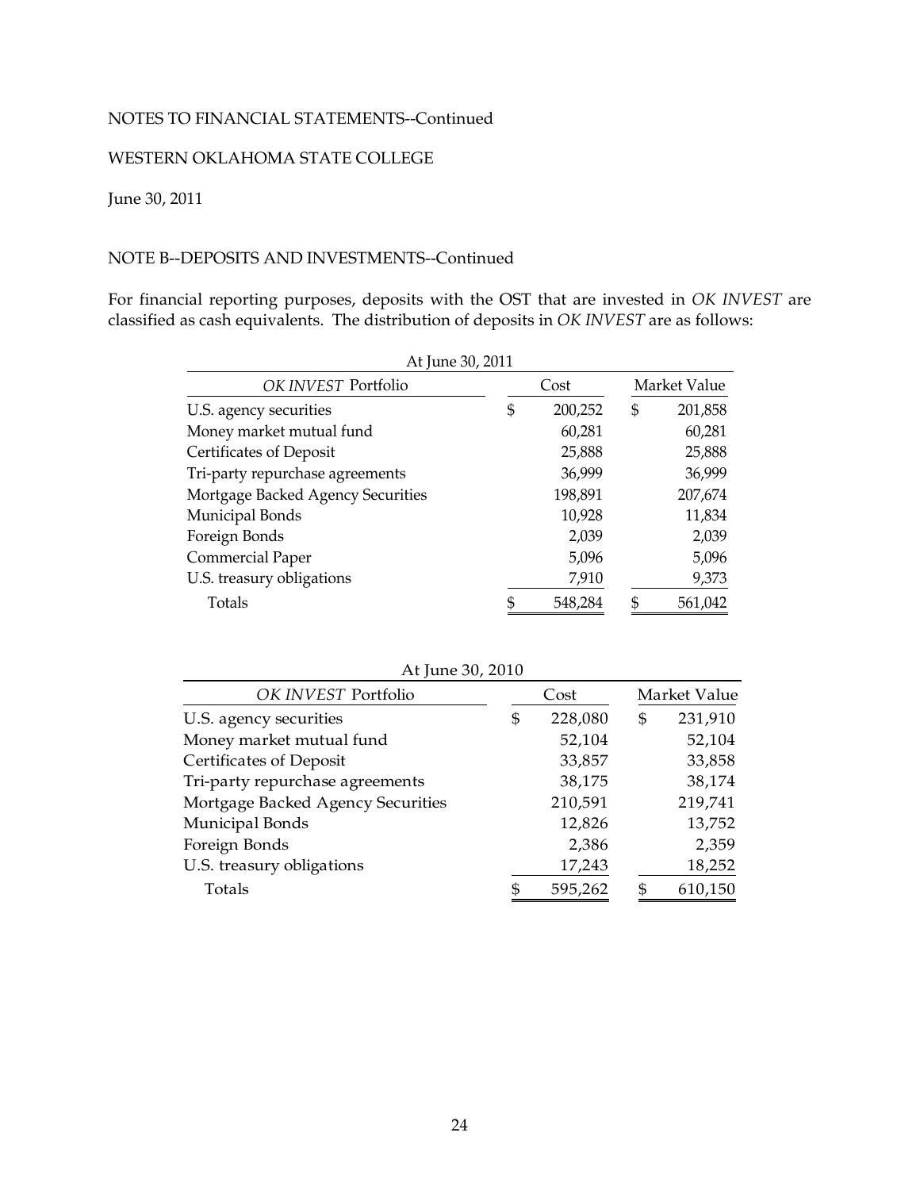NOTES TO FINANCIAL STATEMENTS--Continued

WESTERN OKLAHOMA STATE COLLEGE

June 30, 2011

NOTE B--DEPOSITS AND INVESTMENTS--Continued

For financial reporting purposes, deposits with the OST that are invested in *OK INVEST* are classified as cash equivalents. The distribution of deposits in *OK INVEST* are as follows:

At June 30, 2011

| *OK INVEST* Portfolio | Cost | Market Value |
|---|---|---|
| U.S. agency securities | $ 200,252 | $ 201,858 |
| Money market mutual fund | 60,281 | 60,281 |
| Certificates of Deposit | 25,888 | 25,888 |
| Tri-party repurchase agreements | 36,999 | 36,999 |
| Mortgage Backed Agency Securities | 198,891 | 207,674 |
| Municipal Bonds | 10,928 | 11,834 |
| Foreign Bonds | 2,039 | 2,039 |
| Commercial Paper | 5,096 | 5,096 |
| U.S. treasury obligations | 7,910 | 9,373 |
| Totals | $ 548,284 | $ 561,042 |

At June 30, 2010

| *OK INVEST* Portfolio | Cost | Market Value |
|---|---|---|
| U.S. agency securities | $ 228,080 | $ 231,910 |
| Money market mutual fund | 52,104 | 52,104 |
| Certificates of Deposit | 33,857 | 33,858 |
| Tri-party repurchase agreements | 38,175 | 38,174 |
| Mortgage Backed Agency Securities | 210,591 | 219,741 |
| Municipal Bonds | 12,826 | 13,752 |
| Foreign Bonds | 2,386 | 2,359 |
| U.S. treasury obligations | 17,243 | 18,252 |
| Totals | $ 595,262 | $ 610,150 |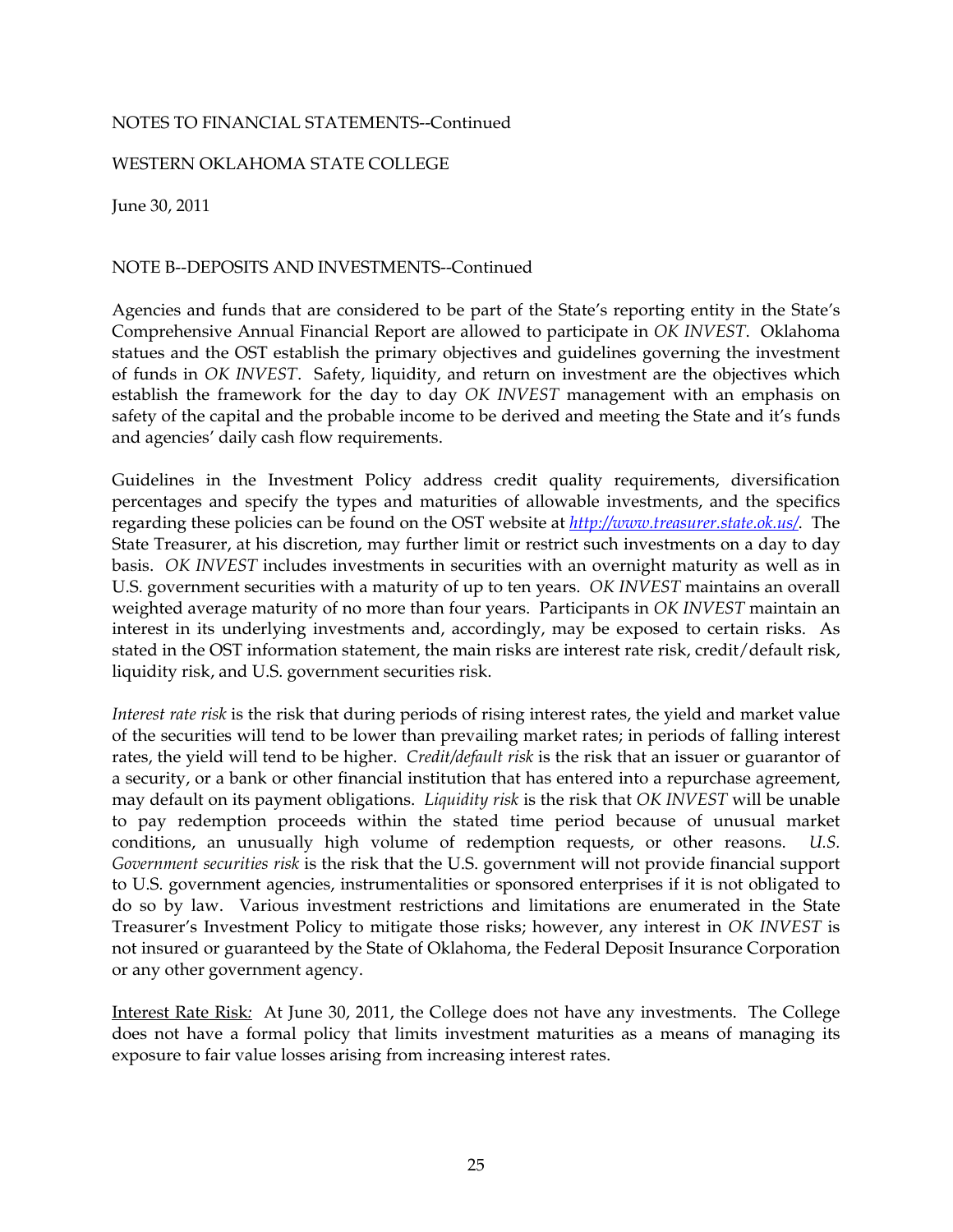NOTES TO FINANCIAL STATEMENTS--Continued

WESTERN OKLAHOMA STATE COLLEGE

June 30, 2011

NOTE B--DEPOSITS AND INVESTMENTS--Continued

Agencies and funds that are considered to be part of the State's reporting entity in the State's Comprehensive Annual Financial Report are allowed to participate in *OK INVEST*. Oklahoma statues and the OST establish the primary objectives and guidelines governing the investment of funds in *OK INVEST*. Safety, liquidity, and return on investment are the objectives which establish the framework for the day to day *OK INVEST* management with an emphasis on safety of the capital and the probable income to be derived and meeting the State and it's funds and agencies' daily cash flow requirements.

Guidelines in the Investment Policy address credit quality requirements, diversification percentages and specify the types and maturities of allowable investments, and the specifics regarding these policies can be found on the OST website at *http://www.treasurer.state.ok.us/*. The State Treasurer, at his discretion, may further limit or restrict such investments on a day to day basis. *OK INVEST* includes investments in securities with an overnight maturity as well as in U.S. government securities with a maturity of up to ten years. *OK INVEST* maintains an overall weighted average maturity of no more than four years. Participants in *OK INVEST* maintain an interest in its underlying investments and, accordingly, may be exposed to certain risks. As stated in the OST information statement, the main risks are interest rate risk, credit/default risk, liquidity risk, and U.S. government securities risk.

*Interest rate risk* is the risk that during periods of rising interest rates, the yield and market value of the securities will tend to be lower than prevailing market rates; in periods of falling interest rates, the yield will tend to be higher. *Credit/default risk* is the risk that an issuer or guarantor of a security, or a bank or other financial institution that has entered into a repurchase agreement, may default on its payment obligations. *Liquidity risk* is the risk that *OK INVEST* will be unable to pay redemption proceeds within the stated time period because of unusual market conditions, an unusually high volume of redemption requests, or other reasons. *U.S. Government securities risk* is the risk that the U.S. government will not provide financial support to U.S. government agencies, instrumentalities or sponsored enterprises if it is not obligated to do so by law. Various investment restrictions and limitations are enumerated in the State Treasurer's Investment Policy to mitigate those risks; however, any interest in *OK INVEST* is not insured or guaranteed by the State of Oklahoma, the Federal Deposit Insurance Corporation or any other government agency.

Interest Rate Risk: At June 30, 2011, the College does not have any investments. The College does not have a formal policy that limits investment maturities as a means of managing its exposure to fair value losses arising from increasing interest rates.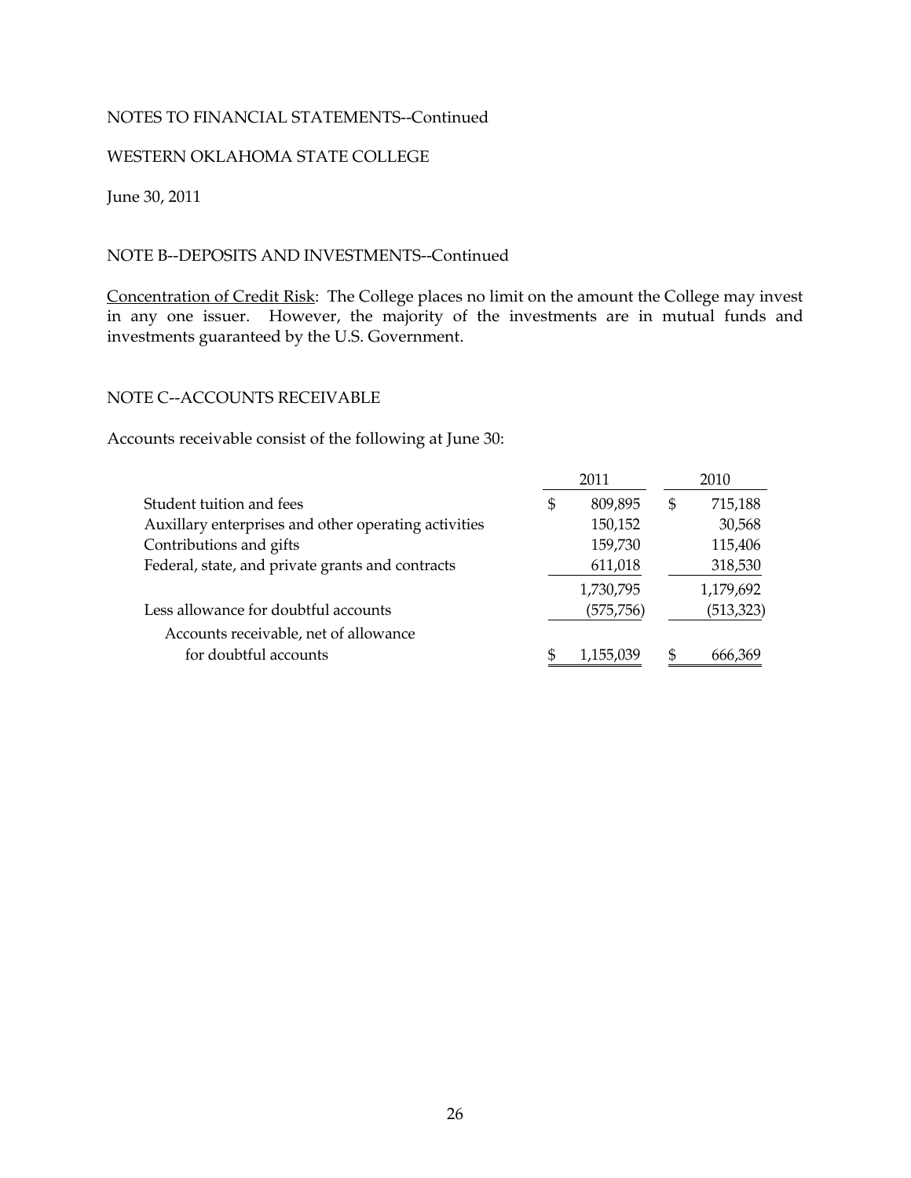NOTES TO FINANCIAL STATEMENTS--Continued

WESTERN OKLAHOMA STATE COLLEGE

June 30, 2011

NOTE B--DEPOSITS AND INVESTMENTS--Continued

Concentration of Credit Risk: The College places no limit on the amount the College may invest in any one issuer. However, the majority of the investments are in mutual funds and investments guaranteed by the U.S. Government.

NOTE C--ACCOUNTS RECEIVABLE

Accounts receivable consist of the following at June 30:

| | 2011 | 2010 |
|---|---|---|
| Student tuition and fees | $ 809,895 | $ 715,188 |
| Auxillary enterprises and other operating activities | 150,152 | 30,568 |
| Contributions and gifts | 159,730 | 115,406 |
| Federal, state, and private grants and contracts | 611,018 | 318,530 |
| | 1,730,795 | 1,179,692 |
| Less allowance for doubtful accounts | (575,756) | (513,323) |
| Accounts receivable, net of allowance for doubtful accounts | $ 1,155,039 | $ 666,369 |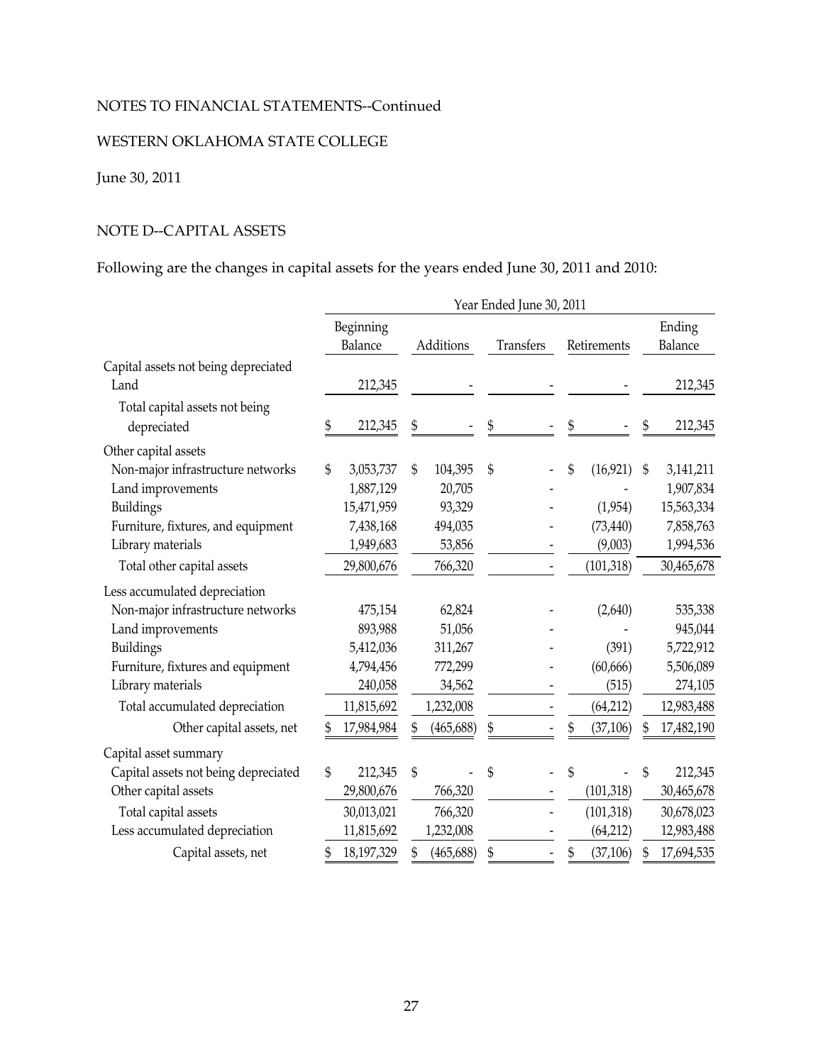NOTES TO FINANCIAL STATEMENTS--Continued

WESTERN OKLAHOMA STATE COLLEGE

June 30, 2011

NOTE D--CAPITAL ASSETS

Following are the changes in capital assets for the years ended June 30, 2011 and 2010:

| | Year Ended June 30, 2011 | | | | |
|---|---|---|---|---|---|
| | Beginning Balance | Additions | Transfers | Retirements | Ending Balance |
| Capital assets not being depreciated | | | | | |
| Land | 212,345 | - | - | - | 212,345 |
| Total capital assets not being depreciated | $ 212,345 | $ - | $ - | $ - | $ 212,345 |
| Other capital assets | | | | | |
| Non-major infrastructure networks | $ 3,053,737 | $ 104,395 | $ - | $ (16,921) | $ 3,141,211 |
| Land improvements | 1,887,129 | 20,705 | - | - | 1,907,834 |
| Buildings | 15,471,959 | 93,329 | - | (1,954) | 15,563,334 |
| Furniture, fixtures, and equipment | 7,438,168 | 494,035 | - | (73,440) | 7,858,763 |
| Library materials | 1,949,683 | 53,856 | - | (9,003) | 1,994,536 |
| Total other capital assets | 29,800,676 | 766,320 | - | (101,318) | 30,465,678 |
| Less accumulated depreciation | | | | | |
| Non-major infrastructure networks | 475,154 | 62,824 | - | (2,640) | 535,338 |
| Land improvements | 893,988 | 51,056 | - | - | 945,044 |
| Buildings | 5,412,036 | 311,267 | - | (391) | 5,722,912 |
| Furniture, fixtures and equipment | 4,794,456 | 772,299 | - | (60,666) | 5,506,089 |
| Library materials | 240,058 | 34,562 | - | (515) | 274,105 |
| Total accumulated depreciation | 11,815,692 | 1,232,008 | - | (64,212) | 12,983,488 |
| Other capital assets, net | $ 17,984,984 | $ (465,688) | $ - | $ (37,106) | $ 17,482,190 |
| Capital asset summary | | | | | |
| Capital assets not being depreciated | $ 212,345 | $ - | $ - | $ - | $ 212,345 |
| Other capital assets | 29,800,676 | 766,320 | - | (101,318) | 30,465,678 |
| Total capital assets | 30,013,021 | 766,320 | - | (101,318) | 30,678,023 |
| Less accumulated depreciation | 11,815,692 | 1,232,008 | - | (64,212) | 12,983,488 |
| Capital assets, net | $ 18,197,329 | $ (465,688) | $ - | $ (37,106) | $ 17,694,535 |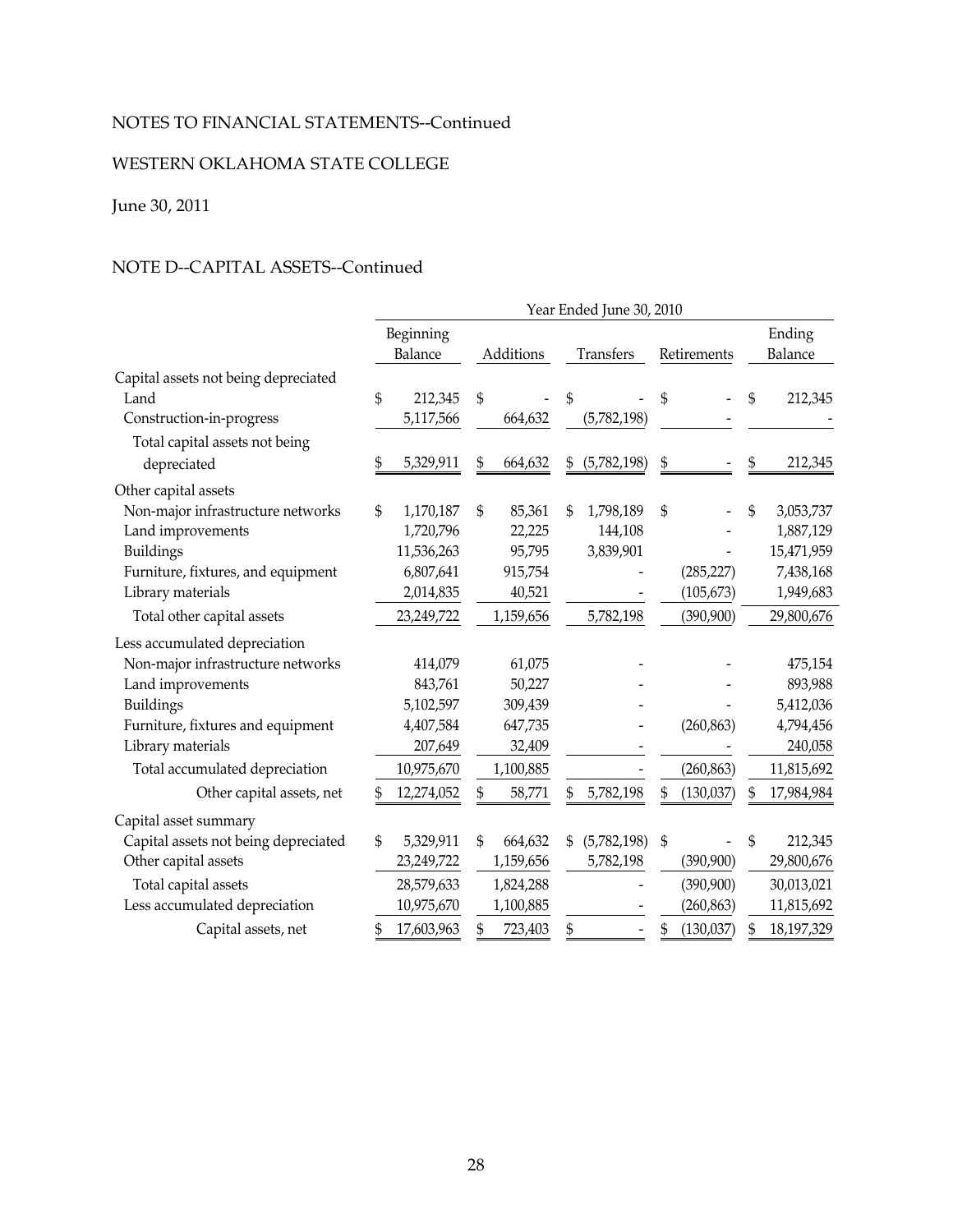NOTES TO FINANCIAL STATEMENTS--Continued

WESTERN OKLAHOMA STATE COLLEGE

June 30, 2011

NOTE D--CAPITAL ASSETS--Continued

| | Year Ended June 30, 2010 | | | | |
|---|---|---|---|---|---|
| | Beginning Balance | Additions | Transfers | Retirements | Ending Balance |
| Capital assets not being depreciated | | | | | |
| Land | $ 212,345 | $ - | $ - | $ - | $ 212,345 |
| Construction-in-progress | 5,117,566 | 664,632 | (5,782,198) | - | - |
| Total capital assets not being depreciated | $ 5,329,911 | $ 664,632 | $ (5,782,198) | $ - | $ 212,345 |
| Other capital assets | | | | | |
| Non-major infrastructure networks | $ 1,170,187 | $ 85,361 | $ 1,798,189 | $ - | $ 3,053,737 |
| Land improvements | 1,720,796 | 22,225 | 144,108 | - | 1,887,129 |
| Buildings | 11,536,263 | 95,795 | 3,839,901 | - | 15,471,959 |
| Furniture, fixtures, and equipment | 6,807,641 | 915,754 | - | (285,227) | 7,438,168 |
| Library materials | 2,014,835 | 40,521 | - | (105,673) | 1,949,683 |
| Total other capital assets | 23,249,722 | 1,159,656 | 5,782,198 | (390,900) | 29,800,676 |
| Less accumulated depreciation | | | | | |
| Non-major infrastructure networks | 414,079 | 61,075 | - | - | 475,154 |
| Land improvements | 843,761 | 50,227 | - | - | 893,988 |
| Buildings | 5,102,597 | 309,439 | - | - | 5,412,036 |
| Furniture, fixtures and equipment | 4,407,584 | 647,735 | - | (260,863) | 4,794,456 |
| Library materials | 207,649 | 32,409 | - | - | 240,058 |
| Total accumulated depreciation | 10,975,670 | 1,100,885 | - | (260,863) | 11,815,692 |
| Other capital assets, net | $ 12,274,052 | $ 58,771 | $ 5,782,198 | $ (130,037) | $ 17,984,984 |
| Capital asset summary | | | | | |
| Capital assets not being depreciated | $ 5,329,911 | $ 664,632 | $ (5,782,198) | $ - | $ 212,345 |
| Other capital assets | 23,249,722 | 1,159,656 | 5,782,198 | (390,900) | 29,800,676 |
| Total capital assets | 28,579,633 | 1,824,288 | - | (390,900) | 30,013,021 |
| Less accumulated depreciation | 10,975,670 | 1,100,885 | - | (260,863) | 11,815,692 |
| Capital assets, net | $ 17,603,963 | $ 723,403 | $ - | $ (130,037) | $ 18,197,329 |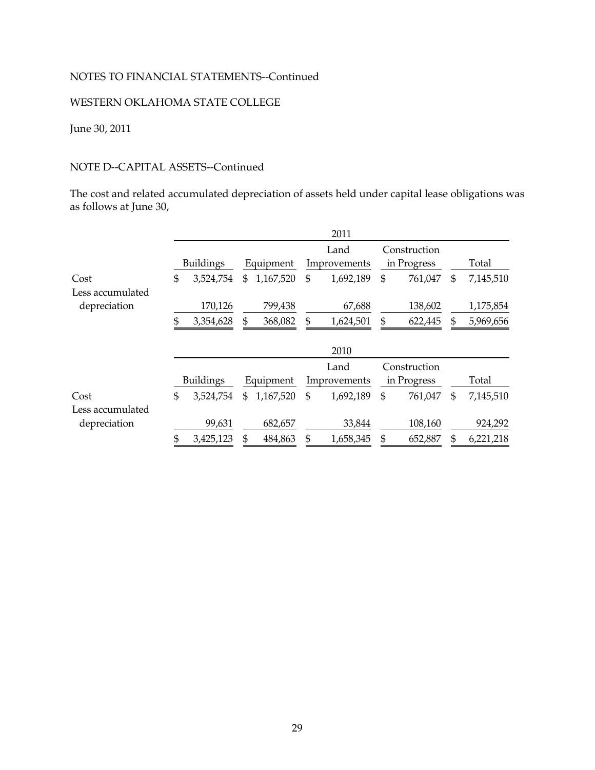NOTES TO FINANCIAL STATEMENTS--Continued

WESTERN OKLAHOMA STATE COLLEGE

June 30, 2011

NOTE D--CAPITAL ASSETS--Continued

The cost and related accumulated depreciation of assets held under capital lease obligations was as follows at June 30,

| | 2011 | | | | |
|---|---|---|---|---|---|
| | Buildings | Equipment | Land Improvements | Construction in Progress | Total |
| Cost | $ 3,524,754 | $ 1,167,520 | $ 1,692,189 | $ 761,047 | $ 7,145,510 |
| Less accumulated depreciation | 170,126 | 799,438 | 67,688 | 138,602 | 1,175,854 |
| | $ 3,354,628 | $ 368,082 | $ 1,624,501 | $ 622,445 | $ 5,969,656 |

| | 2010 | | | | |
|---|---|---|---|---|---|
| | Buildings | Equipment | Land Improvements | Construction in Progress | Total |
| Cost | $ 3,524,754 | $ 1,167,520 | $ 1,692,189 | $ 761,047 | $ 7,145,510 |
| Less accumulated depreciation | 99,631 | 682,657 | 33,844 | 108,160 | 924,292 |
| | $ 3,425,123 | $ 484,863 | $ 1,658,345 | $ 652,887 | $ 6,221,218 |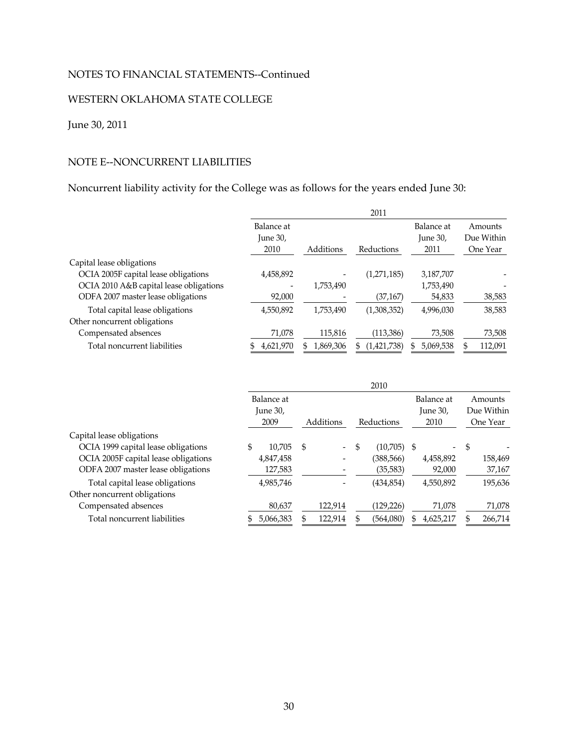NOTES TO FINANCIAL STATEMENTS--Continued

WESTERN OKLAHOMA STATE COLLEGE

June 30, 2011

## NOTE E--NONCURRENT LIABILITIES

Noncurrent liability activity for the College was as follows for the years ended June 30:

| | 2011 | | | | |
|---|---|---|---|---|---|
| | Balance at June 30, 2010 | Additions | Reductions | Balance at June 30, 2011 | Amounts Due Within One Year |
| Capital lease obligations | | | | | |
| OCIA 2005F capital lease obligations | 4,458,892 | - | (1,271,185) | 3,187,707 | - |
| OCIA 2010 A&B capital lease obligations | - | 1,753,490 | | 1,753,490 | - |
| ODFA 2007 master lease obligations | 92,000 | - | (37,167) | 54,833 | 38,583 |
| Total capital lease obligations | 4,550,892 | 1,753,490 | (1,308,352) | 4,996,030 | 38,583 |
| Other noncurrent obligations | | | | | |
| Compensated absences | 71,078 | 115,816 | (113,386) | 73,508 | 73,508 |
| Total noncurrent liabilities | $ 4,621,970 | $ 1,869,306 | $ (1,421,738) | $ 5,069,538 | $ 112,091 |

| | 2010 | | | | |
|---|---|---|---|---|---|
| | Balance at June 30, 2009 | Additions | Reductions | Balance at June 30, 2010 | Amounts Due Within One Year |
| Capital lease obligations | | | | | |
| OCIA 1999 capital lease obligations | $ 10,705 | $ - | $ (10,705) | $ - | $ - |
| OCIA 2005F capital lease obligations | 4,847,458 | - | (388,566) | 4,458,892 | 158,469 |
| ODFA 2007 master lease obligations | 127,583 | - | (35,583) | 92,000 | 37,167 |
| Total capital lease obligations | 4,985,746 | - | (434,854) | 4,550,892 | 195,636 |
| Other noncurrent obligations | | | | | |
| Compensated absences | 80,637 | 122,914 | (129,226) | 71,078 | 71,078 |
| Total noncurrent liabilities | $ 5,066,383 | $ 122,914 | $ (564,080) | $ 4,625,217 | $ 266,714 |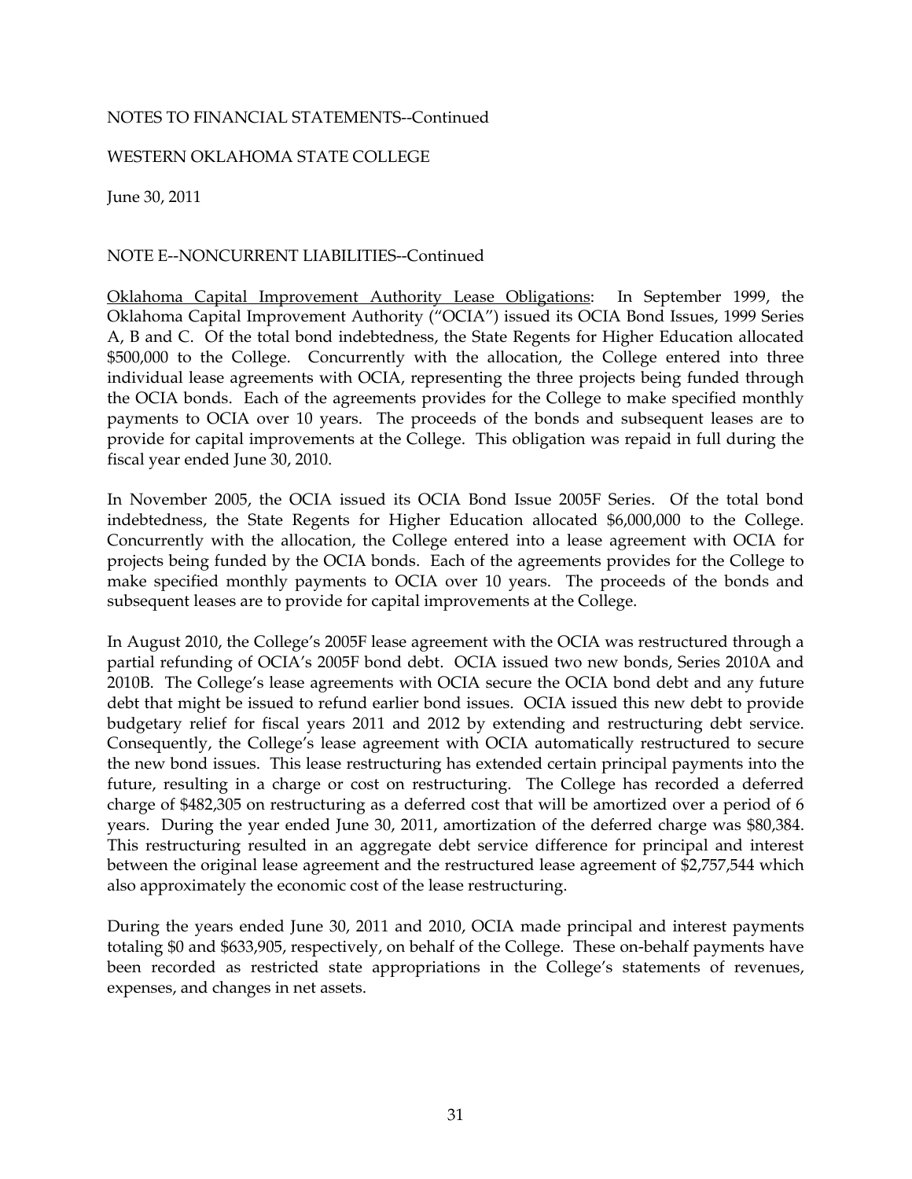NOTES TO FINANCIAL STATEMENTS--Continued

WESTERN OKLAHOMA STATE COLLEGE

June 30, 2011

NOTE E--NONCURRENT LIABILITIES--Continued

Oklahoma Capital Improvement Authority Lease Obligations: In September 1999, the Oklahoma Capital Improvement Authority ("OCIA") issued its OCIA Bond Issues, 1999 Series A, B and C. Of the total bond indebtedness, the State Regents for Higher Education allocated $500,000 to the College. Concurrently with the allocation, the College entered into three individual lease agreements with OCIA, representing the three projects being funded through the OCIA bonds. Each of the agreements provides for the College to make specified monthly payments to OCIA over 10 years. The proceeds of the bonds and subsequent leases are to provide for capital improvements at the College. This obligation was repaid in full during the fiscal year ended June 30, 2010.

In November 2005, the OCIA issued its OCIA Bond Issue 2005F Series. Of the total bond indebtedness, the State Regents for Higher Education allocated $6,000,000 to the College. Concurrently with the allocation, the College entered into a lease agreement with OCIA for projects being funded by the OCIA bonds. Each of the agreements provides for the College to make specified monthly payments to OCIA over 10 years. The proceeds of the bonds and subsequent leases are to provide for capital improvements at the College.

In August 2010, the College's 2005F lease agreement with the OCIA was restructured through a partial refunding of OCIA's 2005F bond debt. OCIA issued two new bonds, Series 2010A and 2010B. The College's lease agreements with OCIA secure the OCIA bond debt and any future debt that might be issued to refund earlier bond issues. OCIA issued this new debt to provide budgetary relief for fiscal years 2011 and 2012 by extending and restructuring debt service. Consequently, the College's lease agreement with OCIA automatically restructured to secure the new bond issues. This lease restructuring has extended certain principal payments into the future, resulting in a charge or cost on restructuring. The College has recorded a deferred charge of $482,305 on restructuring as a deferred cost that will be amortized over a period of 6 years. During the year ended June 30, 2011, amortization of the deferred charge was $80,384. This restructuring resulted in an aggregate debt service difference for principal and interest between the original lease agreement and the restructured lease agreement of $2,757,544 which also approximately the economic cost of the lease restructuring.

During the years ended June 30, 2011 and 2010, OCIA made principal and interest payments totaling $0 and $633,905, respectively, on behalf of the College. These on-behalf payments have been recorded as restricted state appropriations in the College's statements of revenues, expenses, and changes in net assets.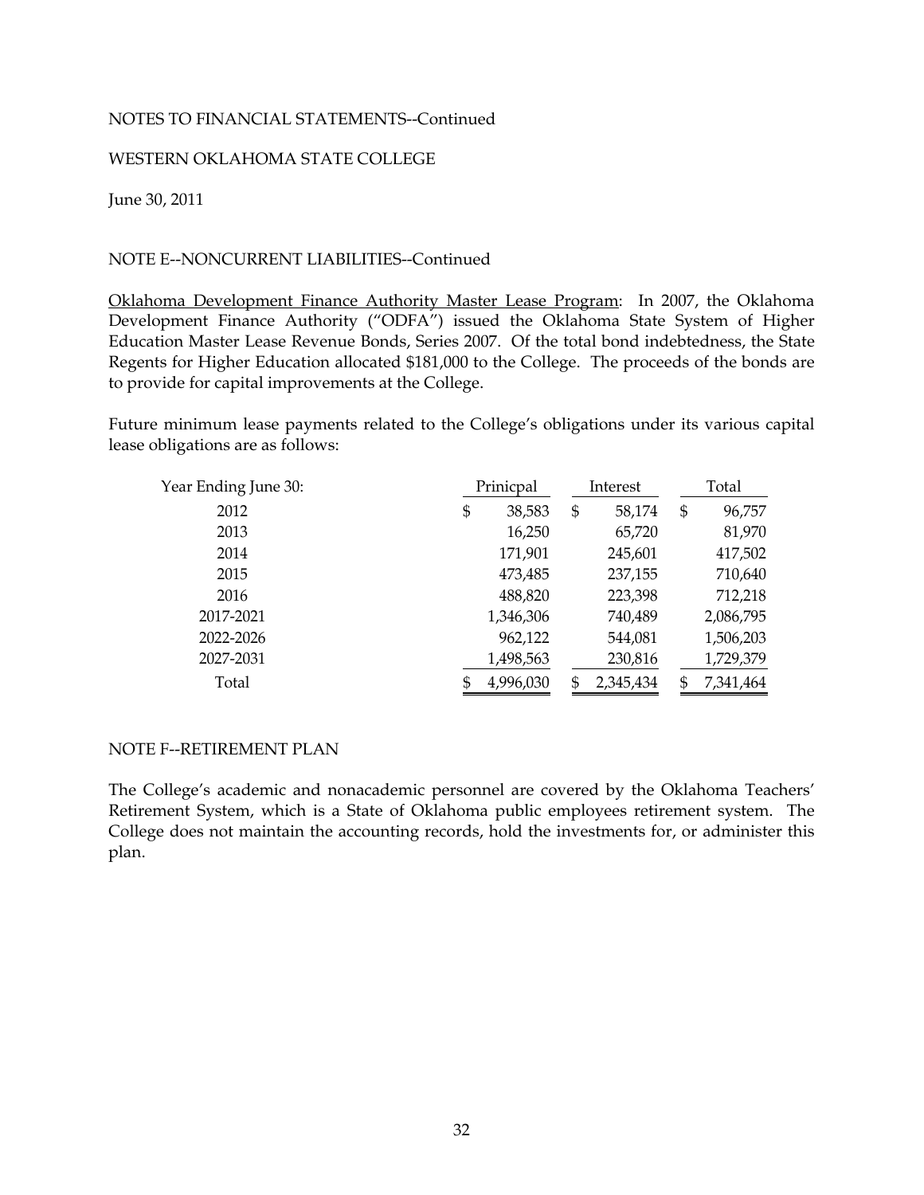NOTES TO FINANCIAL STATEMENTS--Continued

WESTERN OKLAHOMA STATE COLLEGE

June 30, 2011

NOTE E--NONCURRENT LIABILITIES--Continued

Oklahoma Development Finance Authority Master Lease Program: In 2007, the Oklahoma Development Finance Authority ("ODFA") issued the Oklahoma State System of Higher Education Master Lease Revenue Bonds, Series 2007. Of the total bond indebtedness, the State Regents for Higher Education allocated $181,000 to the College. The proceeds of the bonds are to provide for capital improvements at the College.

Future minimum lease payments related to the College's obligations under its various capital lease obligations are as follows:

| Year Ending June 30: | Prinicpal | Interest | Total |
|---|---|---|---|
| 2012 | $ 38,583 | $ 58,174 | $ 96,757 |
| 2013 | 16,250 | 65,720 | 81,970 |
| 2014 | 171,901 | 245,601 | 417,502 |
| 2015 | 473,485 | 237,155 | 710,640 |
| 2016 | 488,820 | 223,398 | 712,218 |
| 2017-2021 | 1,346,306 | 740,489 | 2,086,795 |
| 2022-2026 | 962,122 | 544,081 | 1,506,203 |
| 2027-2031 | 1,498,563 | 230,816 | 1,729,379 |
| Total | $ 4,996,030 | $ 2,345,434 | $ 7,341,464 |

NOTE F--RETIREMENT PLAN

The College's academic and nonacademic personnel are covered by the Oklahoma Teachers' Retirement System, which is a State of Oklahoma public employees retirement system. The College does not maintain the accounting records, hold the investments for, or administer this plan.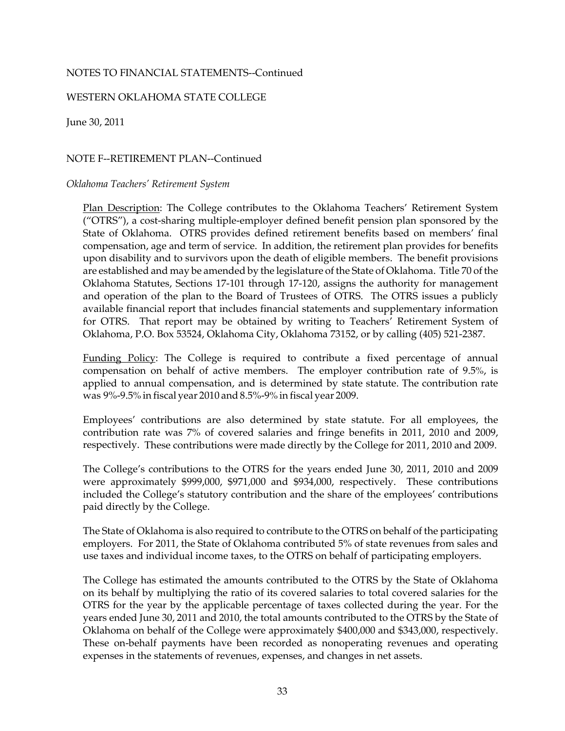NOTES TO FINANCIAL STATEMENTS--Continued

WESTERN OKLAHOMA STATE COLLEGE

June 30, 2011

NOTE F--RETIREMENT PLAN--Continued

*Oklahoma Teachers' Retirement System*

Plan Description: The College contributes to the Oklahoma Teachers' Retirement System ("OTRS"), a cost-sharing multiple-employer defined benefit pension plan sponsored by the State of Oklahoma. OTRS provides defined retirement benefits based on members' final compensation, age and term of service. In addition, the retirement plan provides for benefits upon disability and to survivors upon the death of eligible members. The benefit provisions are established and may be amended by the legislature of the State of Oklahoma. Title 70 of the Oklahoma Statutes, Sections 17-101 through 17-120, assigns the authority for management and operation of the plan to the Board of Trustees of OTRS. The OTRS issues a publicly available financial report that includes financial statements and supplementary information for OTRS. That report may be obtained by writing to Teachers' Retirement System of Oklahoma, P.O. Box 53524, Oklahoma City, Oklahoma 73152, or by calling (405) 521-2387.

Funding Policy: The College is required to contribute a fixed percentage of annual compensation on behalf of active members. The employer contribution rate of 9.5%, is applied to annual compensation, and is determined by state statute. The contribution rate was 9%-9.5% in fiscal year 2010 and 8.5%-9% in fiscal year 2009.

Employees' contributions are also determined by state statute. For all employees, the contribution rate was 7% of covered salaries and fringe benefits in 2011, 2010 and 2009, respectively. These contributions were made directly by the College for 2011, 2010 and 2009.

The College's contributions to the OTRS for the years ended June 30, 2011, 2010 and 2009 were approximately $999,000, $971,000 and $934,000, respectively. These contributions included the College's statutory contribution and the share of the employees' contributions paid directly by the College.

The State of Oklahoma is also required to contribute to the OTRS on behalf of the participating employers. For 2011, the State of Oklahoma contributed 5% of state revenues from sales and use taxes and individual income taxes, to the OTRS on behalf of participating employers.

The College has estimated the amounts contributed to the OTRS by the State of Oklahoma on its behalf by multiplying the ratio of its covered salaries to total covered salaries for the OTRS for the year by the applicable percentage of taxes collected during the year. For the years ended June 30, 2011 and 2010, the total amounts contributed to the OTRS by the State of Oklahoma on behalf of the College were approximately $400,000 and $343,000, respectively. These on-behalf payments have been recorded as nonoperating revenues and operating expenses in the statements of revenues, expenses, and changes in net assets.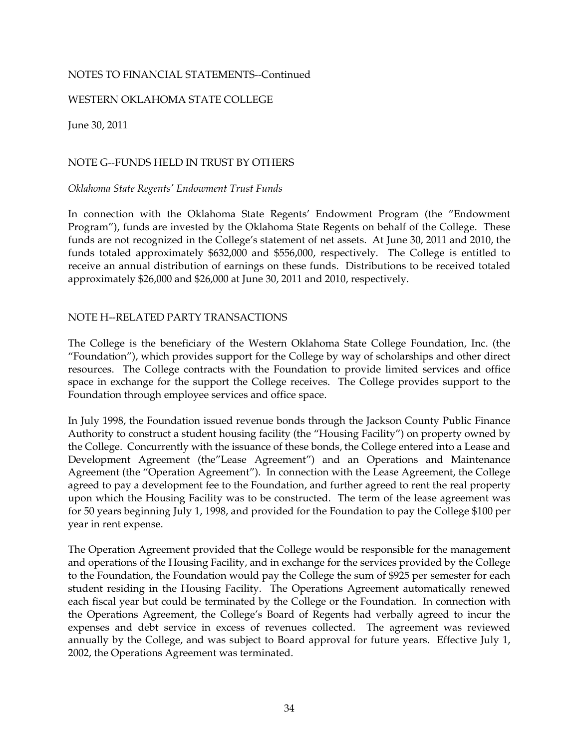NOTES TO FINANCIAL STATEMENTS--Continued

WESTERN OKLAHOMA STATE COLLEGE

June 30, 2011

## NOTE G--FUNDS HELD IN TRUST BY OTHERS

*Oklahoma State Regents' Endowment Trust Funds*

In connection with the Oklahoma State Regents' Endowment Program (the "Endowment Program"), funds are invested by the Oklahoma State Regents on behalf of the College. These funds are not recognized in the College's statement of net assets. At June 30, 2011 and 2010, the funds totaled approximately $632,000 and $556,000, respectively. The College is entitled to receive an annual distribution of earnings on these funds. Distributions to be received totaled approximately $26,000 and $26,000 at June 30, 2011 and 2010, respectively.

## NOTE H--RELATED PARTY TRANSACTIONS

The College is the beneficiary of the Western Oklahoma State College Foundation, Inc. (the "Foundation"), which provides support for the College by way of scholarships and other direct resources. The College contracts with the Foundation to provide limited services and office space in exchange for the support the College receives. The College provides support to the Foundation through employee services and office space.

In July 1998, the Foundation issued revenue bonds through the Jackson County Public Finance Authority to construct a student housing facility (the "Housing Facility") on property owned by the College. Concurrently with the issuance of these bonds, the College entered into a Lease and Development Agreement (the"Lease Agreement") and an Operations and Maintenance Agreement (the "Operation Agreement"). In connection with the Lease Agreement, the College agreed to pay a development fee to the Foundation, and further agreed to rent the real property upon which the Housing Facility was to be constructed. The term of the lease agreement was for 50 years beginning July 1, 1998, and provided for the Foundation to pay the College $100 per year in rent expense.

The Operation Agreement provided that the College would be responsible for the management and operations of the Housing Facility, and in exchange for the services provided by the College to the Foundation, the Foundation would pay the College the sum of $925 per semester for each student residing in the Housing Facility. The Operations Agreement automatically renewed each fiscal year but could be terminated by the College or the Foundation. In connection with the Operations Agreement, the College's Board of Regents had verbally agreed to incur the expenses and debt service in excess of revenues collected. The agreement was reviewed annually by the College, and was subject to Board approval for future years. Effective July 1, 2002, the Operations Agreement was terminated.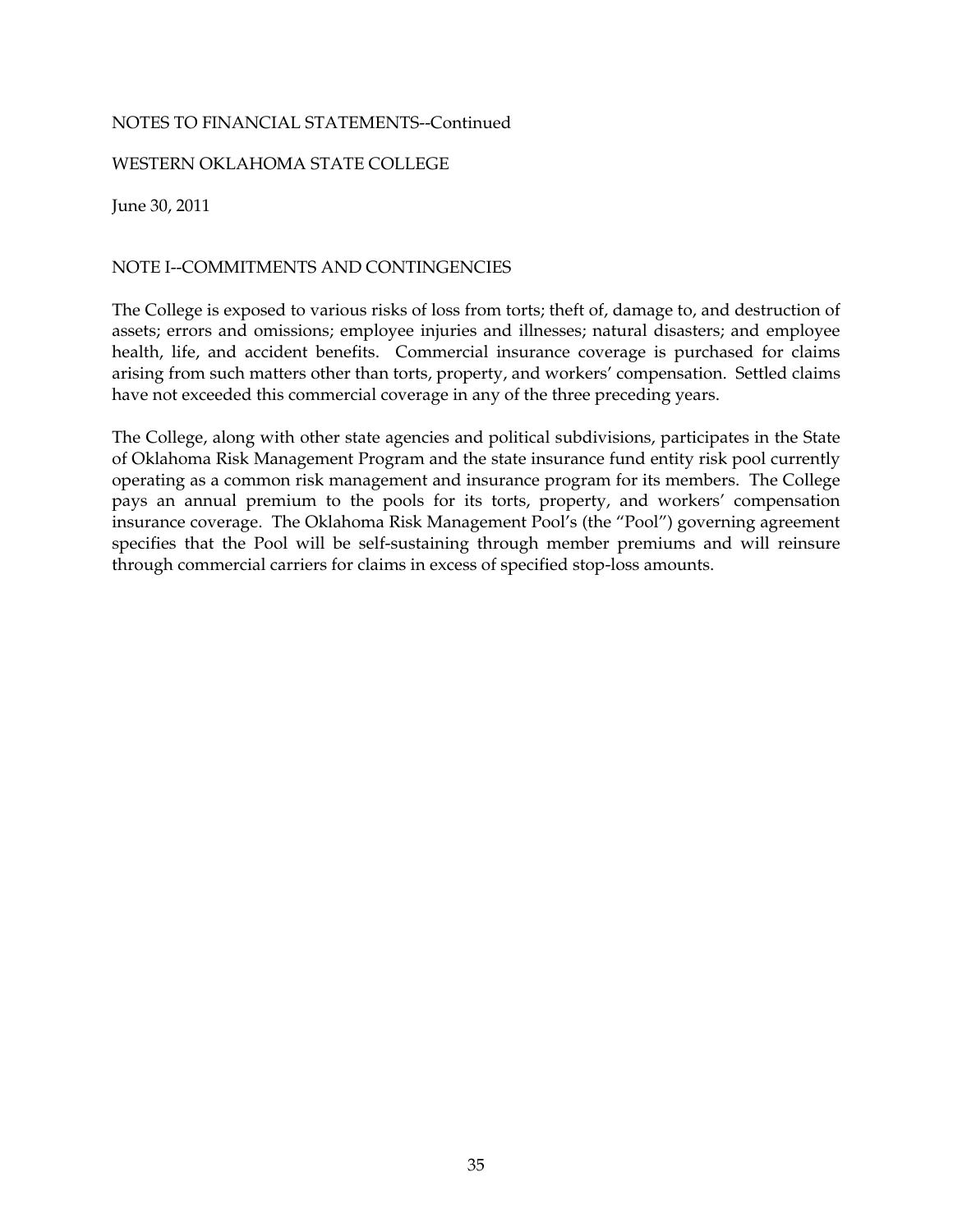NOTES TO FINANCIAL STATEMENTS--Continued

WESTERN OKLAHOMA STATE COLLEGE

June 30, 2011

## NOTE I--COMMITMENTS AND CONTINGENCIES

The College is exposed to various risks of loss from torts; theft of, damage to, and destruction of assets; errors and omissions; employee injuries and illnesses; natural disasters; and employee health, life, and accident benefits. Commercial insurance coverage is purchased for claims arising from such matters other than torts, property, and workers' compensation. Settled claims have not exceeded this commercial coverage in any of the three preceding years.

The College, along with other state agencies and political subdivisions, participates in the State of Oklahoma Risk Management Program and the state insurance fund entity risk pool currently operating as a common risk management and insurance program for its members. The College pays an annual premium to the pools for its torts, property, and workers' compensation insurance coverage. The Oklahoma Risk Management Pool's (the "Pool") governing agreement specifies that the Pool will be self-sustaining through member premiums and will reinsure through commercial carriers for claims in excess of specified stop-loss amounts.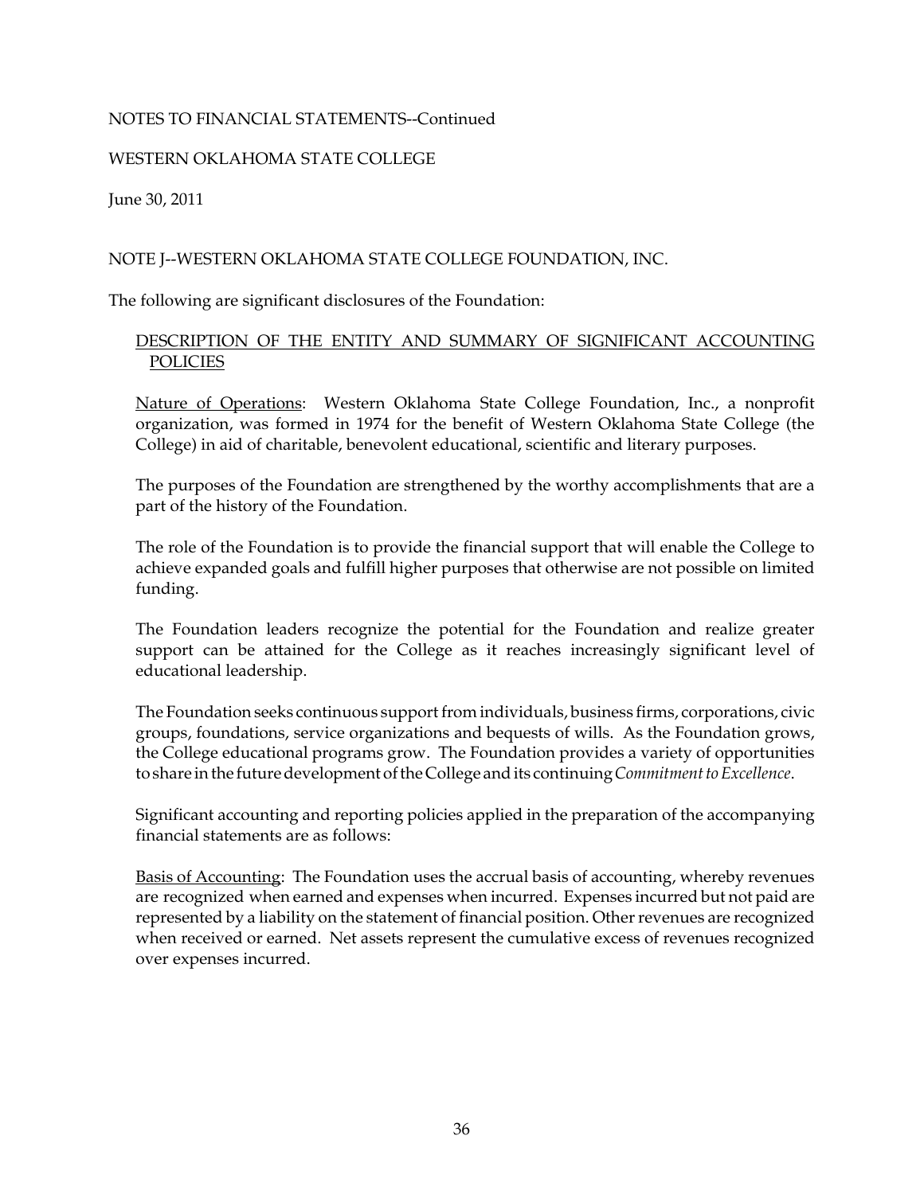NOTES TO FINANCIAL STATEMENTS--Continued

WESTERN OKLAHOMA STATE COLLEGE

June 30, 2011

## NOTE J--WESTERN OKLAHOMA STATE COLLEGE FOUNDATION, INC.

The following are significant disclosures of the Foundation:

### DESCRIPTION OF THE ENTITY AND SUMMARY OF SIGNIFICANT ACCOUNTING POLICIES

Nature of Operations: Western Oklahoma State College Foundation, Inc., a nonprofit organization, was formed in 1974 for the benefit of Western Oklahoma State College (the College) in aid of charitable, benevolent educational, scientific and literary purposes.

The purposes of the Foundation are strengthened by the worthy accomplishments that are a part of the history of the Foundation.

The role of the Foundation is to provide the financial support that will enable the College to achieve expanded goals and fulfill higher purposes that otherwise are not possible on limited funding.

The Foundation leaders recognize the potential for the Foundation and realize greater support can be attained for the College as it reaches increasingly significant level of educational leadership.

The Foundation seeks continuous support from individuals, business firms, corporations, civic groups, foundations, service organizations and bequests of wills. As the Foundation grows, the College educational programs grow. The Foundation provides a variety of opportunities to share in the future development of the College and its continuing *Commitment to Excellence*.

Significant accounting and reporting policies applied in the preparation of the accompanying financial statements are as follows:

Basis of Accounting: The Foundation uses the accrual basis of accounting, whereby revenues are recognized when earned and expenses when incurred. Expenses incurred but not paid are represented by a liability on the statement of financial position. Other revenues are recognized when received or earned. Net assets represent the cumulative excess of revenues recognized over expenses incurred.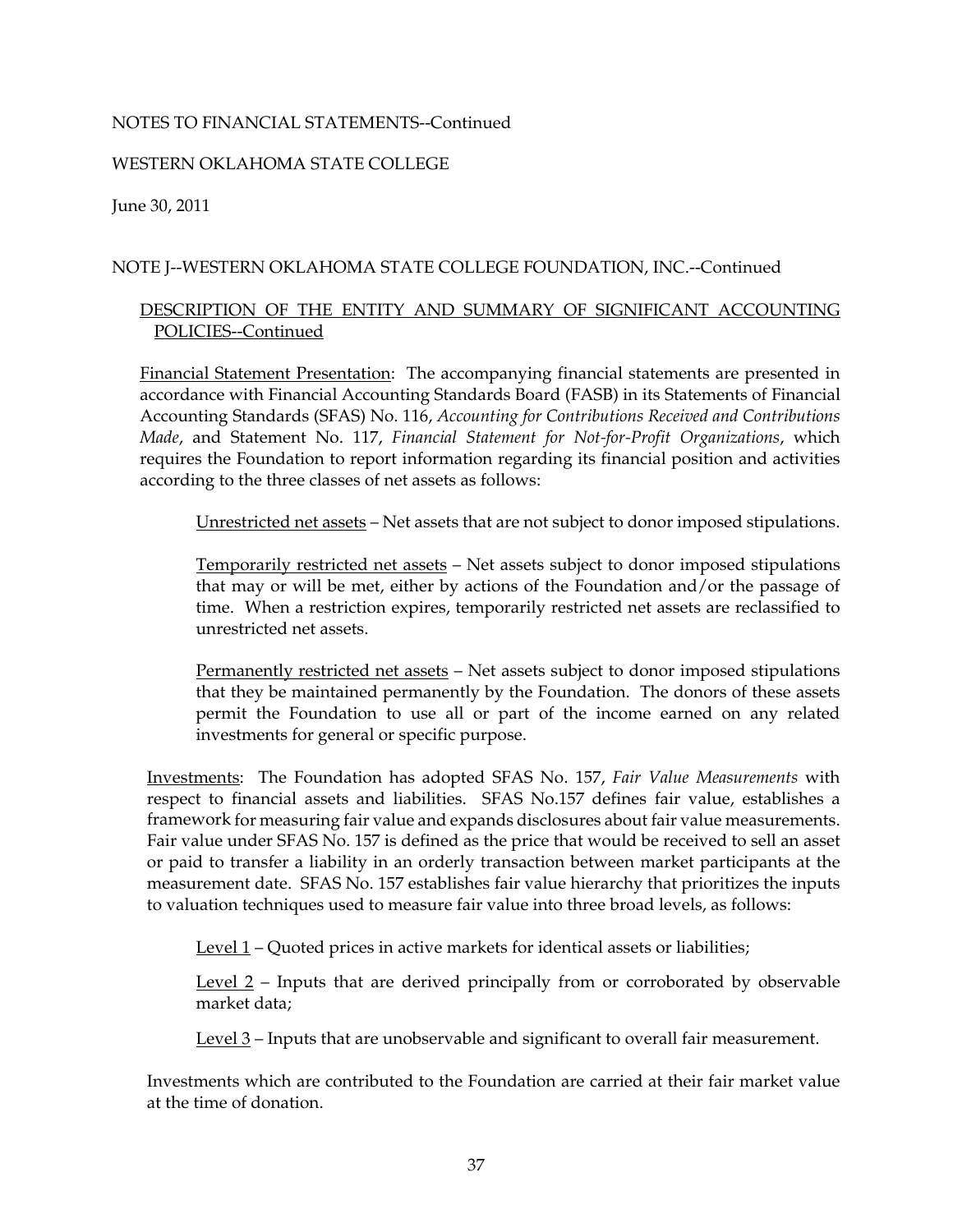NOTES TO FINANCIAL STATEMENTS--Continued

WESTERN OKLAHOMA STATE COLLEGE

June 30, 2011

NOTE J--WESTERN OKLAHOMA STATE COLLEGE FOUNDATION, INC.--Continued

DESCRIPTION OF THE ENTITY AND SUMMARY OF SIGNIFICANT ACCOUNTING POLICIES--Continued

Financial Statement Presentation: The accompanying financial statements are presented in accordance with Financial Accounting Standards Board (FASB) in its Statements of Financial Accounting Standards (SFAS) No. 116, *Accounting for Contributions Received and Contributions Made*, and Statement No. 117, *Financial Statement for Not-for-Profit Organizations*, which requires the Foundation to report information regarding its financial position and activities according to the three classes of net assets as follows:

Unrestricted net assets – Net assets that are not subject to donor imposed stipulations.

Temporarily restricted net assets – Net assets subject to donor imposed stipulations that may or will be met, either by actions of the Foundation and/or the passage of time. When a restriction expires, temporarily restricted net assets are reclassified to unrestricted net assets.

Permanently restricted net assets – Net assets subject to donor imposed stipulations that they be maintained permanently by the Foundation. The donors of these assets permit the Foundation to use all or part of the income earned on any related investments for general or specific purpose.

Investments: The Foundation has adopted SFAS No. 157, *Fair Value Measurements* with respect to financial assets and liabilities. SFAS No.157 defines fair value, establishes a framework for measuring fair value and expands disclosures about fair value measurements. Fair value under SFAS No. 157 is defined as the price that would be received to sell an asset or paid to transfer a liability in an orderly transaction between market participants at the measurement date. SFAS No. 157 establishes fair value hierarchy that prioritizes the inputs to valuation techniques used to measure fair value into three broad levels, as follows:

Level 1 – Quoted prices in active markets for identical assets or liabilities;

Level 2 – Inputs that are derived principally from or corroborated by observable market data;

Level 3 – Inputs that are unobservable and significant to overall fair measurement.

Investments which are contributed to the Foundation are carried at their fair market value at the time of donation.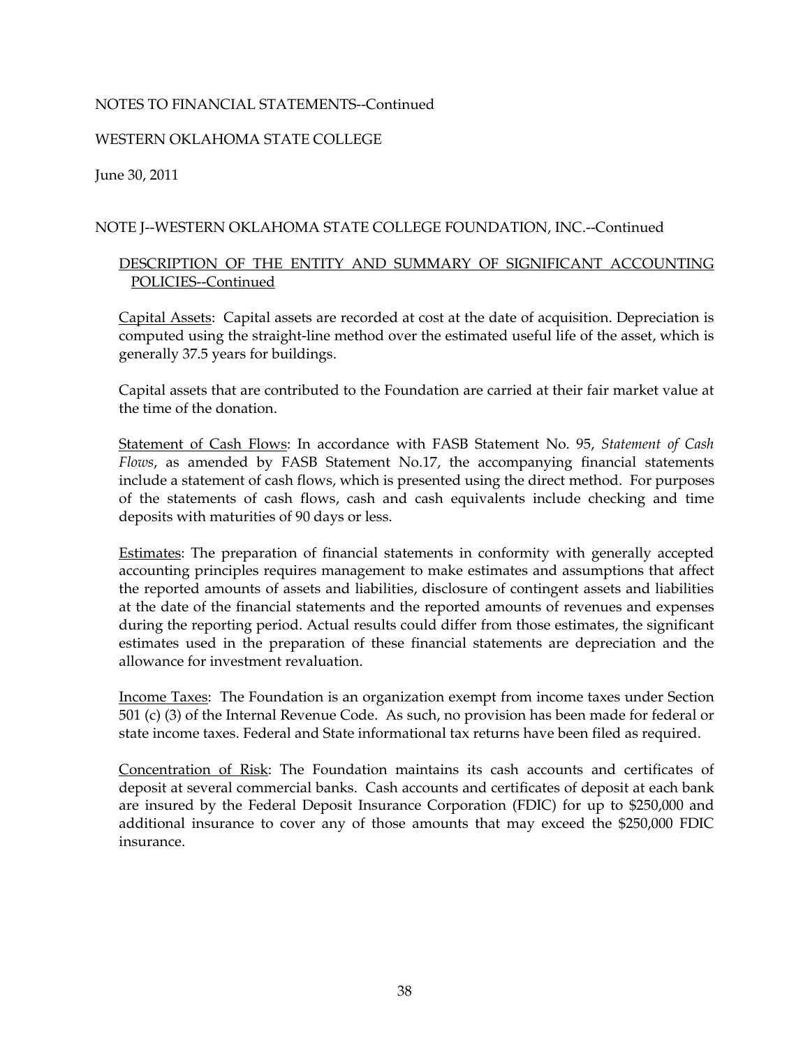NOTES TO FINANCIAL STATEMENTS--Continued

WESTERN OKLAHOMA STATE COLLEGE

June 30, 2011

NOTE J--WESTERN OKLAHOMA STATE COLLEGE FOUNDATION, INC.--Continued

DESCRIPTION OF THE ENTITY AND SUMMARY OF SIGNIFICANT ACCOUNTING POLICIES--Continued

Capital Assets: Capital assets are recorded at cost at the date of acquisition. Depreciation is computed using the straight-line method over the estimated useful life of the asset, which is generally 37.5 years for buildings.

Capital assets that are contributed to the Foundation are carried at their fair market value at the time of the donation.

Statement of Cash Flows: In accordance with FASB Statement No. 95, *Statement of Cash Flows*, as amended by FASB Statement No.17, the accompanying financial statements include a statement of cash flows, which is presented using the direct method. For purposes of the statements of cash flows, cash and cash equivalents include checking and time deposits with maturities of 90 days or less.

Estimates: The preparation of financial statements in conformity with generally accepted accounting principles requires management to make estimates and assumptions that affect the reported amounts of assets and liabilities, disclosure of contingent assets and liabilities at the date of the financial statements and the reported amounts of revenues and expenses during the reporting period. Actual results could differ from those estimates, the significant estimates used in the preparation of these financial statements are depreciation and the allowance for investment revaluation.

Income Taxes: The Foundation is an organization exempt from income taxes under Section 501 (c) (3) of the Internal Revenue Code. As such, no provision has been made for federal or state income taxes. Federal and State informational tax returns have been filed as required.

Concentration of Risk: The Foundation maintains its cash accounts and certificates of deposit at several commercial banks. Cash accounts and certificates of deposit at each bank are insured by the Federal Deposit Insurance Corporation (FDIC) for up to $250,000 and additional insurance to cover any of those amounts that may exceed the $250,000 FDIC insurance.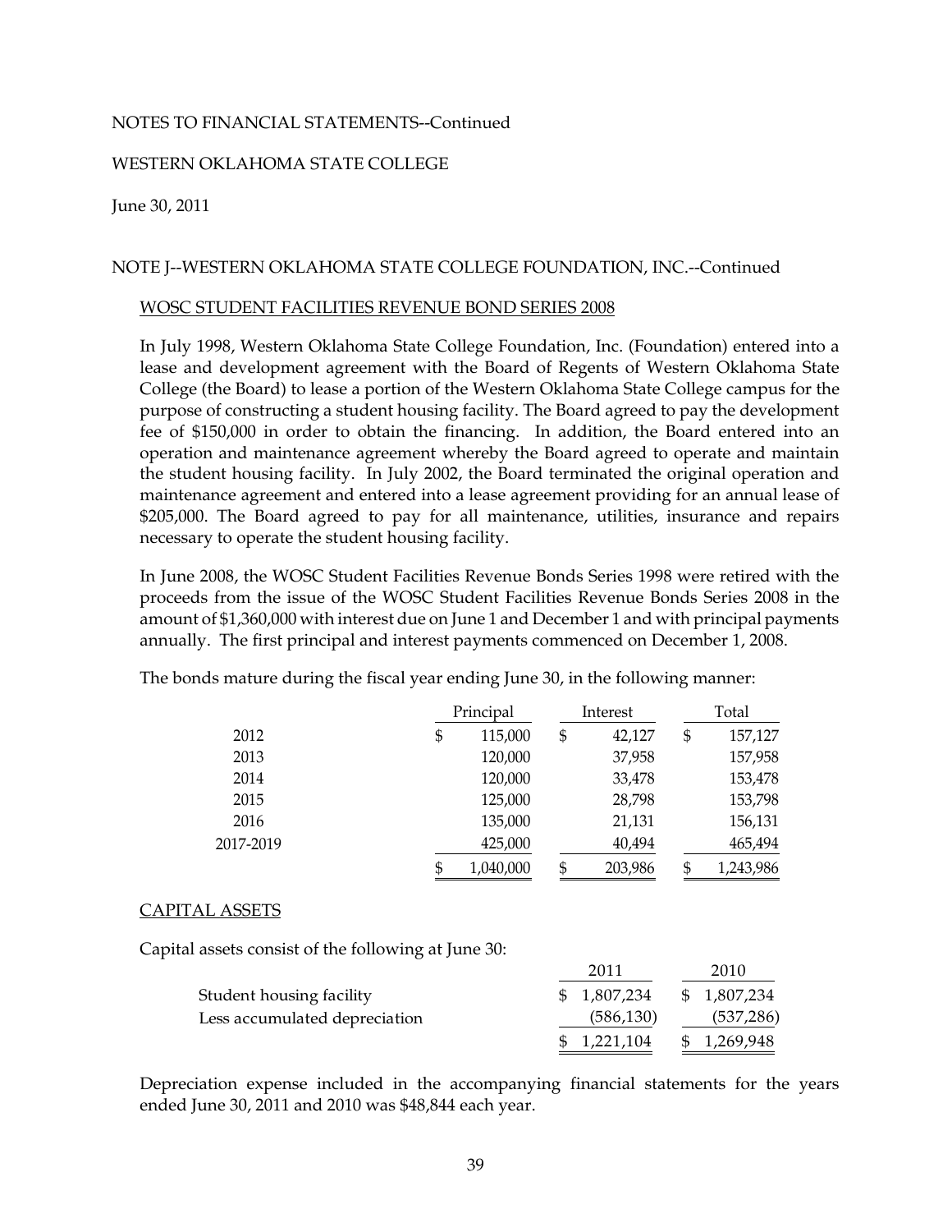NOTES TO FINANCIAL STATEMENTS--Continued

WESTERN OKLAHOMA STATE COLLEGE

June 30, 2011

NOTE J--WESTERN OKLAHOMA STATE COLLEGE FOUNDATION, INC.--Continued

WOSC STUDENT FACILITIES REVENUE BOND SERIES 2008

In July 1998, Western Oklahoma State College Foundation, Inc. (Foundation) entered into a lease and development agreement with the Board of Regents of Western Oklahoma State College (the Board) to lease a portion of the Western Oklahoma State College campus for the purpose of constructing a student housing facility. The Board agreed to pay the development fee of $150,000 in order to obtain the financing. In addition, the Board entered into an operation and maintenance agreement whereby the Board agreed to operate and maintain the student housing facility. In July 2002, the Board terminated the original operation and maintenance agreement and entered into a lease agreement providing for an annual lease of $205,000. The Board agreed to pay for all maintenance, utilities, insurance and repairs necessary to operate the student housing facility.

In June 2008, the WOSC Student Facilities Revenue Bonds Series 1998 were retired with the proceeds from the issue of the WOSC Student Facilities Revenue Bonds Series 2008 in the amount of $1,360,000 with interest due on June 1 and December 1 and with principal payments annually. The first principal and interest payments commenced on December 1, 2008.

The bonds mature during the fiscal year ending June 30, in the following manner:

| | Principal | Interest | Total |
|---|---|---|---|
| 2012 | $ 115,000 | $ 42,127 | $ 157,127 |
| 2013 | 120,000 | 37,958 | 157,958 |
| 2014 | 120,000 | 33,478 | 153,478 |
| 2015 | 125,000 | 28,798 | 153,798 |
| 2016 | 135,000 | 21,131 | 156,131 |
| 2017-2019 | 425,000 | 40,494 | 465,494 |
| | $ 1,040,000 | $ 203,986 | $ 1,243,986 |

CAPITAL ASSETS

Capital assets consist of the following at June 30:

| | 2011 | 2010 |
|---|---|---|
| Student housing facility | $ 1,807,234 | $ 1,807,234 |
| Less accumulated depreciation | (586,130) | (537,286) |
| | $ 1,221,104 | $ 1,269,948 |

Depreciation expense included in the accompanying financial statements for the years ended June 30, 2011 and 2010 was $48,844 each year.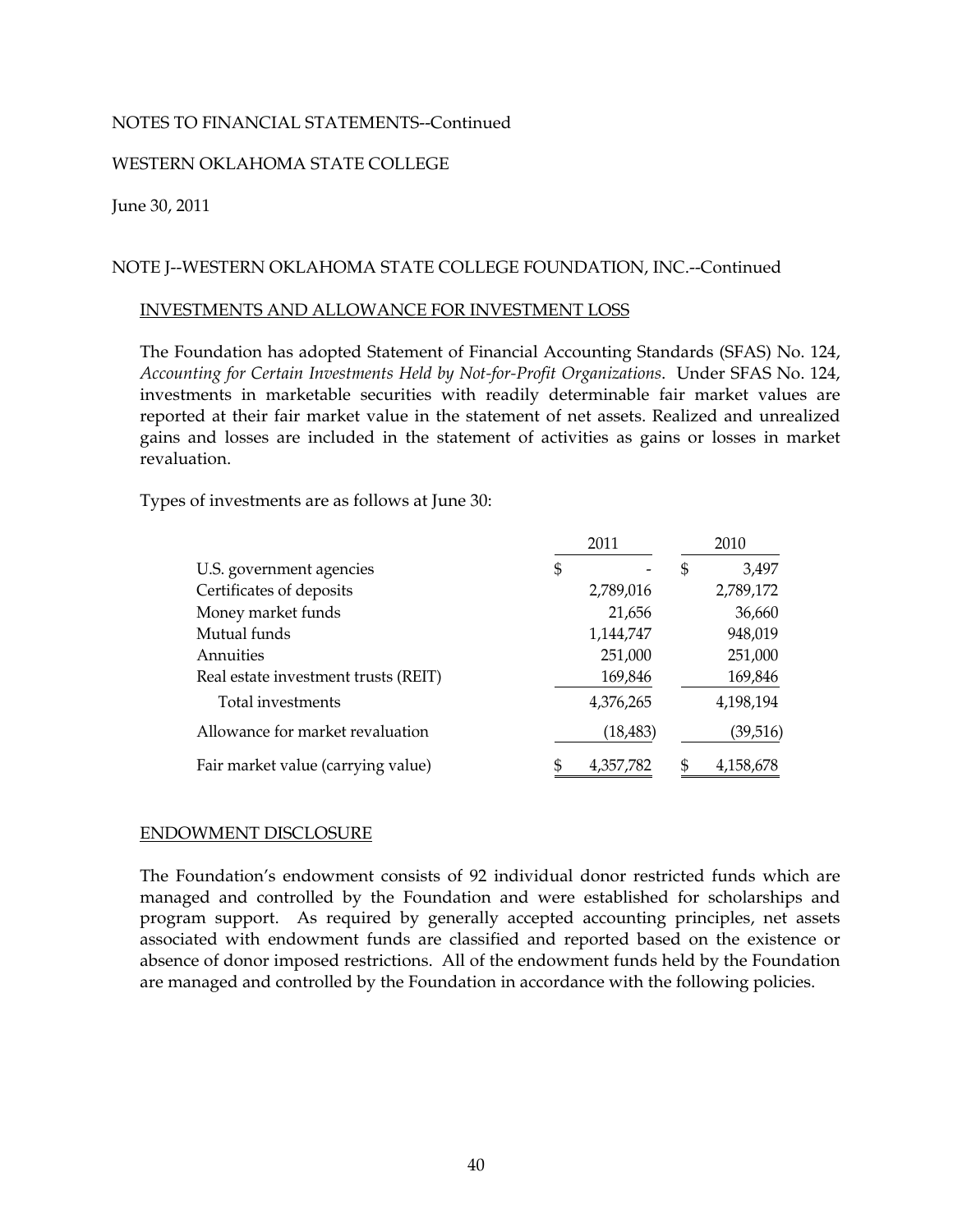NOTES TO FINANCIAL STATEMENTS--Continued

WESTERN OKLAHOMA STATE COLLEGE

June 30, 2011

NOTE J--WESTERN OKLAHOMA STATE COLLEGE FOUNDATION, INC.--Continued

INVESTMENTS AND ALLOWANCE FOR INVESTMENT LOSS

The Foundation has adopted Statement of Financial Accounting Standards (SFAS) No. 124, *Accounting for Certain Investments Held by Not-for-Profit Organizations*. Under SFAS No. 124, investments in marketable securities with readily determinable fair market values are reported at their fair market value in the statement of net assets. Realized and unrealized gains and losses are included in the statement of activities as gains or losses in market revaluation.

Types of investments are as follows at June 30:

| | 2011 | 2010 |
|---|---|---|
| U.S. government agencies | $ - | $ 3,497 |
| Certificates of deposits | 2,789,016 | 2,789,172 |
| Money market funds | 21,656 | 36,660 |
| Mutual funds | 1,144,747 | 948,019 |
| Annuities | 251,000 | 251,000 |
| Real estate investment trusts (REIT) | 169,846 | 169,846 |
| Total investments | 4,376,265 | 4,198,194 |
| Allowance for market revaluation | (18,483) | (39,516) |
| Fair market value (carrying value) | $ 4,357,782 | $ 4,158,678 |

ENDOWMENT DISCLOSURE

The Foundation's endowment consists of 92 individual donor restricted funds which are managed and controlled by the Foundation and were established for scholarships and program support. As required by generally accepted accounting principles, net assets associated with endowment funds are classified and reported based on the existence or absence of donor imposed restrictions. All of the endowment funds held by the Foundation are managed and controlled by the Foundation in accordance with the following policies.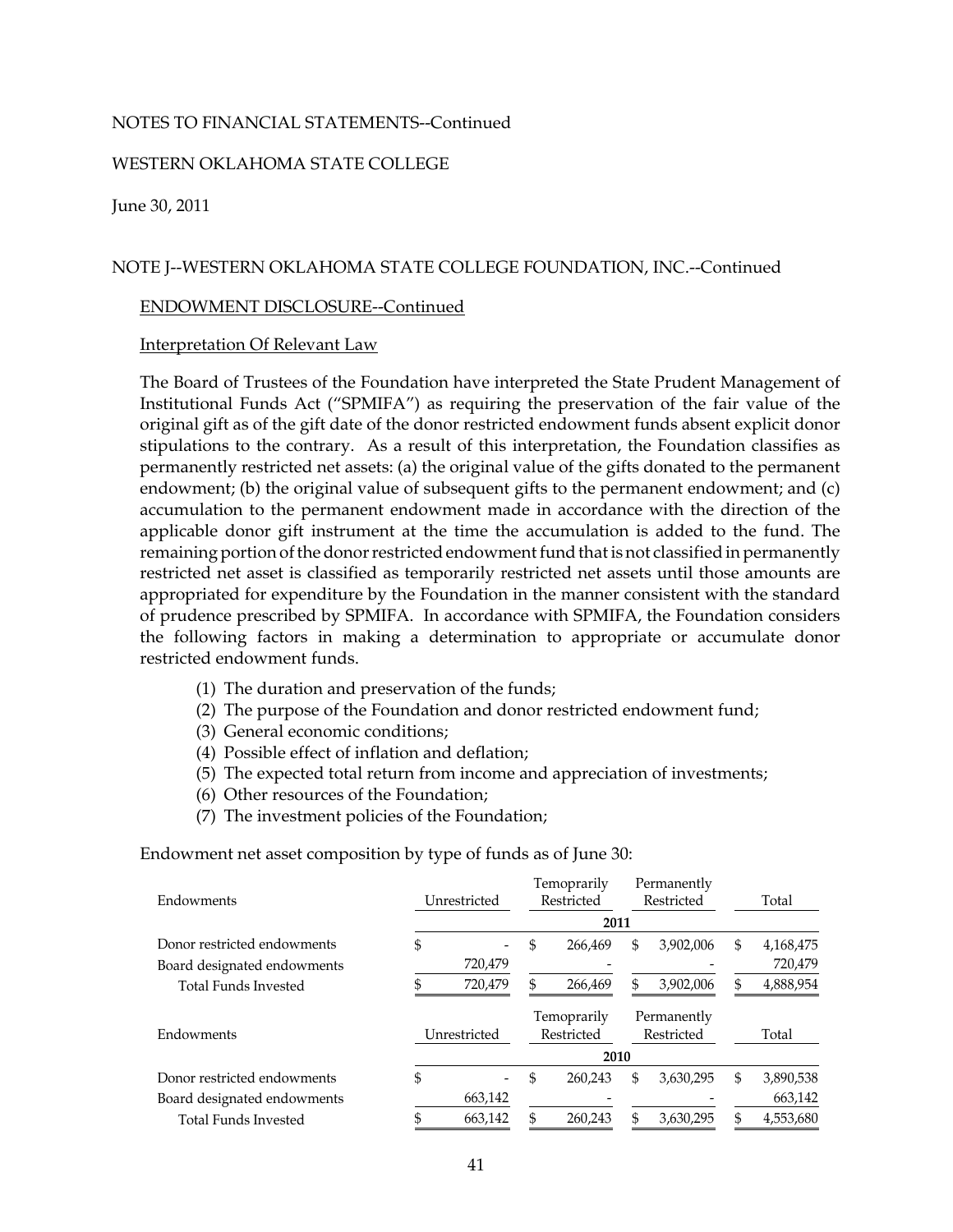NOTES TO FINANCIAL STATEMENTS--Continued

WESTERN OKLAHOMA STATE COLLEGE

June 30, 2011

NOTE J--WESTERN OKLAHOMA STATE COLLEGE FOUNDATION, INC.--Continued

ENDOWMENT DISCLOSURE--Continued

Interpretation Of Relevant Law

The Board of Trustees of the Foundation have interpreted the State Prudent Management of Institutional Funds Act ("SPMIFA") as requiring the preservation of the fair value of the original gift as of the gift date of the donor restricted endowment funds absent explicit donor stipulations to the contrary. As a result of this interpretation, the Foundation classifies as permanently restricted net assets: (a) the original value of the gifts donated to the permanent endowment; (b) the original value of subsequent gifts to the permanent endowment; and (c) accumulation to the permanent endowment made in accordance with the direction of the applicable donor gift instrument at the time the accumulation is added to the fund. The remaining portion of the donor restricted endowment fund that is not classified in permanently restricted net asset is classified as temporarily restricted net assets until those amounts are appropriated for expenditure by the Foundation in the manner consistent with the standard of prudence prescribed by SPMIFA. In accordance with SPMIFA, the Foundation considers the following factors in making a determination to appropriate or accumulate donor restricted endowment funds.

(1) The duration and preservation of the funds;
(2) The purpose of the Foundation and donor restricted endowment fund;
(3) General economic conditions;
(4) Possible effect of inflation and deflation;
(5) The expected total return from income and appreciation of investments;
(6) Other resources of the Foundation;
(7) The investment policies of the Foundation;

Endowment net asset composition by type of funds as of June 30:

| Endowments | Unrestricted | Temoprarily Restricted | Permanently Restricted | Total |
|---|---|---|---|---|
| | | 2011 | | |
| Donor restricted endowments | $ - | $ 266,469 | $ 3,902,006 | $ 4,168,475 |
| Board designated endowments | 720,479 | - | - | 720,479 |
| Total Funds Invested | $ 720,479 | $ 266,469 | $ 3,902,006 | $ 4,888,954 |

| Endowments | Unrestricted | Temoprarily Restricted | Permanently Restricted | Total |
|---|---|---|---|---|
| | | 2010 | | |
| Donor restricted endowments | $ - | $ 260,243 | $ 3,630,295 | $ 3,890,538 |
| Board designated endowments | 663,142 | - | - | 663,142 |
| Total Funds Invested | $ 663,142 | $ 260,243 | $ 3,630,295 | $ 4,553,680 |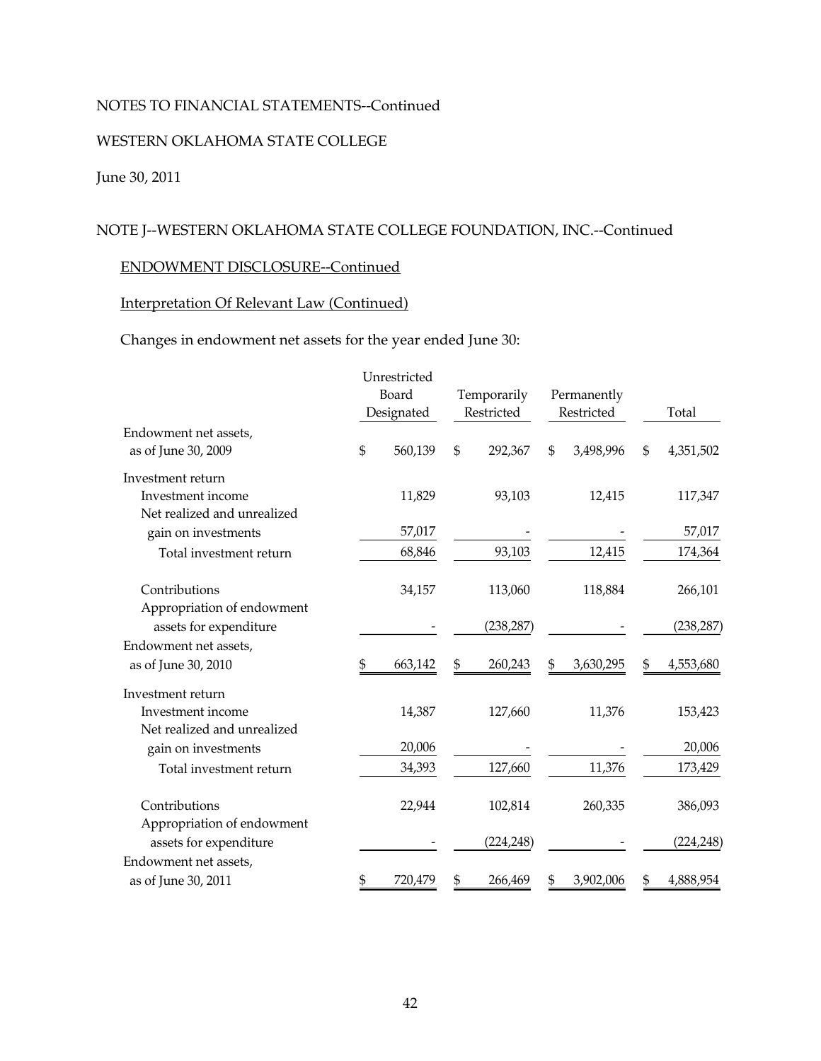NOTES TO FINANCIAL STATEMENTS--Continued

WESTERN OKLAHOMA STATE COLLEGE

June 30, 2011

## NOTE J--WESTERN OKLAHOMA STATE COLLEGE FOUNDATION, INC.--Continued

### ENDOWMENT DISCLOSURE--Continued

#### Interpretation Of Relevant Law (Continued)

Changes in endowment net assets for the year ended June 30:

| | Unrestricted Board Designated | Temporarily Restricted | Permanently Restricted | Total |
|---|---|---|---|---|
| Endowment net assets, as of June 30, 2009 | $ 560,139 | $ 292,367 | $ 3,498,996 | $ 4,351,502 |
| Investment return | | | | |
| Investment income | 11,829 | 93,103 | 12,415 | 117,347 |
| Net realized and unrealized gain on investments | 57,017 | - | - | 57,017 |
| Total investment return | 68,846 | 93,103 | 12,415 | 174,364 |
| Contributions | 34,157 | 113,060 | 118,884 | 266,101 |
| Appropriation of endowment assets for expenditure | - | (238,287) | - | (238,287) |
| Endowment net assets, as of June 30, 2010 | $ 663,142 | $ 260,243 | $ 3,630,295 | $ 4,553,680 |
| Investment return | | | | |
| Investment income | 14,387 | 127,660 | 11,376 | 153,423 |
| Net realized and unrealized gain on investments | 20,006 | - | - | 20,006 |
| Total investment return | 34,393 | 127,660 | 11,376 | 173,429 |
| Contributions | 22,944 | 102,814 | 260,335 | 386,093 |
| Appropriation of endowment assets for expenditure | - | (224,248) | - | (224,248) |
| Endowment net assets, as of June 30, 2011 | $ 720,479 | $ 266,469 | $ 3,902,006 | $ 4,888,954 |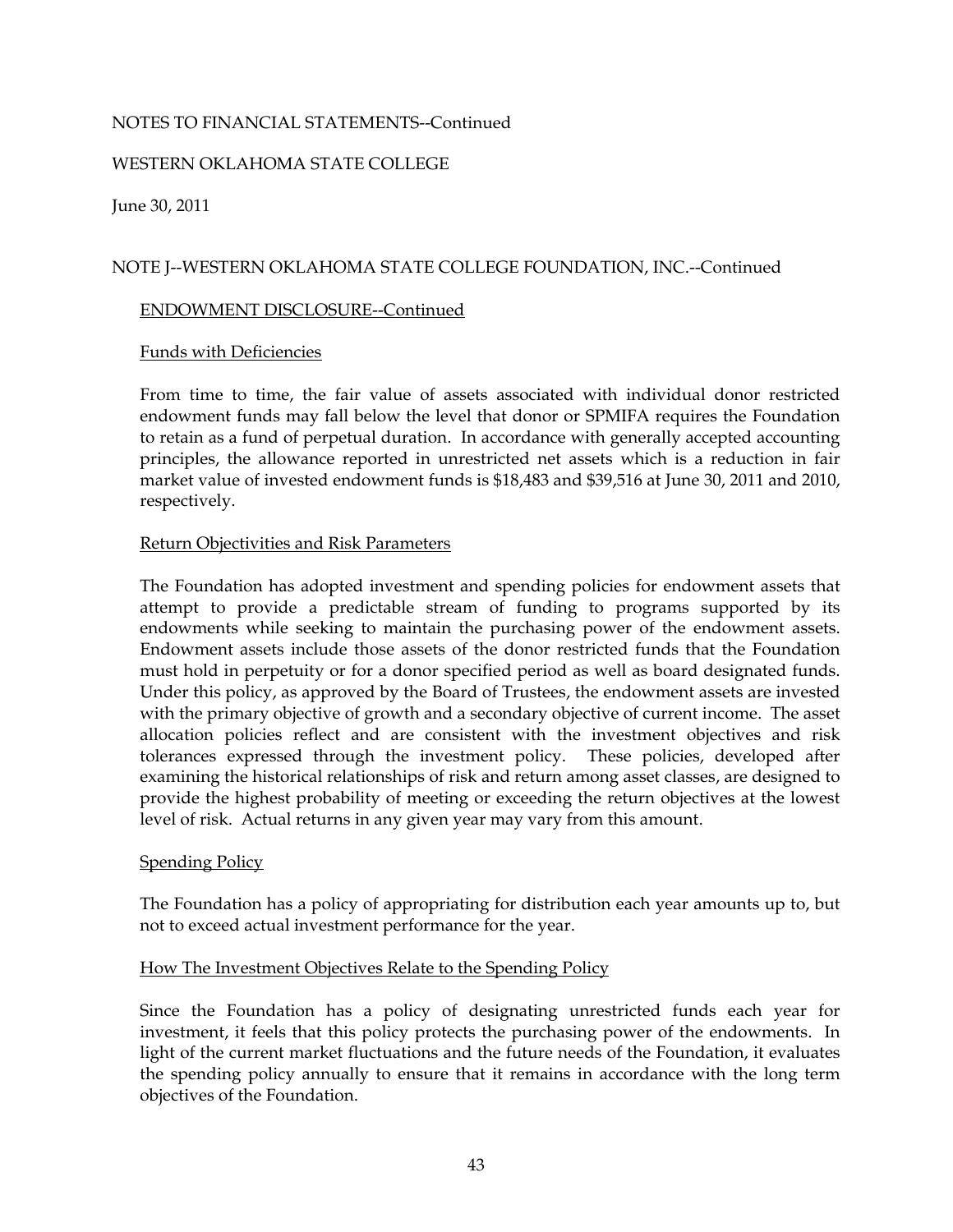NOTES TO FINANCIAL STATEMENTS--Continued

WESTERN OKLAHOMA STATE COLLEGE

June 30, 2011

NOTE J--WESTERN OKLAHOMA STATE COLLEGE FOUNDATION, INC.--Continued

ENDOWMENT DISCLOSURE--Continued

Funds with Deficiencies

From time to time, the fair value of assets associated with individual donor restricted endowment funds may fall below the level that donor or SPMIFA requires the Foundation to retain as a fund of perpetual duration. In accordance with generally accepted accounting principles, the allowance reported in unrestricted net assets which is a reduction in fair market value of invested endowment funds is $18,483 and $39,516 at June 30, 2011 and 2010, respectively.

Return Objectivities and Risk Parameters

The Foundation has adopted investment and spending policies for endowment assets that attempt to provide a predictable stream of funding to programs supported by its endowments while seeking to maintain the purchasing power of the endowment assets. Endowment assets include those assets of the donor restricted funds that the Foundation must hold in perpetuity or for a donor specified period as well as board designated funds. Under this policy, as approved by the Board of Trustees, the endowment assets are invested with the primary objective of growth and a secondary objective of current income. The asset allocation policies reflect and are consistent with the investment objectives and risk tolerances expressed through the investment policy. These policies, developed after examining the historical relationships of risk and return among asset classes, are designed to provide the highest probability of meeting or exceeding the return objectives at the lowest level of risk. Actual returns in any given year may vary from this amount.

Spending Policy

The Foundation has a policy of appropriating for distribution each year amounts up to, but not to exceed actual investment performance for the year.

How The Investment Objectives Relate to the Spending Policy

Since the Foundation has a policy of designating unrestricted funds each year for investment, it feels that this policy protects the purchasing power of the endowments. In light of the current market fluctuations and the future needs of the Foundation, it evaluates the spending policy annually to ensure that it remains in accordance with the long term objectives of the Foundation.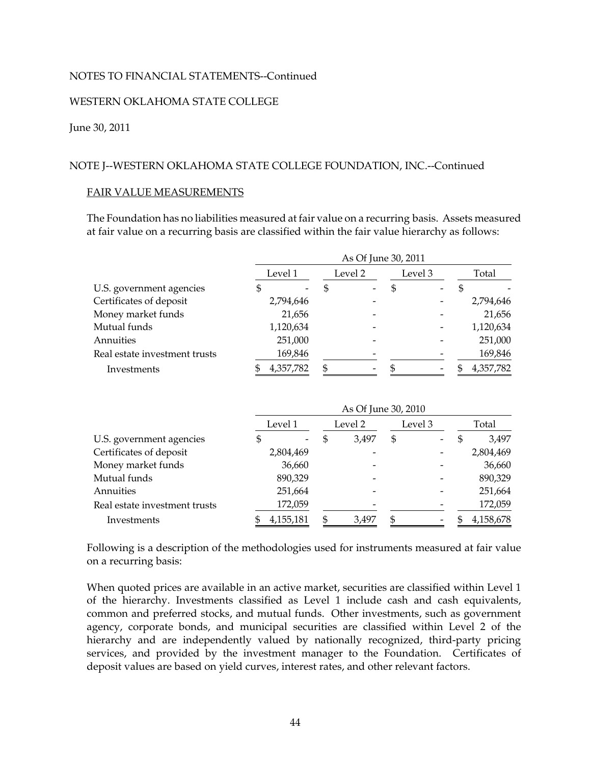NOTES TO FINANCIAL STATEMENTS--Continued

WESTERN OKLAHOMA STATE COLLEGE

June 30, 2011

NOTE J--WESTERN OKLAHOMA STATE COLLEGE FOUNDATION, INC.--Continued

FAIR VALUE MEASUREMENTS

The Foundation has no liabilities measured at fair value on a recurring basis. Assets measured at fair value on a recurring basis are classified within the fair value hierarchy as follows:

| | As Of June 30, 2011 | | | |
|---|---|---|---|---|
| | Level 1 | Level 2 | Level 3 | Total |
| U.S. government agencies | $ - | $ - | $ - | $ - |
| Certificates of deposit | 2,794,646 | - | - | 2,794,646 |
| Money market funds | 21,656 | - | - | 21,656 |
| Mutual funds | 1,120,634 | - | - | 1,120,634 |
| Annuities | 251,000 | - | - | 251,000 |
| Real estate investment trusts | 169,846 | - | - | 169,846 |
| Investments | $ 4,357,782 | $ - | $ - | $ 4,357,782 |

| | As Of June 30, 2010 | | | |
|---|---|---|---|---|
| | Level 1 | Level 2 | Level 3 | Total |
| U.S. government agencies | $ - | $ 3,497 | $ - | $ 3,497 |
| Certificates of deposit | 2,804,469 | - | - | 2,804,469 |
| Money market funds | 36,660 | - | - | 36,660 |
| Mutual funds | 890,329 | - | - | 890,329 |
| Annuities | 251,664 | - | - | 251,664 |
| Real estate investment trusts | 172,059 | - | - | 172,059 |
| Investments | $ 4,155,181 | $ 3,497 | $ - | $ 4,158,678 |

Following is a description of the methodologies used for instruments measured at fair value on a recurring basis:

When quoted prices are available in an active market, securities are classified within Level 1 of the hierarchy. Investments classified as Level 1 include cash and cash equivalents, common and preferred stocks, and mutual funds. Other investments, such as government agency, corporate bonds, and municipal securities are classified within Level 2 of the hierarchy and are independently valued by nationally recognized, third-party pricing services, and provided by the investment manager to the Foundation. Certificates of deposit values are based on yield curves, interest rates, and other relevant factors.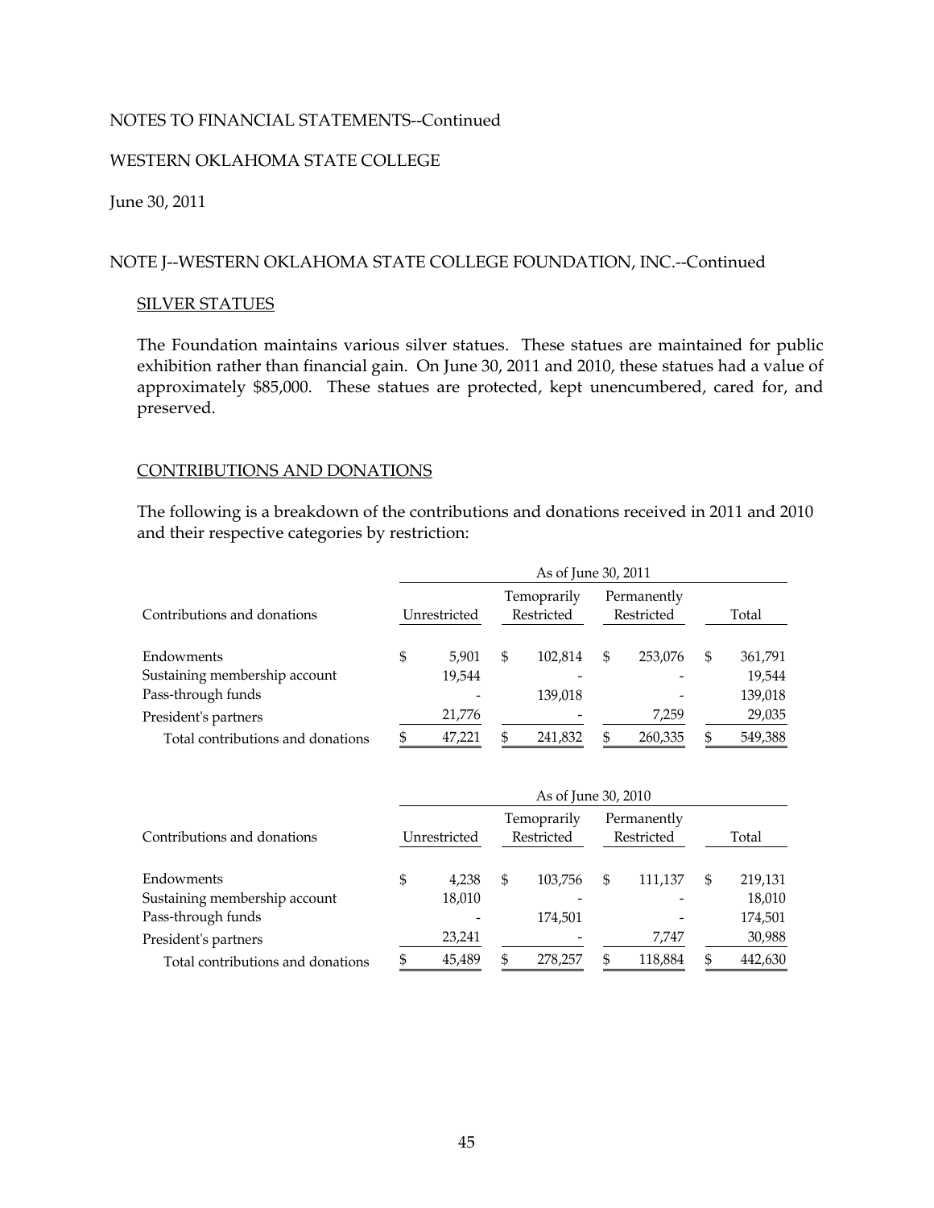NOTES TO FINANCIAL STATEMENTS--Continued

WESTERN OKLAHOMA STATE COLLEGE

June 30, 2011

NOTE J--WESTERN OKLAHOMA STATE COLLEGE FOUNDATION, INC.--Continued

SILVER STATUES

The Foundation maintains various silver statues. These statues are maintained for public exhibition rather than financial gain. On June 30, 2011 and 2010, these statues had a value of approximately $85,000. These statues are protected, kept unencumbered, cared for, and preserved.

CONTRIBUTIONS AND DONATIONS

The following is a breakdown of the contributions and donations received in 2011 and 2010 and their respective categories by restriction:

| | As of June 30, 2011 | | | |
|---|---|---|---|---|
| Contributions and donations | Unrestricted | Temoprarily Restricted | Permanently Restricted | Total |
| Endowments | $ 5,901 | $ 102,814 | $ 253,076 | $ 361,791 |
| Sustaining membership account | 19,544 | - | - | 19,544 |
| Pass-through funds | - | 139,018 | - | 139,018 |
| President's partners | 21,776 | - | 7,259 | 29,035 |
| Total contributions and donations | $ 47,221 | $ 241,832 | $ 260,335 | $ 549,388 |

| | As of June 30, 2010 | | | |
|---|---|---|---|---|
| Contributions and donations | Unrestricted | Temoprarily Restricted | Permanently Restricted | Total |
| Endowments | $ 4,238 | $ 103,756 | $ 111,137 | $ 219,131 |
| Sustaining membership account | 18,010 | - | - | 18,010 |
| Pass-through funds | - | 174,501 | - | 174,501 |
| President's partners | 23,241 | - | 7,747 | 30,988 |
| Total contributions and donations | $ 45,489 | $ 278,257 | $ 118,884 | $ 442,630 |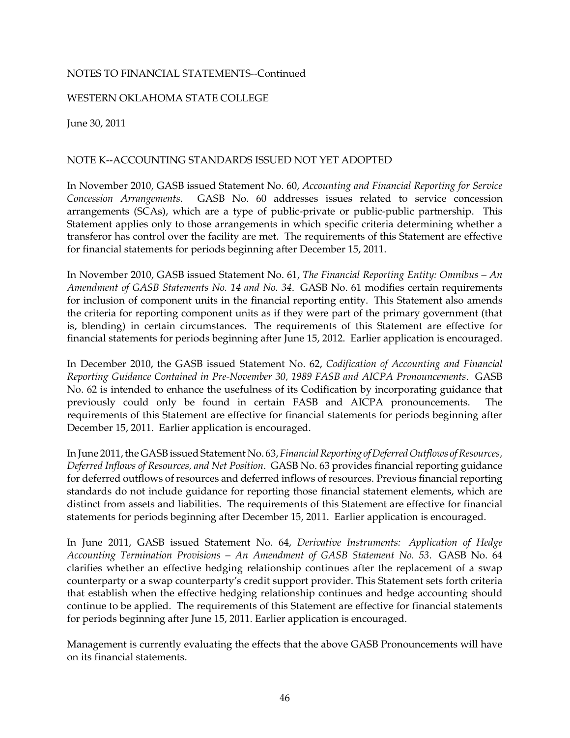NOTES TO FINANCIAL STATEMENTS--Continued

WESTERN OKLAHOMA STATE COLLEGE

June 30, 2011

## NOTE K--ACCOUNTING STANDARDS ISSUED NOT YET ADOPTED

In November 2010, GASB issued Statement No. 60, *Accounting and Financial Reporting for Service Concession Arrangements*. GASB No. 60 addresses issues related to service concession arrangements (SCAs), which are a type of public-private or public-public partnership. This Statement applies only to those arrangements in which specific criteria determining whether a transferor has control over the facility are met. The requirements of this Statement are effective for financial statements for periods beginning after December 15, 2011.

In November 2010, GASB issued Statement No. 61, *The Financial Reporting Entity: Omnibus – An Amendment of GASB Statements No. 14 and No. 34*. GASB No. 61 modifies certain requirements for inclusion of component units in the financial reporting entity. This Statement also amends the criteria for reporting component units as if they were part of the primary government (that is, blending) in certain circumstances. The requirements of this Statement are effective for financial statements for periods beginning after June 15, 2012. Earlier application is encouraged.

In December 2010, the GASB issued Statement No. 62, *Codification of Accounting and Financial Reporting Guidance Contained in Pre-November 30, 1989 FASB and AICPA Pronouncements*. GASB No. 62 is intended to enhance the usefulness of its Codification by incorporating guidance that previously could only be found in certain FASB and AICPA pronouncements. The requirements of this Statement are effective for financial statements for periods beginning after December 15, 2011. Earlier application is encouraged.

In June 2011, the GASB issued Statement No. 63, *Financial Reporting of Deferred Outflows of Resources, Deferred Inflows of Resources, and Net Position*. GASB No. 63 provides financial reporting guidance for deferred outflows of resources and deferred inflows of resources. Previous financial reporting standards do not include guidance for reporting those financial statement elements, which are distinct from assets and liabilities. The requirements of this Statement are effective for financial statements for periods beginning after December 15, 2011. Earlier application is encouraged.

In June 2011, GASB issued Statement No. 64, *Derivative Instruments: Application of Hedge Accounting Termination Provisions – An Amendment of GASB Statement No. 53*. GASB No. 64 clarifies whether an effective hedging relationship continues after the replacement of a swap counterparty or a swap counterparty's credit support provider. This Statement sets forth criteria that establish when the effective hedging relationship continues and hedge accounting should continue to be applied. The requirements of this Statement are effective for financial statements for periods beginning after June 15, 2011. Earlier application is encouraged.

Management is currently evaluating the effects that the above GASB Pronouncements will have on its financial statements.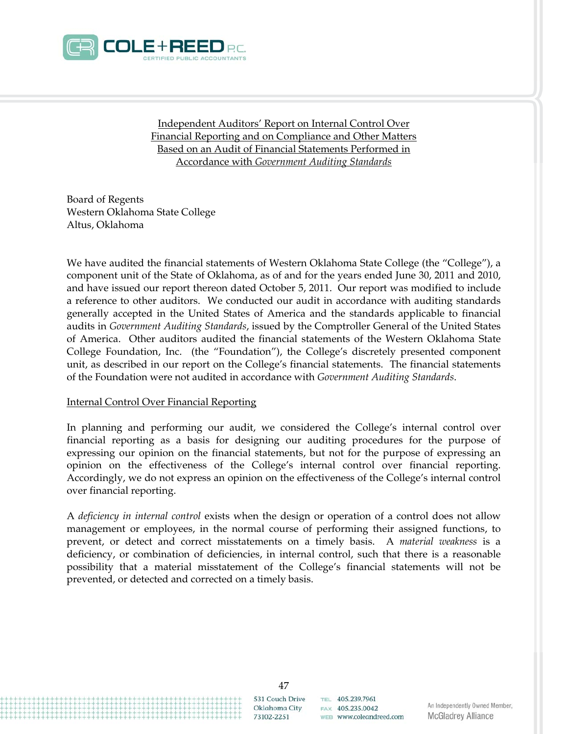COLE + REED P.C.
CERTIFIED PUBLIC ACCOUNTANTS

## Independent Auditors' Report on Internal Control Over Financial Reporting and on Compliance and Other Matters Based on an Audit of Financial Statements Performed in Accordance with *Government Auditing Standards*

Board of Regents
Western Oklahoma State College
Altus, Oklahoma

We have audited the financial statements of Western Oklahoma State College (the "College"), a component unit of the State of Oklahoma, as of and for the years ended June 30, 2011 and 2010, and have issued our report thereon dated October 5, 2011. Our report was modified to include a reference to other auditors. We conducted our audit in accordance with auditing standards generally accepted in the United States of America and the standards applicable to financial audits in *Government Auditing Standards*, issued by the Comptroller General of the United States of America. Other auditors audited the financial statements of the Western Oklahoma State College Foundation, Inc. (the "Foundation"), the College's discretely presented component unit, as described in our report on the College's financial statements. The financial statements of the Foundation were not audited in accordance with *Government Auditing Standards*.

### Internal Control Over Financial Reporting

In planning and performing our audit, we considered the College's internal control over financial reporting as a basis for designing our auditing procedures for the purpose of expressing our opinion on the financial statements, but not for the purpose of expressing an opinion on the effectiveness of the College's internal control over financial reporting. Accordingly, we do not express an opinion on the effectiveness of the College's internal control over financial reporting.

A *deficiency in internal control* exists when the design or operation of a control does not allow management or employees, in the normal course of performing their assigned functions, to prevent, or detect and correct misstatements on a timely basis. A *material weakness* is a deficiency, or combination of deficiencies, in internal control, such that there is a reasonable possibility that a material misstatement of the College's financial statements will not be prevented, or detected and corrected on a timely basis.

531 Couch Drive
Oklahoma City
73102-2251

TEL 405.239.7961
FAX 405.235.0042
WEB www.coleandreed.com

An Independently Owned Member, McGladrey Alliance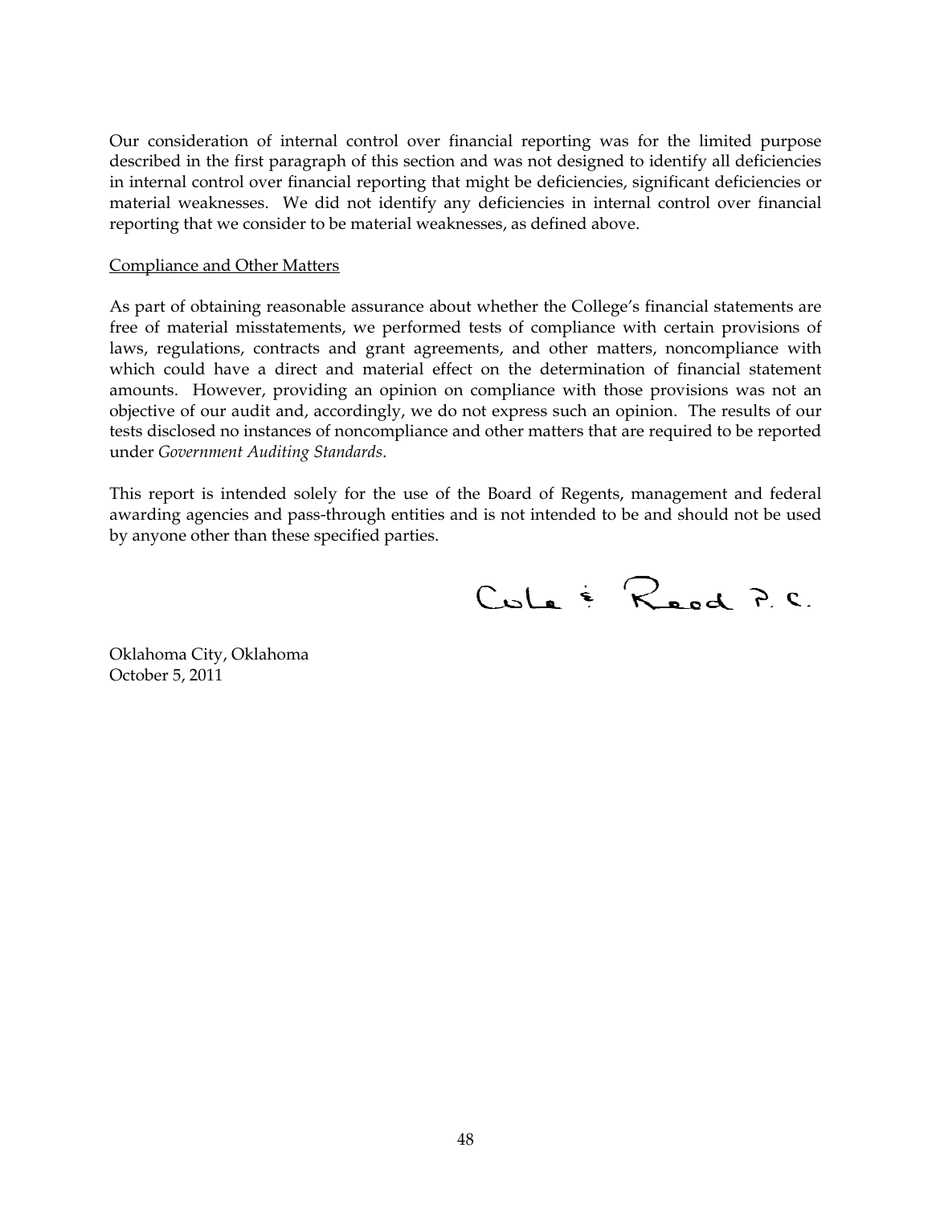Our consideration of internal control over financial reporting was for the limited purpose described in the first paragraph of this section and was not designed to identify all deficiencies in internal control over financial reporting that might be deficiencies, significant deficiencies or material weaknesses. We did not identify any deficiencies in internal control over financial reporting that we consider to be material weaknesses, as defined above.

Compliance and Other Matters

As part of obtaining reasonable assurance about whether the College's financial statements are free of material misstatements, we performed tests of compliance with certain provisions of laws, regulations, contracts and grant agreements, and other matters, noncompliance with which could have a direct and material effect on the determination of financial statement amounts. However, providing an opinion on compliance with those provisions was not an objective of our audit and, accordingly, we do not express such an opinion. The results of our tests disclosed no instances of noncompliance and other matters that are required to be reported under *Government Auditing Standards*.

This report is intended solely for the use of the Board of Regents, management and federal awarding agencies and pass-through entities and is not intended to be and should not be used by anyone other than these specified parties.

Cole & Reed P.C.

Oklahoma City, Oklahoma
October 5, 2011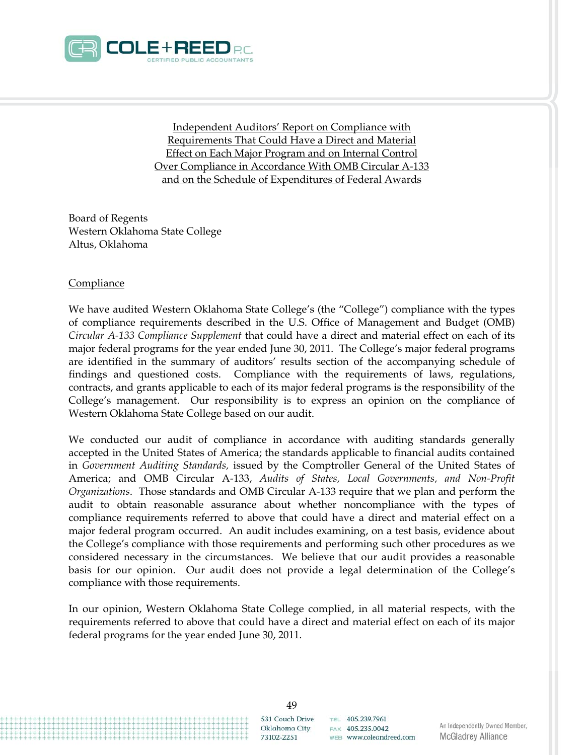**COLE + REED P.C.**
CERTIFIED PUBLIC ACCOUNTANTS

## Independent Auditors' Report on Compliance with Requirements That Could Have a Direct and Material Effect on Each Major Program and on Internal Control Over Compliance in Accordance With OMB Circular A-133 and on the Schedule of Expenditures of Federal Awards

Board of Regents
Western Oklahoma State College
Altus, Oklahoma

### Compliance

We have audited Western Oklahoma State College's (the "College") compliance with the types of compliance requirements described in the U.S. Office of Management and Budget (OMB) *Circular A-133 Compliance Supplement* that could have a direct and material effect on each of its major federal programs for the year ended June 30, 2011. The College's major federal programs are identified in the summary of auditors' results section of the accompanying schedule of findings and questioned costs. Compliance with the requirements of laws, regulations, contracts, and grants applicable to each of its major federal programs is the responsibility of the College's management. Our responsibility is to express an opinion on the compliance of Western Oklahoma State College based on our audit.

We conducted our audit of compliance in accordance with auditing standards generally accepted in the United States of America; the standards applicable to financial audits contained in *Government Auditing Standards,* issued by the Comptroller General of the United States of America; and OMB Circular A-133, *Audits of States, Local Governments, and Non-Profit Organizations*. Those standards and OMB Circular A-133 require that we plan and perform the audit to obtain reasonable assurance about whether noncompliance with the types of compliance requirements referred to above that could have a direct and material effect on a major federal program occurred. An audit includes examining, on a test basis, evidence about the College's compliance with those requirements and performing such other procedures as we considered necessary in the circumstances. We believe that our audit provides a reasonable basis for our opinion. Our audit does not provide a legal determination of the College's compliance with those requirements.

In our opinion, Western Oklahoma State College complied, in all material respects, with the requirements referred to above that could have a direct and material effect on each of its major federal programs for the year ended June 30, 2011.

531 Couch Drive
Oklahoma City
73102-2251

TEL 405.239.7961
FAX 405.235.0042
WEB www.coleandreed.com

An Independently Owned Member, McGladrey Alliance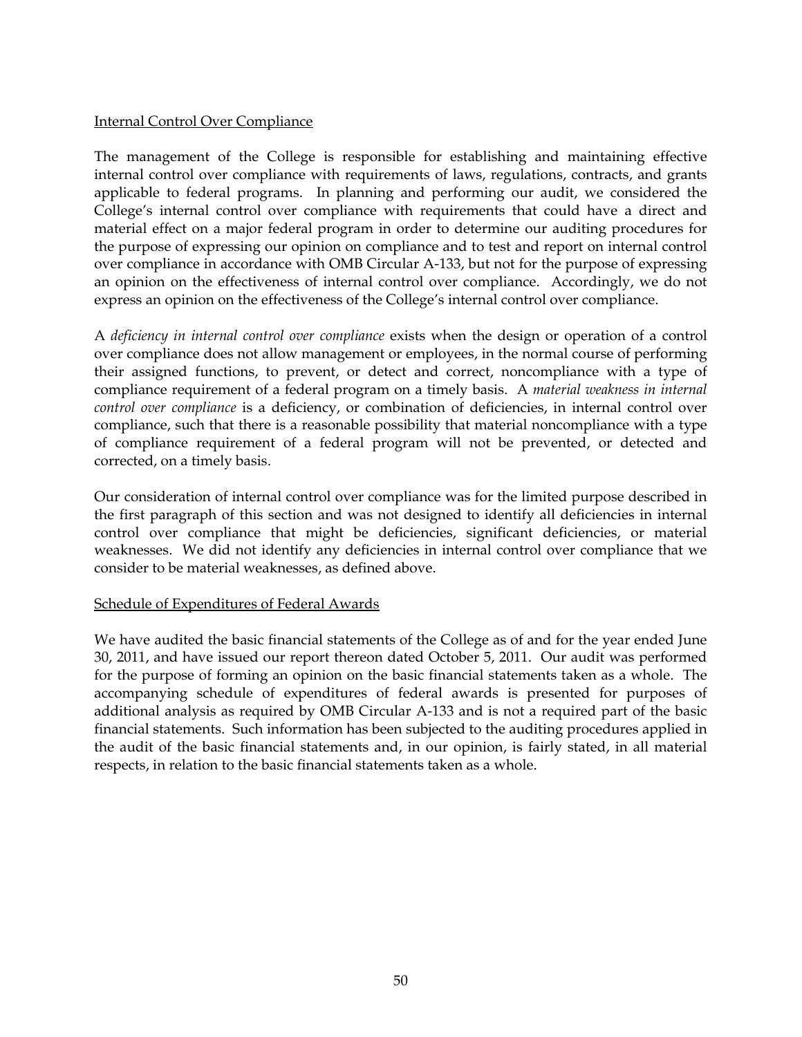Internal Control Over Compliance

The management of the College is responsible for establishing and maintaining effective internal control over compliance with requirements of laws, regulations, contracts, and grants applicable to federal programs. In planning and performing our audit, we considered the College's internal control over compliance with requirements that could have a direct and material effect on a major federal program in order to determine our auditing procedures for the purpose of expressing our opinion on compliance and to test and report on internal control over compliance in accordance with OMB Circular A-133, but not for the purpose of expressing an opinion on the effectiveness of internal control over compliance. Accordingly, we do not express an opinion on the effectiveness of the College's internal control over compliance.

A *deficiency in internal control over compliance* exists when the design or operation of a control over compliance does not allow management or employees, in the normal course of performing their assigned functions, to prevent, or detect and correct, noncompliance with a type of compliance requirement of a federal program on a timely basis. A *material weakness in internal control over compliance* is a deficiency, or combination of deficiencies, in internal control over compliance, such that there is a reasonable possibility that material noncompliance with a type of compliance requirement of a federal program will not be prevented, or detected and corrected, on a timely basis.

Our consideration of internal control over compliance was for the limited purpose described in the first paragraph of this section and was not designed to identify all deficiencies in internal control over compliance that might be deficiencies, significant deficiencies, or material weaknesses. We did not identify any deficiencies in internal control over compliance that we consider to be material weaknesses, as defined above.

Schedule of Expenditures of Federal Awards

We have audited the basic financial statements of the College as of and for the year ended June 30, 2011, and have issued our report thereon dated October 5, 2011. Our audit was performed for the purpose of forming an opinion on the basic financial statements taken as a whole. The accompanying schedule of expenditures of federal awards is presented for purposes of additional analysis as required by OMB Circular A-133 and is not a required part of the basic financial statements. Such information has been subjected to the auditing procedures applied in the audit of the basic financial statements and, in our opinion, is fairly stated, in all material respects, in relation to the basic financial statements taken as a whole.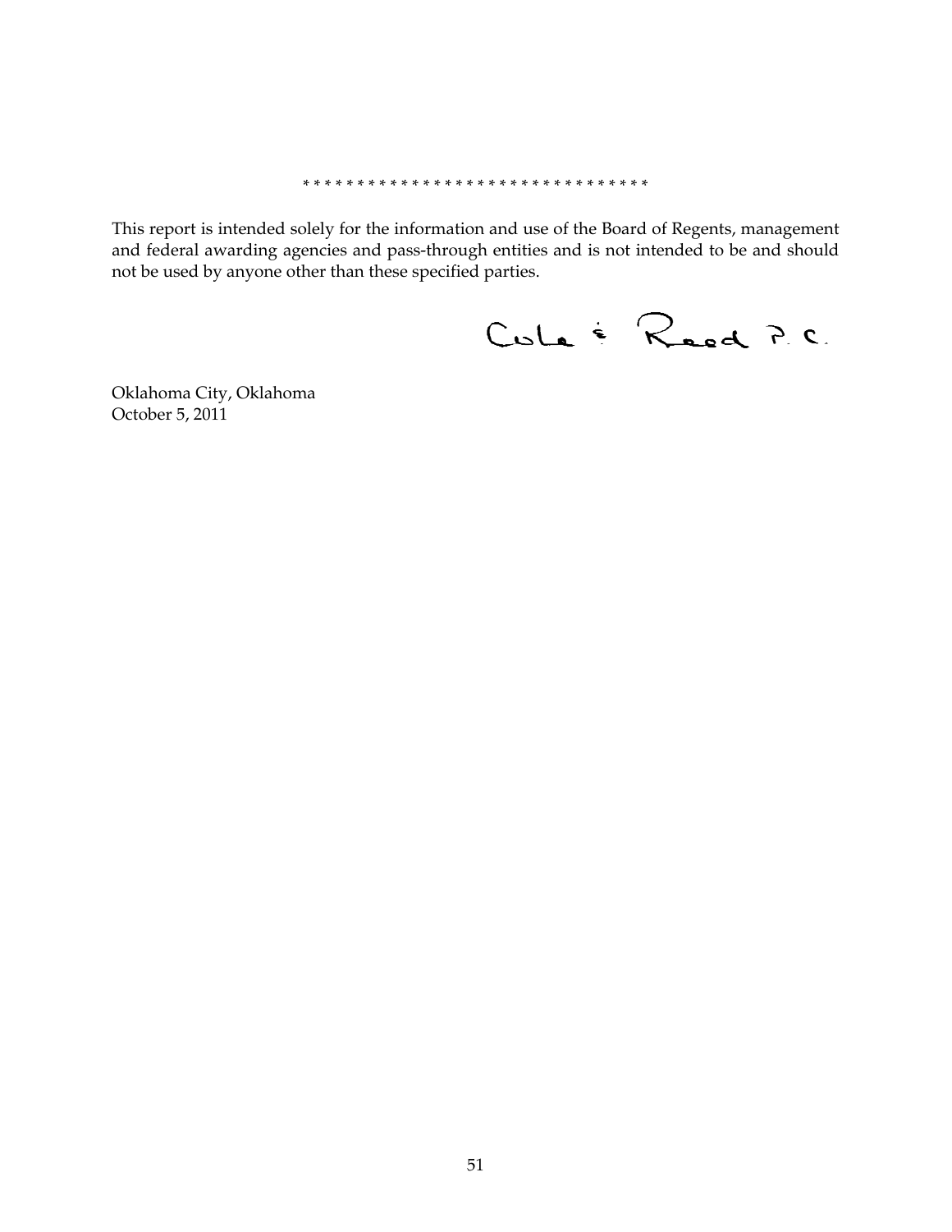* * * * * * * * * * * * * * * * * * * * * * * * * * * * * * * * *

This report is intended solely for the information and use of the Board of Regents, management and federal awarding agencies and pass-through entities and is not intended to be and should not be used by anyone other than these specified parties.

Cole & Reed P.C.

Oklahoma City, Oklahoma
October 5, 2011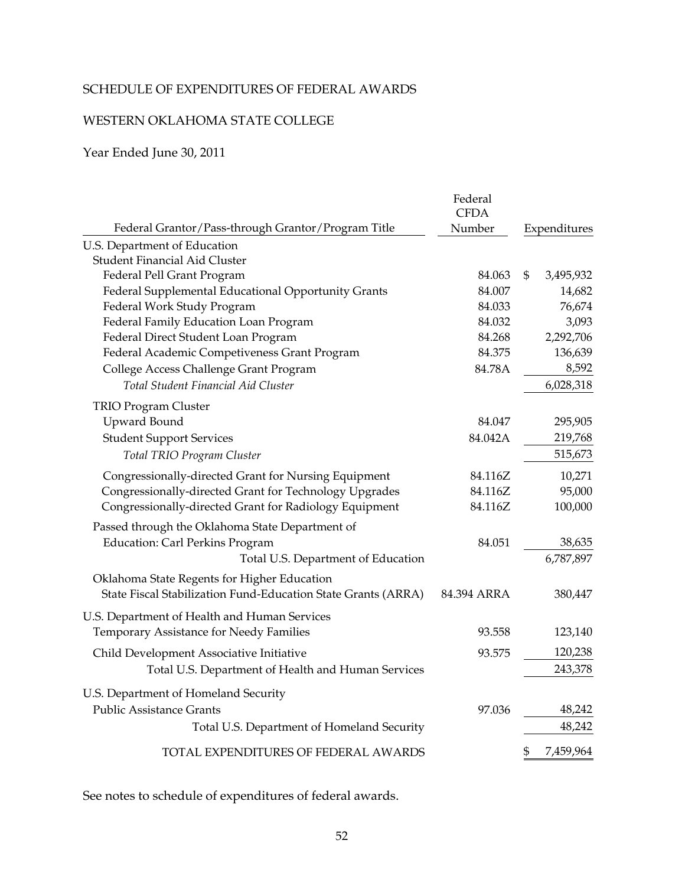SCHEDULE OF EXPENDITURES OF FEDERAL AWARDS

WESTERN OKLAHOMA STATE COLLEGE

Year Ended June 30, 2011

| Federal Grantor/Pass-through Grantor/Program Title | Federal CFDA Number | Expenditures |
|---|---|---|
| U.S. Department of Education | | |
| Student Financial Aid Cluster | | |
| Federal Pell Grant Program | 84.063 | $ 3,495,932 |
| Federal Supplemental Educational Opportunity Grants | 84.007 | 14,682 |
| Federal Work Study Program | 84.033 | 76,674 |
| Federal Family Education Loan Program | 84.032 | 3,093 |
| Federal Direct Student Loan Program | 84.268 | 2,292,706 |
| Federal Academic Competiveness Grant Program | 84.375 | 136,639 |
| College Access Challenge Grant Program | 84.78A | 8,592 |
| *Total Student Financial Aid Cluster* | | 6,028,318 |
| TRIO Program Cluster | | |
| Upward Bound | 84.047 | 295,905 |
| Student Support Services | 84.042A | 219,768 |
| *Total TRIO Program Cluster* | | 515,673 |
| Congressionally-directed Grant for Nursing Equipment | 84.116Z | 10,271 |
| Congressionally-directed Grant for Technology Upgrades | 84.116Z | 95,000 |
| Congressionally-directed Grant for Radiology Equipment | 84.116Z | 100,000 |
| Passed through the Oklahoma State Department of Education: Carl Perkins Program | 84.051 | 38,635 |
| Total U.S. Department of Education | | 6,787,897 |
| Oklahoma State Regents for Higher Education | | |
| State Fiscal Stabilization Fund-Education State Grants (ARRA) | 84.394 ARRA | 380,447 |
| U.S. Department of Health and Human Services | | |
| Temporary Assistance for Needy Families | 93.558 | 123,140 |
| Child Development Associative Initiative | 93.575 | 120,238 |
| Total U.S. Department of Health and Human Services | | 243,378 |
| U.S. Department of Homeland Security | | |
| Public Assistance Grants | 97.036 | 48,242 |
| Total U.S. Department of Homeland Security | | 48,242 |
| TOTAL EXPENDITURES OF FEDERAL AWARDS | | $ 7,459,964 |

See notes to schedule of expenditures of federal awards.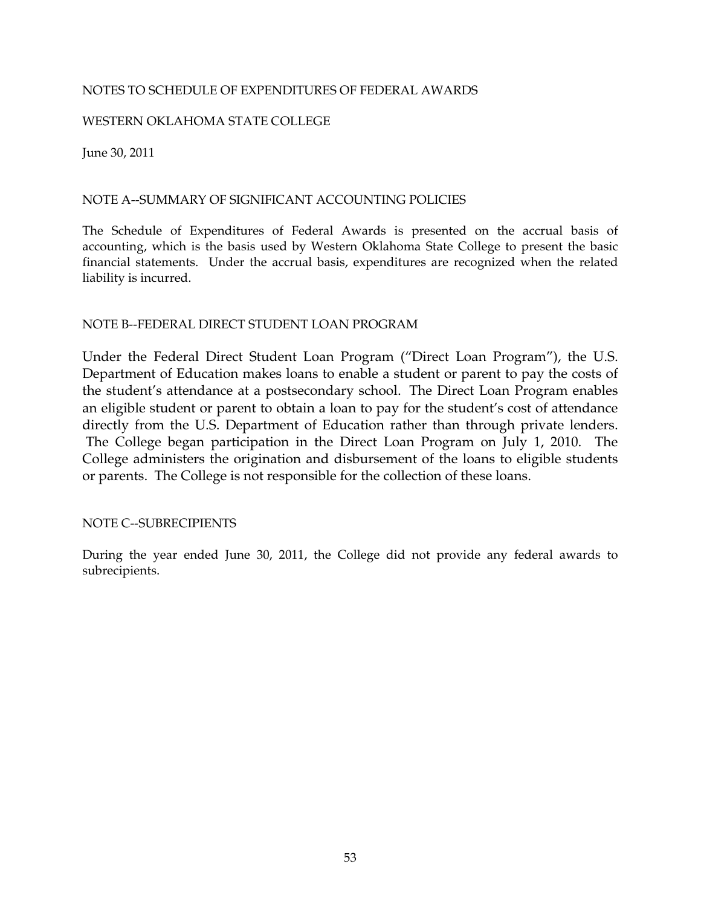NOTES TO SCHEDULE OF EXPENDITURES OF FEDERAL AWARDS

WESTERN OKLAHOMA STATE COLLEGE

June 30, 2011

## NOTE A--SUMMARY OF SIGNIFICANT ACCOUNTING POLICIES

The Schedule of Expenditures of Federal Awards is presented on the accrual basis of accounting, which is the basis used by Western Oklahoma State College to present the basic financial statements. Under the accrual basis, expenditures are recognized when the related liability is incurred.

## NOTE B--FEDERAL DIRECT STUDENT LOAN PROGRAM

Under the Federal Direct Student Loan Program ("Direct Loan Program"), the U.S. Department of Education makes loans to enable a student or parent to pay the costs of the student's attendance at a postsecondary school. The Direct Loan Program enables an eligible student or parent to obtain a loan to pay for the student's cost of attendance directly from the U.S. Department of Education rather than through private lenders. The College began participation in the Direct Loan Program on July 1, 2010. The College administers the origination and disbursement of the loans to eligible students or parents. The College is not responsible for the collection of these loans.

## NOTE C--SUBRECIPIENTS

During the year ended June 30, 2011, the College did not provide any federal awards to subrecipients.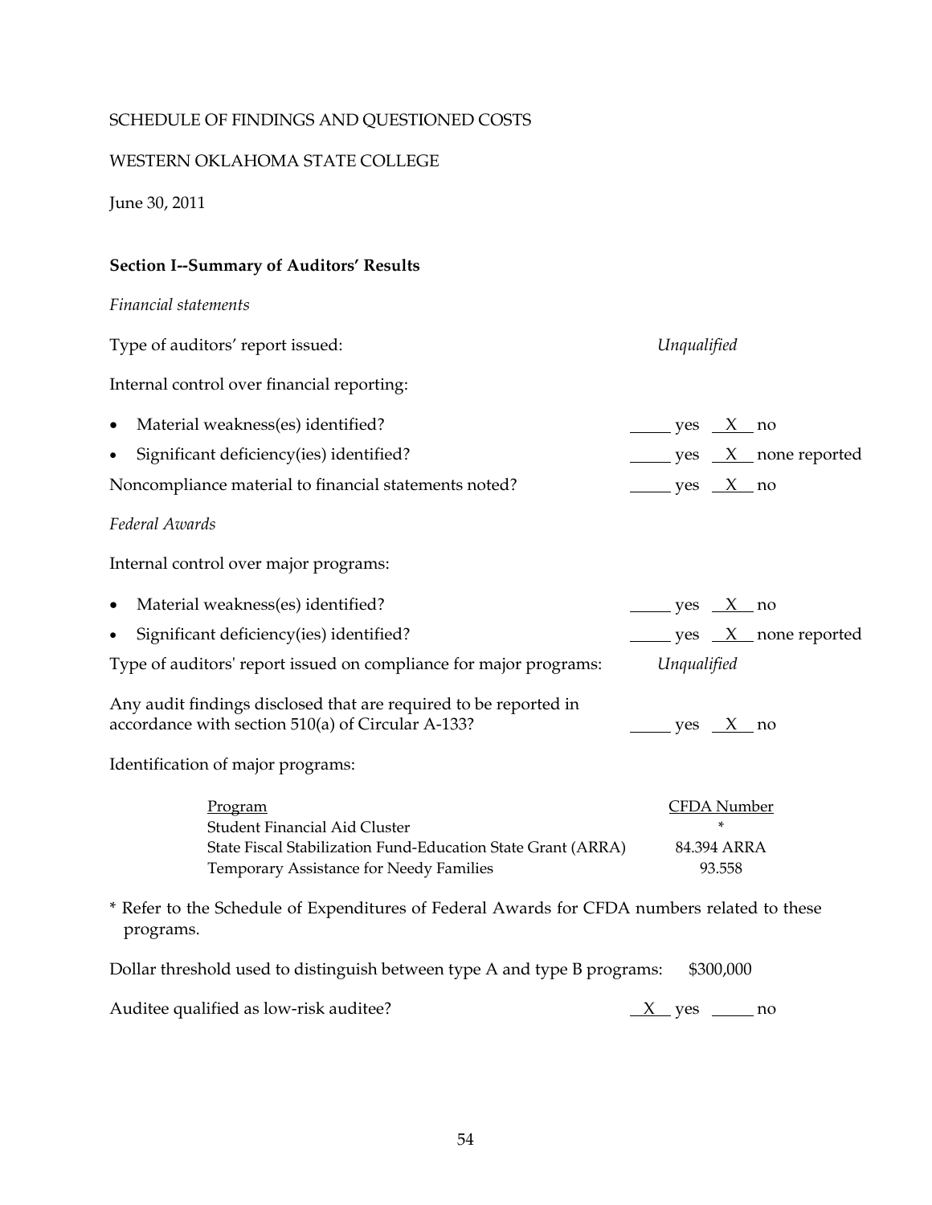SCHEDULE OF FINDINGS AND QUESTIONED COSTS

WESTERN OKLAHOMA STATE COLLEGE

June 30, 2011

**Section I--Summary of Auditors' Results**

*Financial statements*

Type of auditors' report issued: *Unqualified*

Internal control over financial reporting:

- Material weakness(es) identified? _____ yes __X__ no
- Significant deficiency(ies) identified? _____ yes __X__ none reported

Noncompliance material to financial statements noted? _____ yes __X__ no

*Federal Awards*

Internal control over major programs:

- Material weakness(es) identified? _____ yes __X__ no
- Significant deficiency(ies) identified? _____ yes __X__ none reported

Type of auditors' report issued on compliance for major programs: *Unqualified*

Any audit findings disclosed that are required to be reported in accordance with section 510(a) of Circular A-133? _____ yes __X__ no

Identification of major programs:

| Program | CFDA Number |
|---|---|
| Student Financial Aid Cluster | * |
| State Fiscal Stabilization Fund-Education State Grant (ARRA) | 84.394 ARRA |
| Temporary Assistance for Needy Families | 93.558 |

* Refer to the Schedule of Expenditures of Federal Awards for CFDA numbers related to these programs.

Dollar threshold used to distinguish between type A and type B programs: $300,000

Auditee qualified as low-risk auditee? __X__ yes _____ no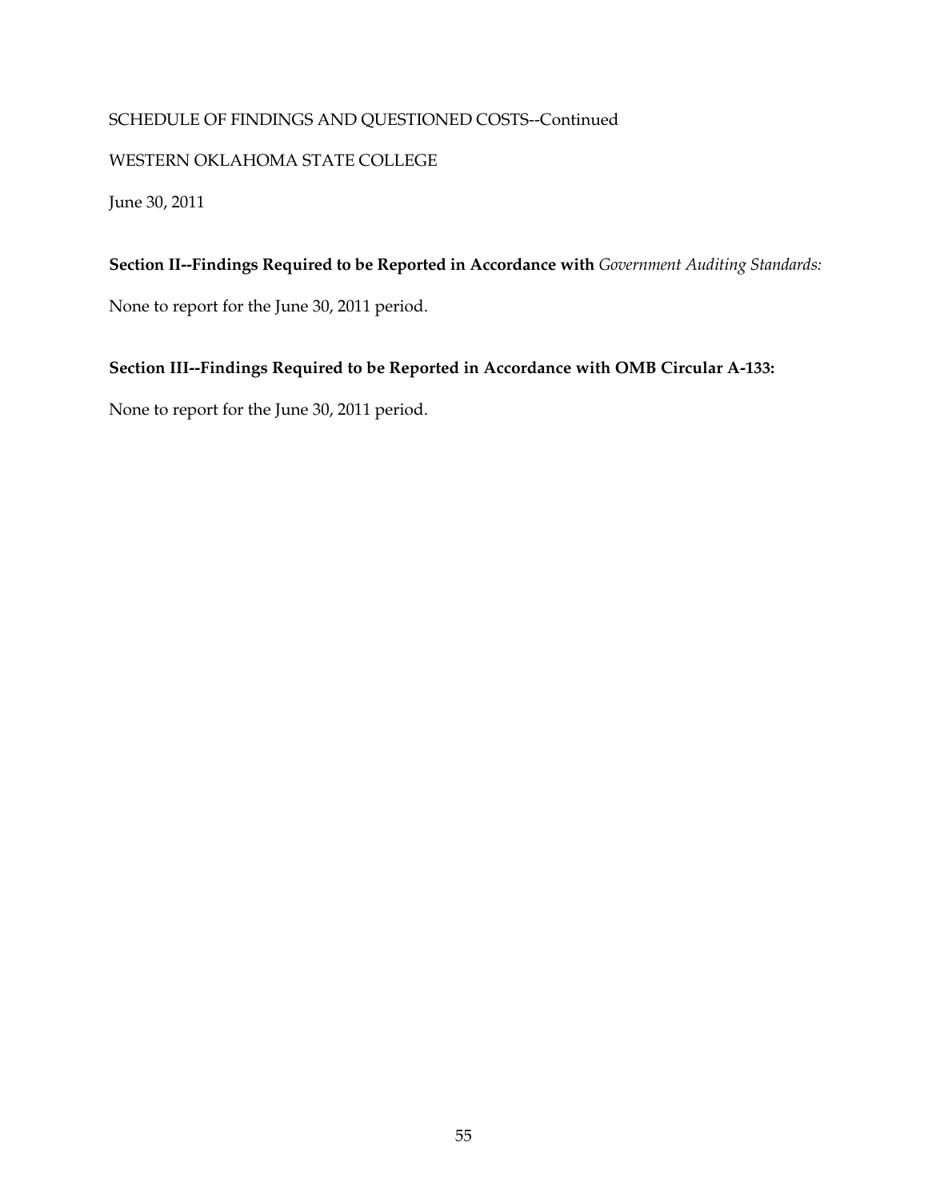SCHEDULE OF FINDINGS AND QUESTIONED COSTS--Continued

WESTERN OKLAHOMA STATE COLLEGE

June 30, 2011

**Section II--Findings Required to be Reported in Accordance with** *Government Auditing Standards:*

None to report for the June 30, 2011 period.

**Section III--Findings Required to be Reported in Accordance with OMB Circular A-133:**

None to report for the June 30, 2011 period.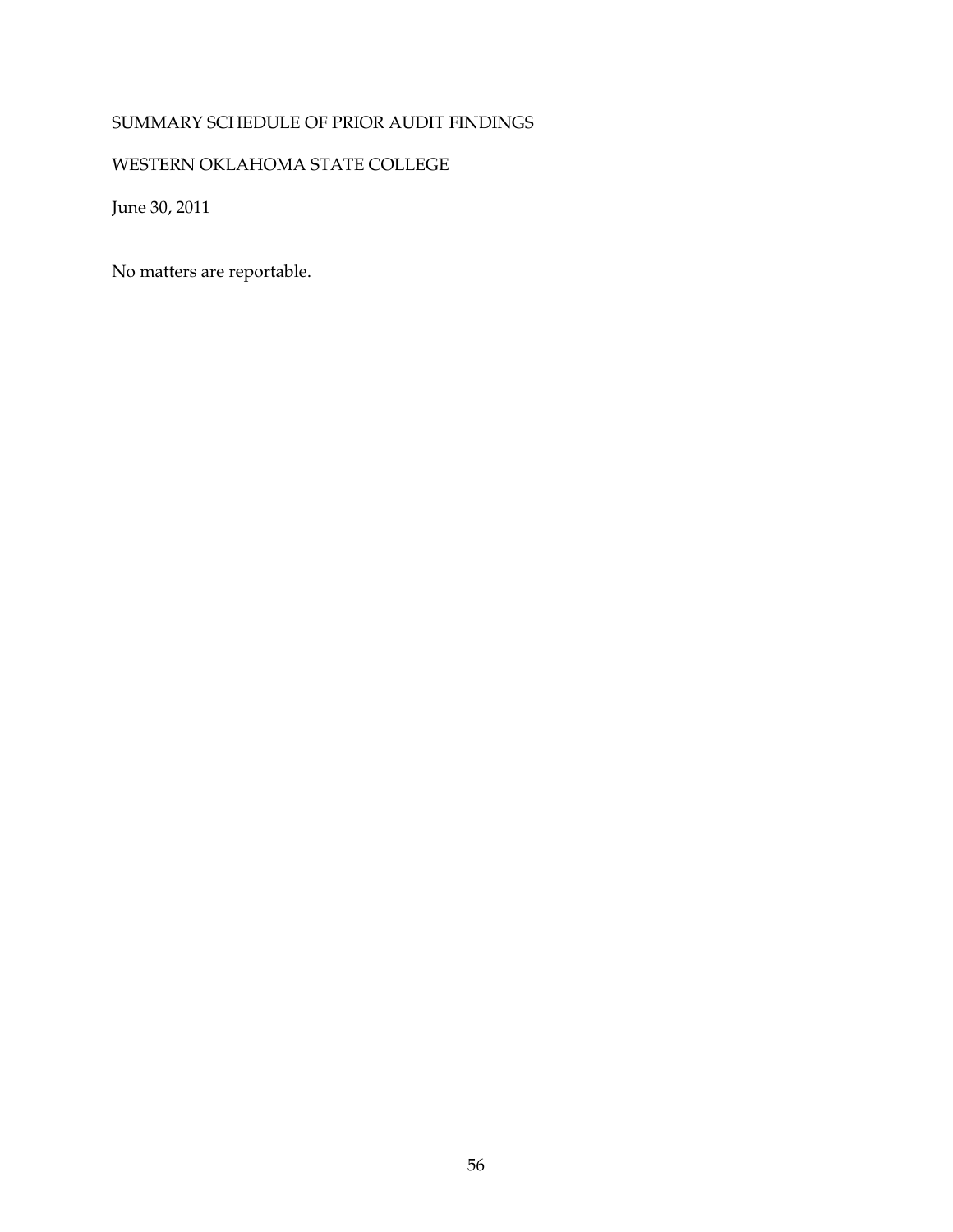SUMMARY SCHEDULE OF PRIOR AUDIT FINDINGS

WESTERN OKLAHOMA STATE COLLEGE

June 30, 2011

No matters are reportable.